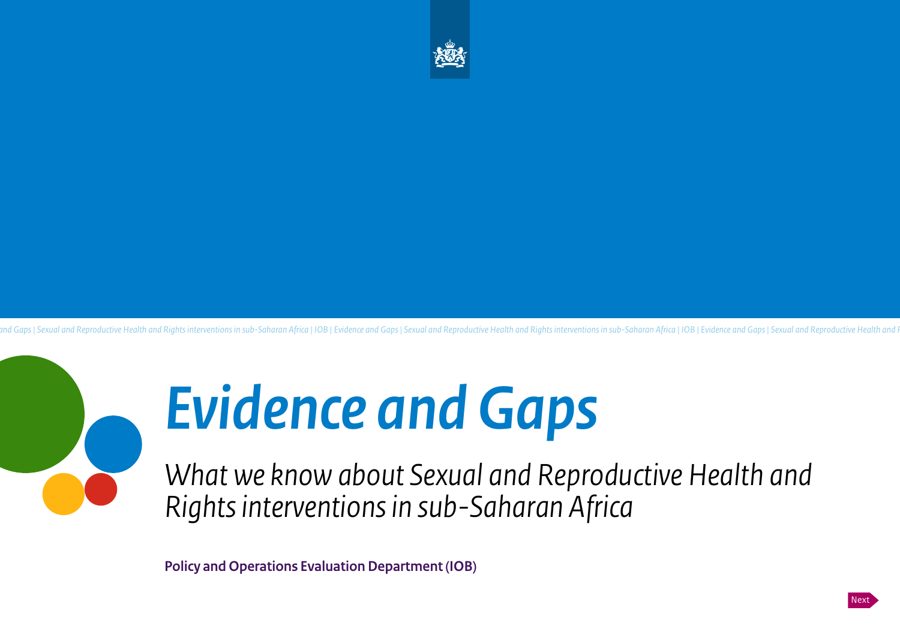# Evidence and Gaps

*What we know about Sexual and Reproductive Health and Rights interventions in sub-Saharan Africa*

**Policy and Operations Evaluation Department (IOB)**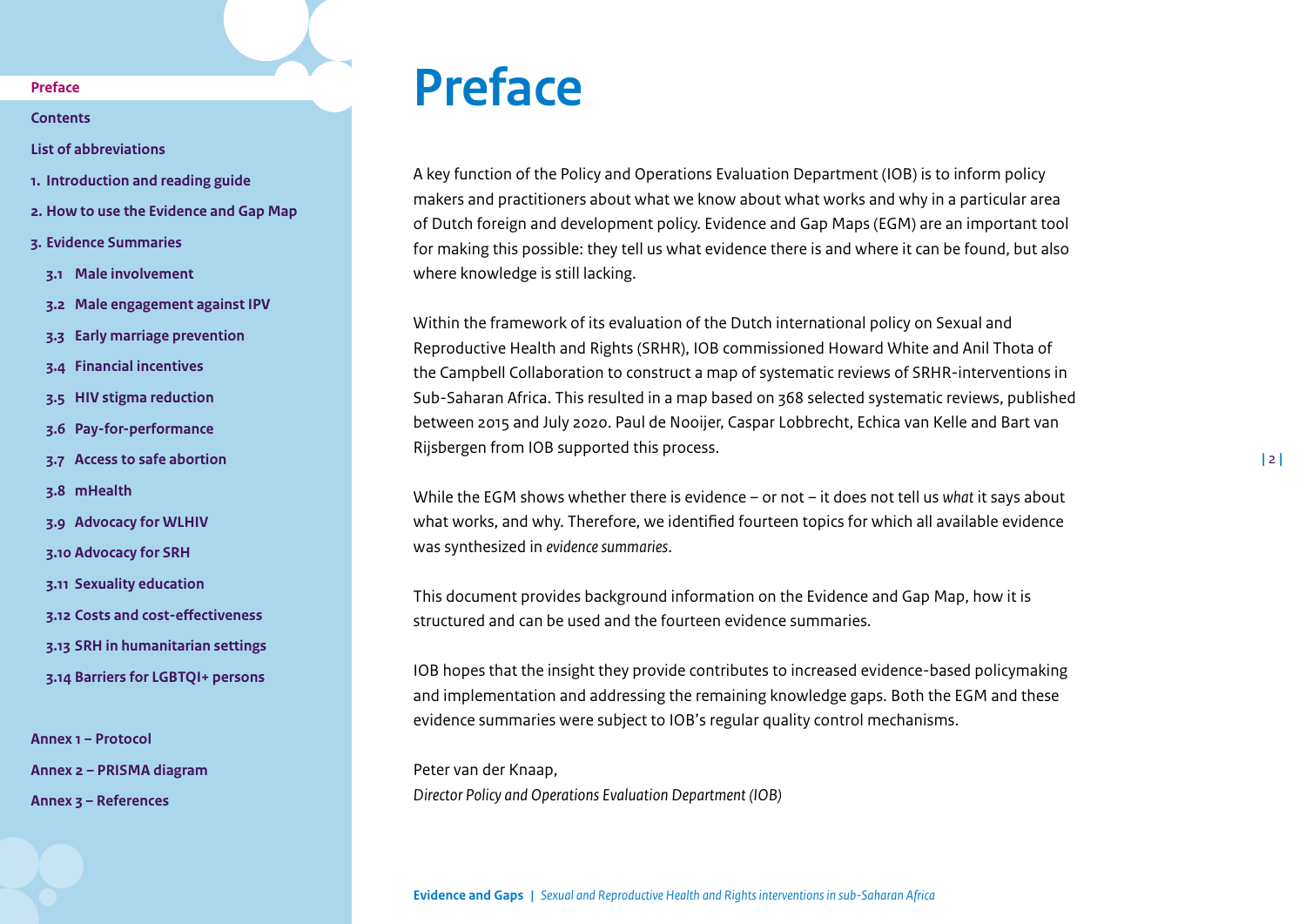# Preface

A key function of the Policy and Operations Evaluation Department (IOB) is to inform policy makers and practitioners about what we know about what works and why in a particular area of Dutch foreign and development policy. Evidence and Gap Maps (EGM) are an important tool for making this possible: they tell us what evidence there is and where it can be found, but also where knowledge is still lacking.

Within the framework of its evaluation of the Dutch international policy on Sexual and Reproductive Health and Rights (SRHR), IOB commissioned Howard White and Anil Thota of the Campbell Collaboration to construct a map of systematic reviews of SRHR-interventions in Sub-Saharan Africa. This resulted in a map based on 368 selected systematic reviews, published between 2015 and July 2020. Paul de Nooijer, Caspar Lobbrecht, Echica van Kelle and Bart van Rijsbergen from IOB supported this process.

While the EGM shows whether there is evidence – or not – it does not tell us *what* it says about what works, and why. Therefore, we identified fourteen topics for which all available evidence was synthesized in *evidence summaries*.

This document provides background information on the Evidence and Gap Map, how it is structured and can be used and the fourteen evidence summaries.

IOB hopes that the insight they provide contributes to increased evidence-based policymaking and implementation and addressing the remaining knowledge gaps. Both the EGM and these evidence summaries were subject to IOB's regular quality control mechanisms.

Peter van der Knaap,
*Director Policy and Operations Evaluation Department (IOB)*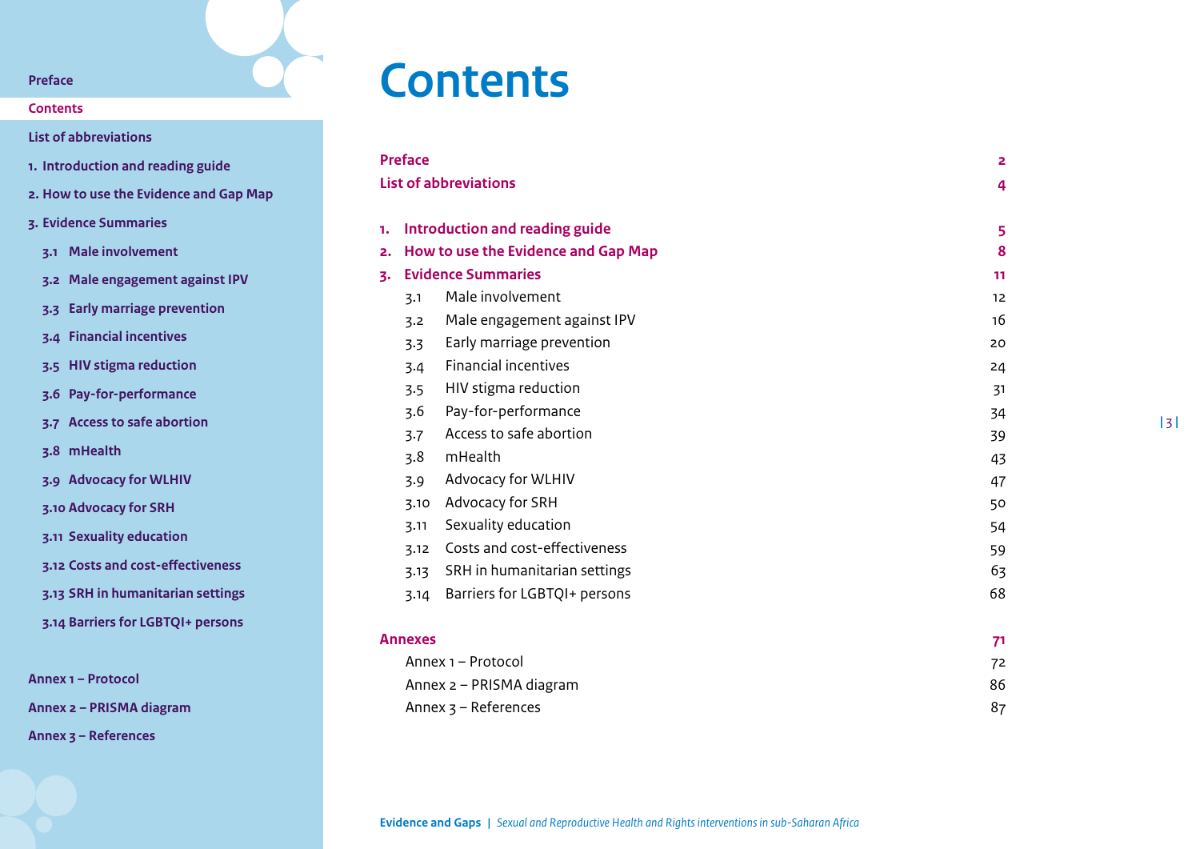# Contents

| | | |
|---|---|---|
| **Preface** | | **2** |
| **List of abbreviations** | | **4** |
| **1.** | **Introduction and reading guide** | **5** |
| **2.** | **How to use the Evidence and Gap Map** | **8** |
| **3.** | **Evidence Summaries** | **11** |
| 3.1 | Male involvement | 12 |
| 3.2 | Male engagement against IPV | 16 |
| 3.3 | Early marriage prevention | 20 |
| 3.4 | Financial incentives | 24 |
| 3.5 | HIV stigma reduction | 31 |
| 3.6 | Pay-for-performance | 34 |
| 3.7 | Access to safe abortion | 39 |
| 3.8 | mHealth | 43 |
| 3.9 | Advocacy for WLHIV | 47 |
| 3.10 | Advocacy for SRH | 50 |
| 3.11 | Sexuality education | 54 |
| 3.12 | Costs and cost-effectiveness | 59 |
| 3.13 | SRH in humanitarian settings | 63 |
| 3.14 | Barriers for LGBTQI+ persons | 68 |
| **Annexes** | | **71** |
| | Annex 1 – Protocol | 72 |
| | Annex 2 – PRISMA diagram | 86 |
| | Annex 3 – References | 87 |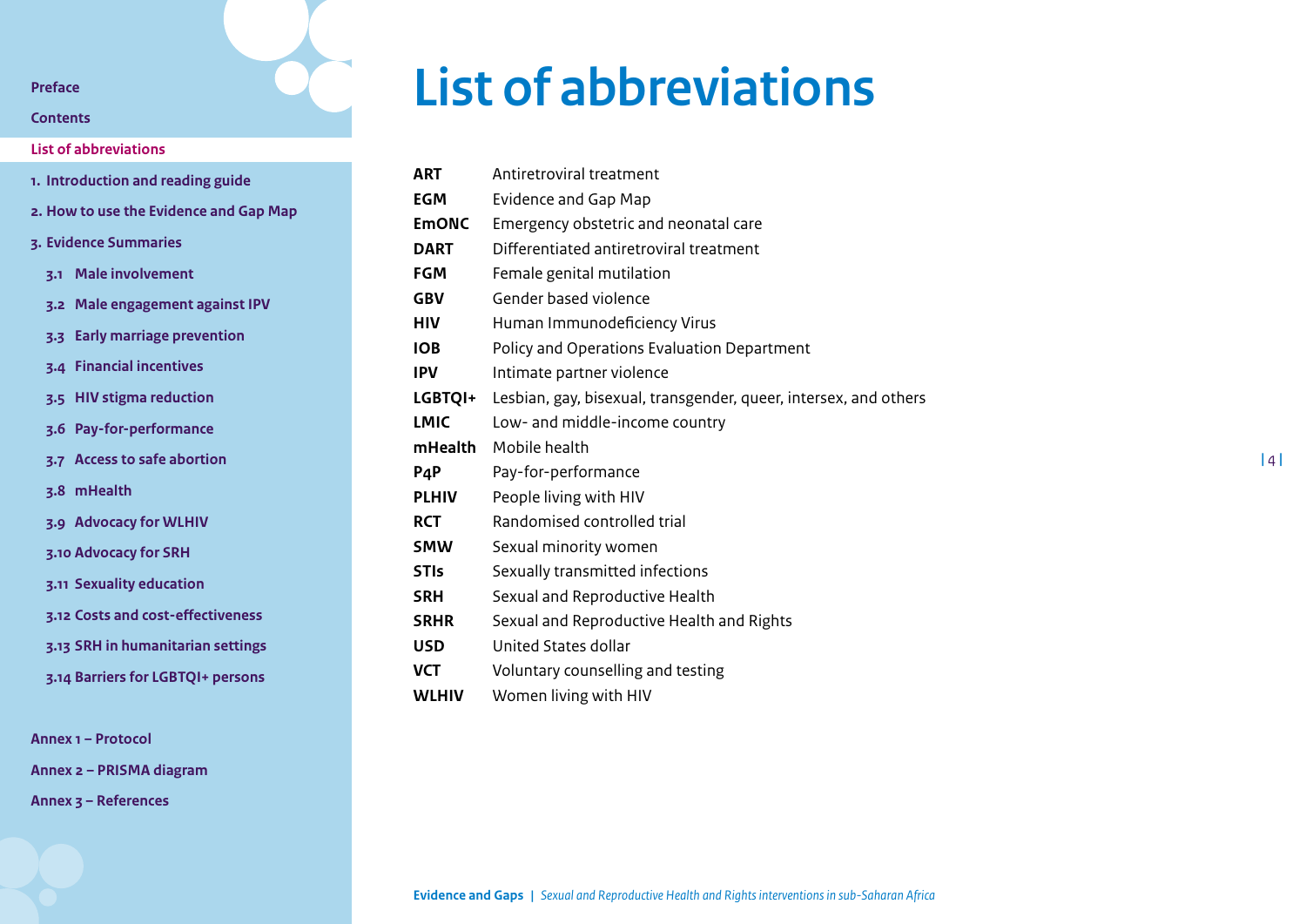# List of abbreviations

| | |
|---|---|
| **ART** | Antiretroviral treatment |
| **EGM** | Evidence and Gap Map |
| **EmONC** | Emergency obstetric and neonatal care |
| **DART** | Differentiated antiretroviral treatment |
| **FGM** | Female genital mutilation |
| **GBV** | Gender based violence |
| **HIV** | Human Immunodeficiency Virus |
| **IOB** | Policy and Operations Evaluation Department |
| **IPV** | Intimate partner violence |
| **LGBTQI+** | Lesbian, gay, bisexual, transgender, queer, intersex, and others |
| **LMIC** | Low- and middle-income country |
| **mHealth** | Mobile health |
| **P4P** | Pay-for-performance |
| **PLHIV** | People living with HIV |
| **RCT** | Randomised controlled trial |
| **SMW** | Sexual minority women |
| **STIs** | Sexually transmitted infections |
| **SRH** | Sexual and Reproductive Health |
| **SRHR** | Sexual and Reproductive Health and Rights |
| **USD** | United States dollar |
| **VCT** | Voluntary counselling and testing |
| **WLHIV** | Women living with HIV |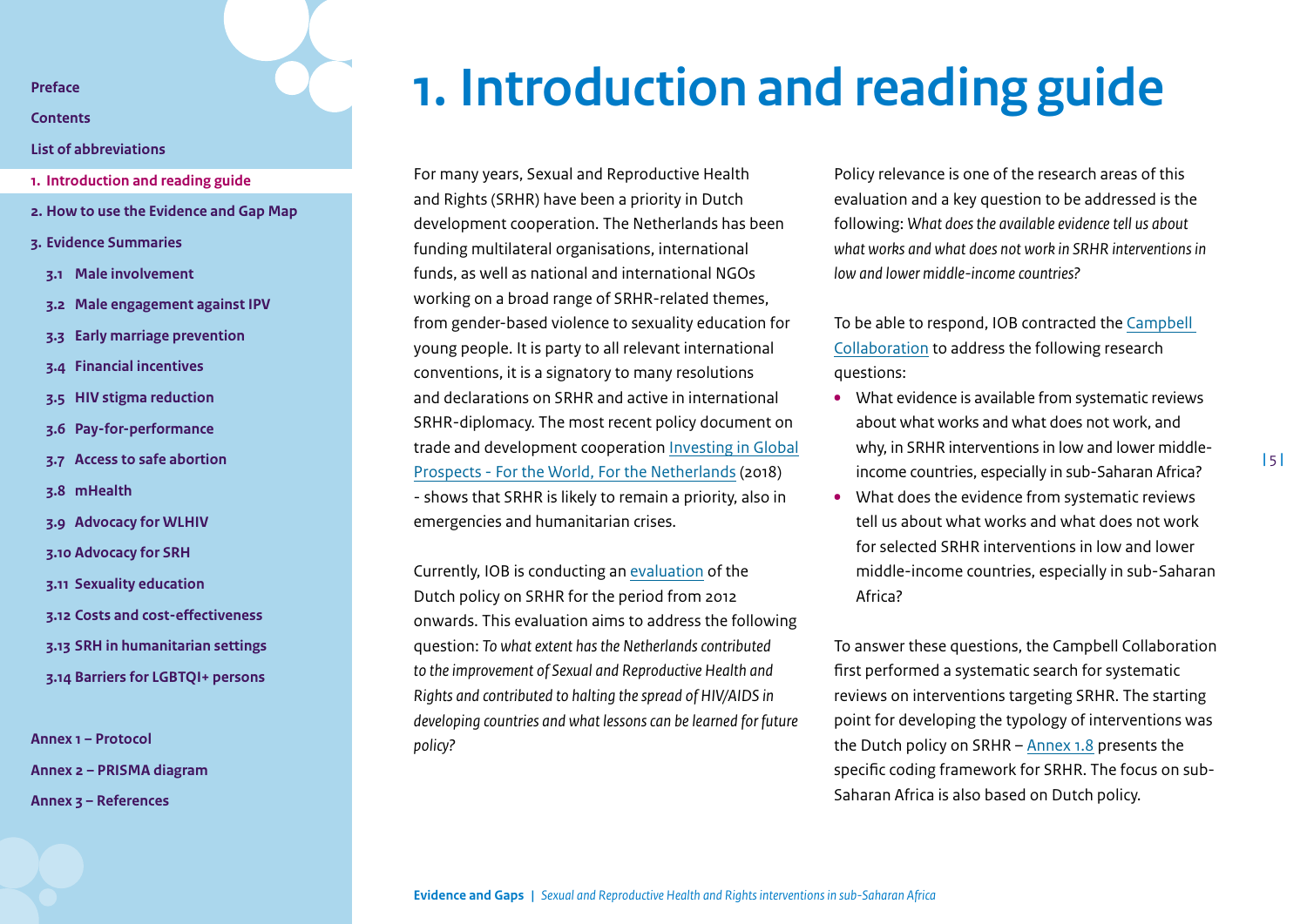# 1. Introduction and reading guide

For many years, Sexual and Reproductive Health and Rights (SRHR) have been a priority in Dutch development cooperation. The Netherlands has been funding multilateral organisations, international funds, as well as national and international NGOs working on a broad range of SRHR-related themes, from gender-based violence to sexuality education for young people. It is party to all relevant international conventions, it is a signatory to many resolutions and declarations on SRHR and active in international SRHR-diplomacy. The most recent policy document on trade and development cooperation Investing in Global Prospects - For the World, For the Netherlands (2018) - shows that SRHR is likely to remain a priority, also in emergencies and humanitarian crises.

Currently, IOB is conducting an evaluation of the Dutch policy on SRHR for the period from 2012 onwards. This evaluation aims to address the following question: *To what extent has the Netherlands contributed to the improvement of Sexual and Reproductive Health and Rights and contributed to halting the spread of HIV/AIDS in developing countries and what lessons can be learned for future policy?*

Policy relevance is one of the research areas of this evaluation and a key question to be addressed is the following: *What does the available evidence tell us about what works and what does not work in SRHR interventions in low and lower middle-income countries?*

To be able to respond, IOB contracted the Campbell Collaboration to address the following research questions:

- What evidence is available from systematic reviews about what works and what does not work, and why, in SRHR interventions in low and lower middle-income countries, especially in sub-Saharan Africa?
- What does the evidence from systematic reviews tell us about what works and what does not work for selected SRHR interventions in low and lower middle-income countries, especially in sub-Saharan Africa?

To answer these questions, the Campbell Collaboration first performed a systematic search for systematic reviews on interventions targeting SRHR. The starting point for developing the typology of interventions was the Dutch policy on SRHR – Annex 1.8 presents the specific coding framework for SRHR. The focus on sub-Saharan Africa is also based on Dutch policy.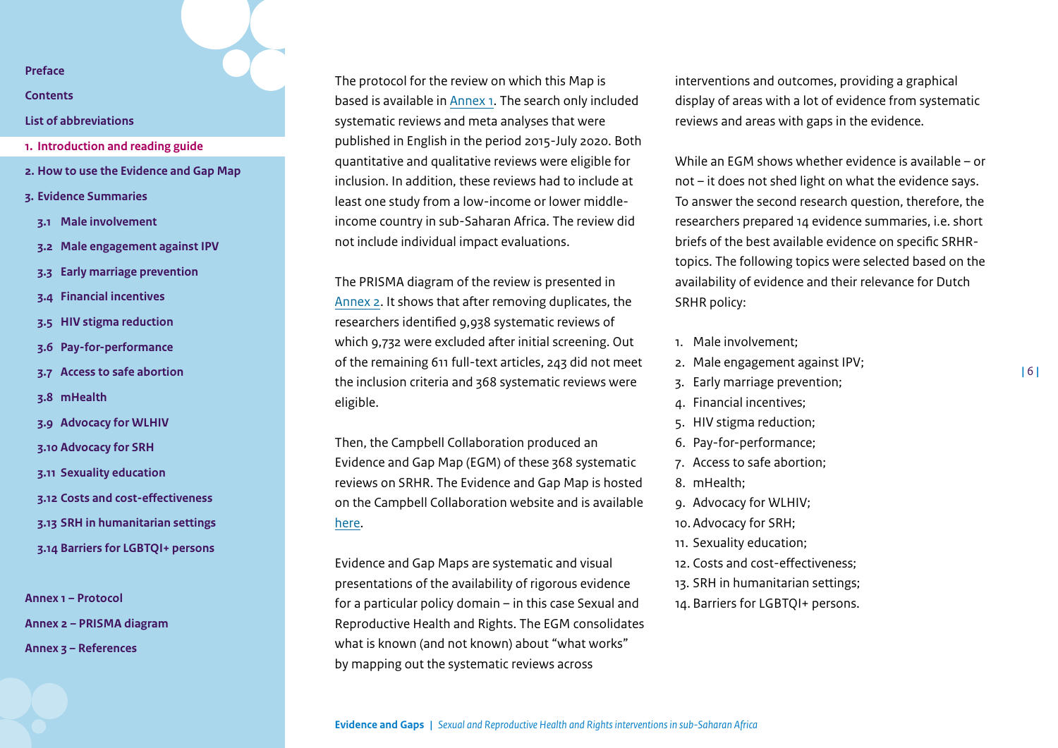The protocol for the review on which this Map is based is available in Annex 1. The search only included systematic reviews and meta analyses that were published in English in the period 2015-July 2020. Both quantitative and qualitative reviews were eligible for inclusion. In addition, these reviews had to include at least one study from a low-income or lower middle-income country in sub-Saharan Africa. The review did not include individual impact evaluations.

The PRISMA diagram of the review is presented in Annex 2. It shows that after removing duplicates, the researchers identified 9,938 systematic reviews of which 9,732 were excluded after initial screening. Out of the remaining 611 full-text articles, 243 did not meet the inclusion criteria and 368 systematic reviews were eligible.

Then, the Campbell Collaboration produced an Evidence and Gap Map (EGM) of these 368 systematic reviews on SRHR. The Evidence and Gap Map is hosted on the Campbell Collaboration website and is available here.

Evidence and Gap Maps are systematic and visual presentations of the availability of rigorous evidence for a particular policy domain – in this case Sexual and Reproductive Health and Rights. The EGM consolidates what is known (and not known) about "what works" by mapping out the systematic reviews across interventions and outcomes, providing a graphical display of areas with a lot of evidence from systematic reviews and areas with gaps in the evidence.

While an EGM shows whether evidence is available – or not – it does not shed light on what the evidence says. To answer the second research question, therefore, the researchers prepared 14 evidence summaries, i.e. short briefs of the best available evidence on specific SRHR-topics. The following topics were selected based on the availability of evidence and their relevance for Dutch SRHR policy:

1. Male involvement;
2. Male engagement against IPV;
3. Early marriage prevention;
4. Financial incentives;
5. HIV stigma reduction;
6. Pay-for-performance;
7. Access to safe abortion;
8. mHealth;
9. Advocacy for WLHIV;
10. Advocacy for SRH;
11. Sexuality education;
12. Costs and cost-effectiveness;
13. SRH in humanitarian settings;
14. Barriers for LGBTQI+ persons.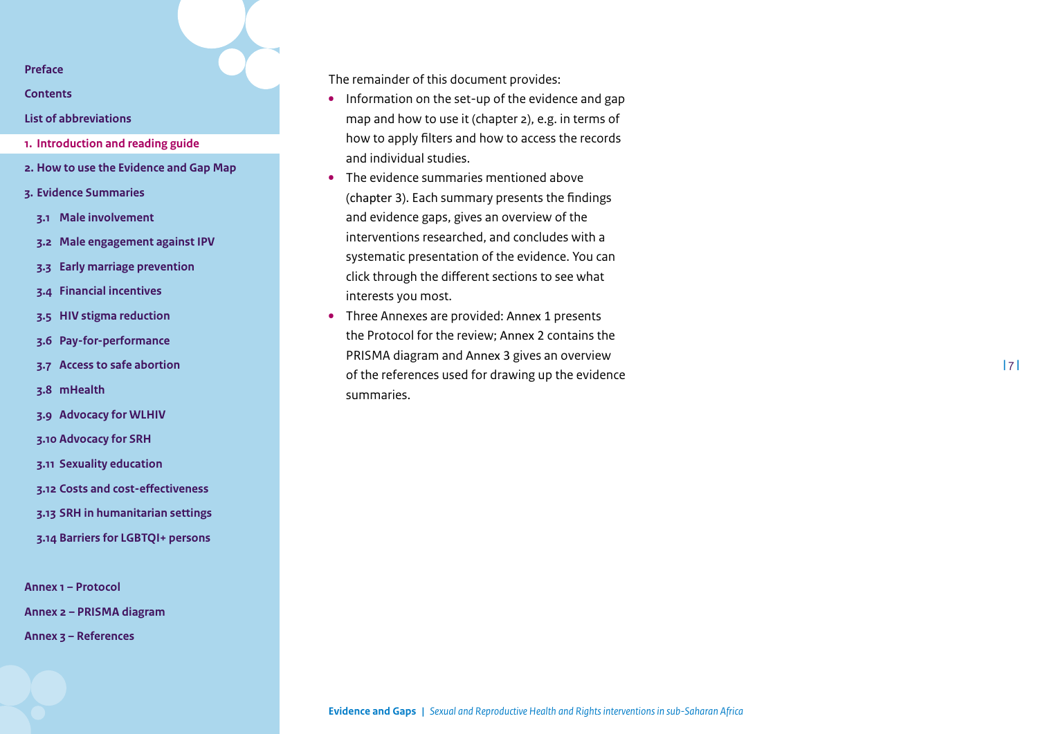The remainder of this document provides:

- Information on the set-up of the evidence and gap map and how to use it (chapter 2), e.g. in terms of how to apply filters and how to access the records and individual studies.
- The evidence summaries mentioned above (chapter 3). Each summary presents the findings and evidence gaps, gives an overview of the interventions researched, and concludes with a systematic presentation of the evidence. You can click through the different sections to see what interests you most.
- Three Annexes are provided: Annex 1 presents the Protocol for the review; Annex 2 contains the PRISMA diagram and Annex 3 gives an overview of the references used for drawing up the evidence summaries.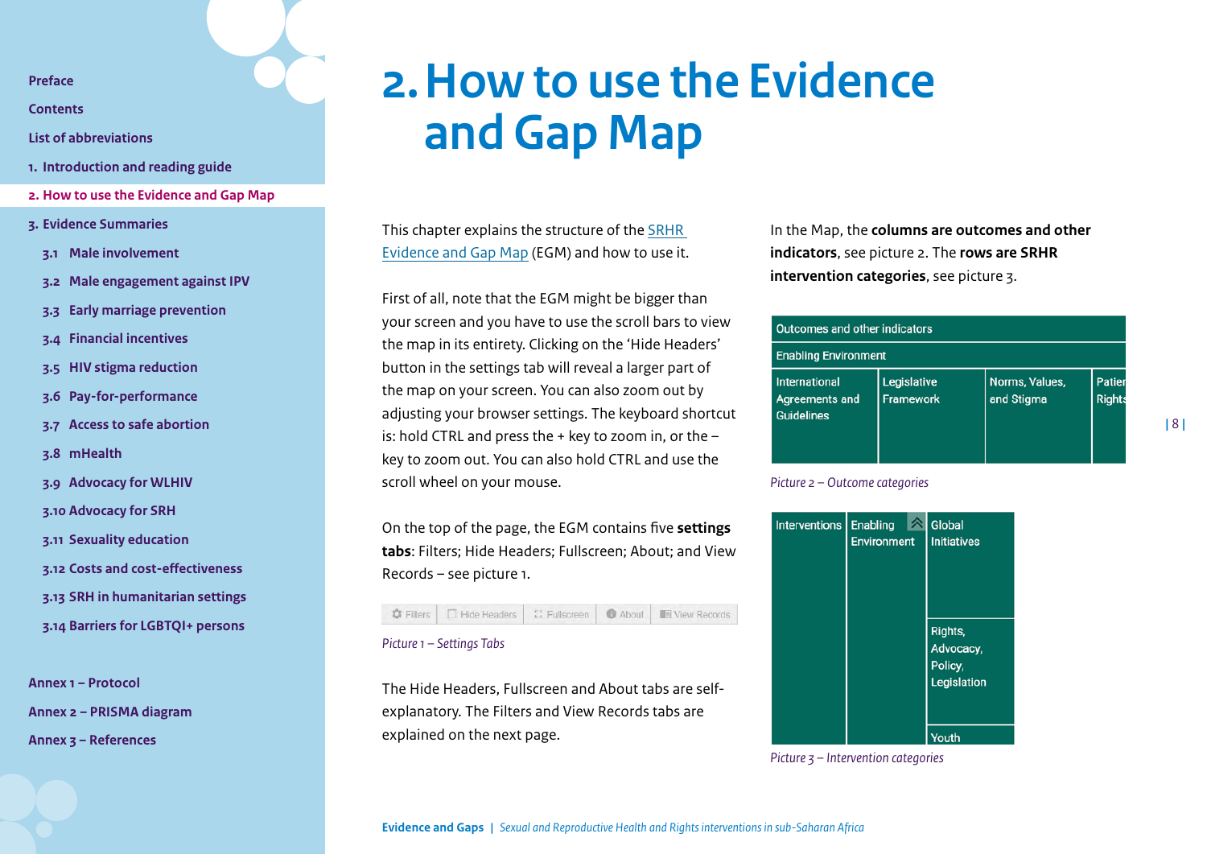# 2. How to use the Evidence and Gap Map

This chapter explains the structure of the SRHR Evidence and Gap Map (EGM) and how to use it.

First of all, note that the EGM might be bigger than your screen and you have to use the scroll bars to view the map in its entirety. Clicking on the 'Hide Headers' button in the settings tab will reveal a larger part of the map on your screen. You can also zoom out by adjusting your browser settings. The keyboard shortcut is: hold CTRL and press the + key to zoom in, or the – key to zoom out. You can also hold CTRL and use the scroll wheel on your mouse.

On the top of the page, the EGM contains five **settings tabs**: Filters; Hide Headers; Fullscreen; About; and View Records – see picture 1.

| Filters | Hide Headers | Fullscreen | About | View Records |
|---|---|---|---|---|

*Picture 1 – Settings Tabs*

The Hide Headers, Fullscreen and About tabs are self-explanatory. The Filters and View Records tabs are explained on the next page.

In the Map, the **columns are outcomes and other indicators**, see picture 2. The **rows are SRHR intervention categories**, see picture 3.

| Outcomes and other indicators | | | |
|---|---|---|---|
| Enabling Environment | | | |
| International Agreements and Guidelines | Legislative Framework | Norms, Values, and Stigma | Patien Rights |

*Picture 2 – Outcome categories*

| Interventions | Enabling Environment | Global Initiatives |
|---|---|---|
| | | Rights, Advocacy, Policy, Legislation |
| | | Youth |

*Picture 3 – Intervention categories*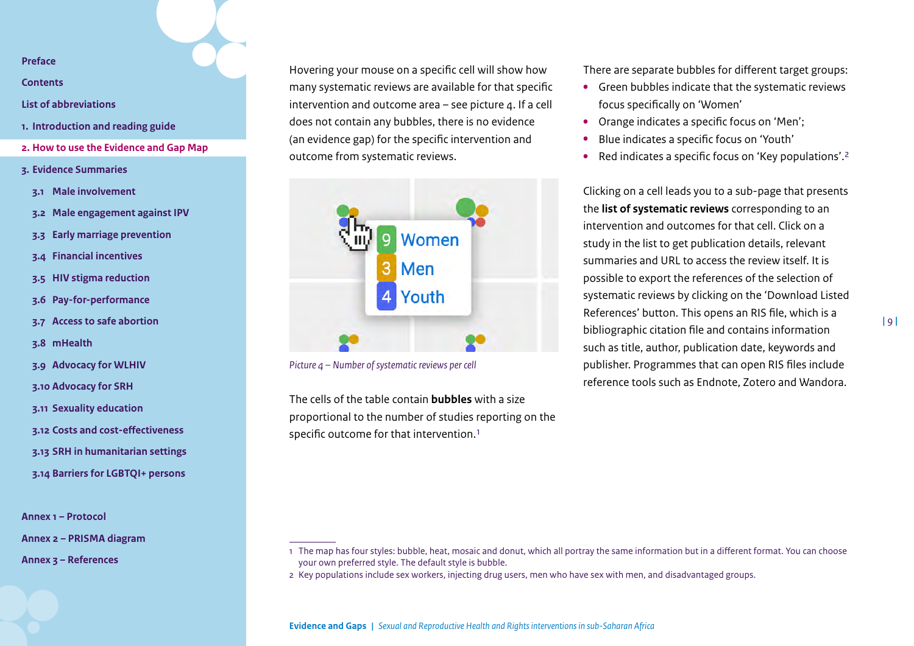Hovering your mouse on a specific cell will show how many systematic reviews are available for that specific intervention and outcome area – see picture 4. If a cell does not contain any bubbles, there is no evidence (an evidence gap) for the specific intervention and outcome from systematic reviews.

*Picture 4 – Number of systematic reviews per cell*

The cells of the table contain **bubbles** with a size proportional to the number of studies reporting on the specific outcome for that intervention.[1]

There are separate bubbles for different target groups:

- Green bubbles indicate that the systematic reviews focus specifically on 'Women'
- Orange indicates a specific focus on 'Men';
- Blue indicates a specific focus on 'Youth'
- Red indicates a specific focus on 'Key populations'.[2]

Clicking on a cell leads you to a sub-page that presents the **list of systematic reviews** corresponding to an intervention and outcomes for that cell. Click on a study in the list to get publication details, relevant summaries and URL to access the review itself. It is possible to export the references of the selection of systematic reviews by clicking on the 'Download Listed References' button. This opens an RIS file, which is a bibliographic citation file and contains information such as title, author, publication date, keywords and publisher. Programmes that can open RIS files include reference tools such as Endnote, Zotero and Wandora.

---

1 The map has four styles: bubble, heat, mosaic and donut, which all portray the same information but in a different format. You can choose your own preferred style. The default style is bubble.

2 Key populations include sex workers, injecting drug users, men who have sex with men, and disadvantaged groups.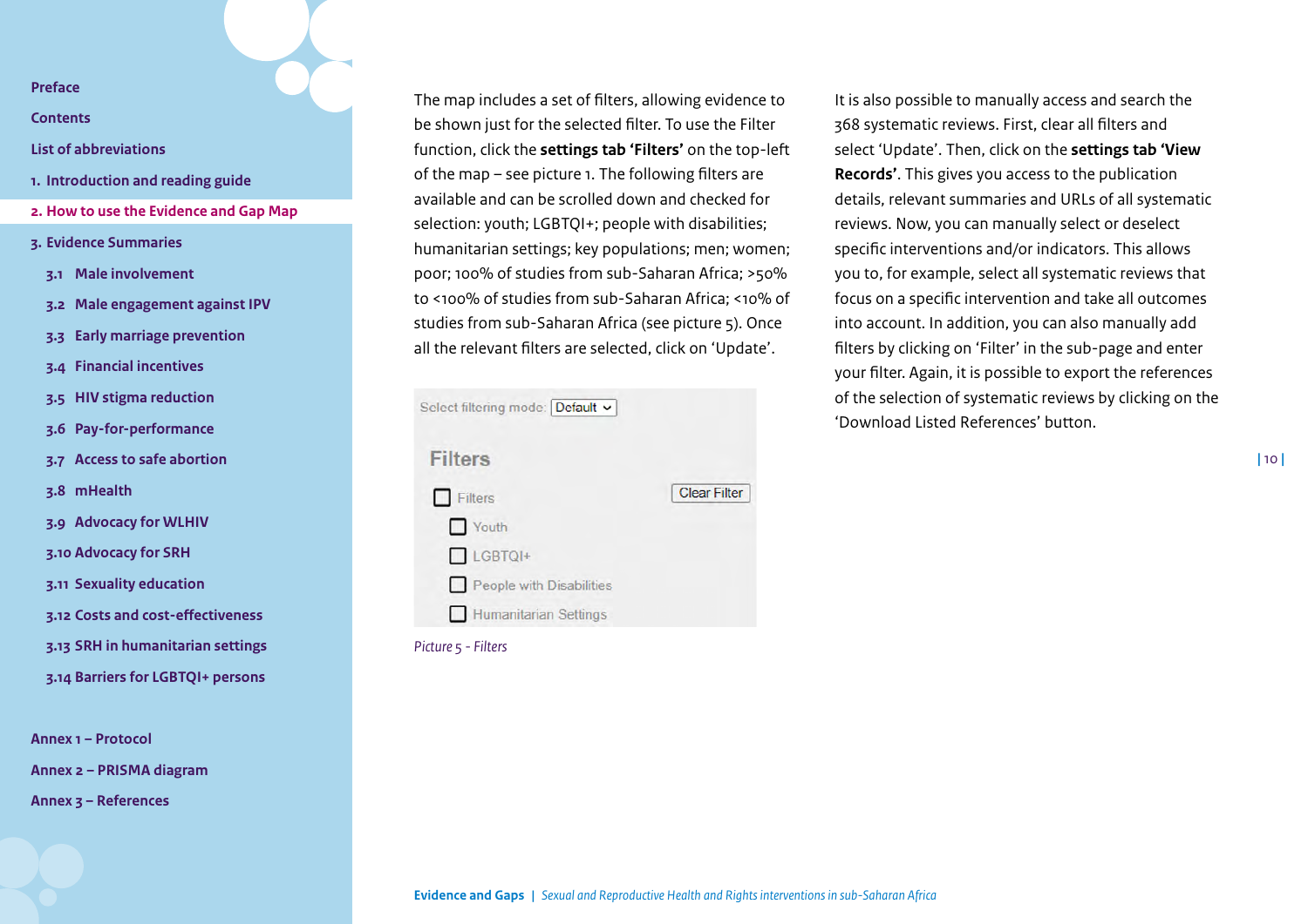The map includes a set of filters, allowing evidence to be shown just for the selected filter. To use the Filter function, click the **settings tab 'Filters'** on the top-left of the map – see picture 1. The following filters are available and can be scrolled down and checked for selection: youth; LGBTQI+; people with disabilities; humanitarian settings; key populations; men; women; poor; 100% of studies from sub-Saharan Africa; >50% to <100% of studies from sub-Saharan Africa; <10% of studies from sub-Saharan Africa (see picture 5). Once all the relevant filters are selected, click on 'Update'.

*Picture 5 - Filters*

It is also possible to manually access and search the 368 systematic reviews. First, clear all filters and select 'Update'. Then, click on the **settings tab 'View Records'**. This gives you access to the publication details, relevant summaries and URLs of all systematic reviews. Now, you can manually select or deselect specific interventions and/or indicators. This allows you to, for example, select all systematic reviews that focus on a specific intervention and take all outcomes into account. In addition, you can also manually add filters by clicking on 'Filter' in the sub-page and enter your filter. Again, it is possible to export the references of the selection of systematic reviews by clicking on the 'Download Listed References' button.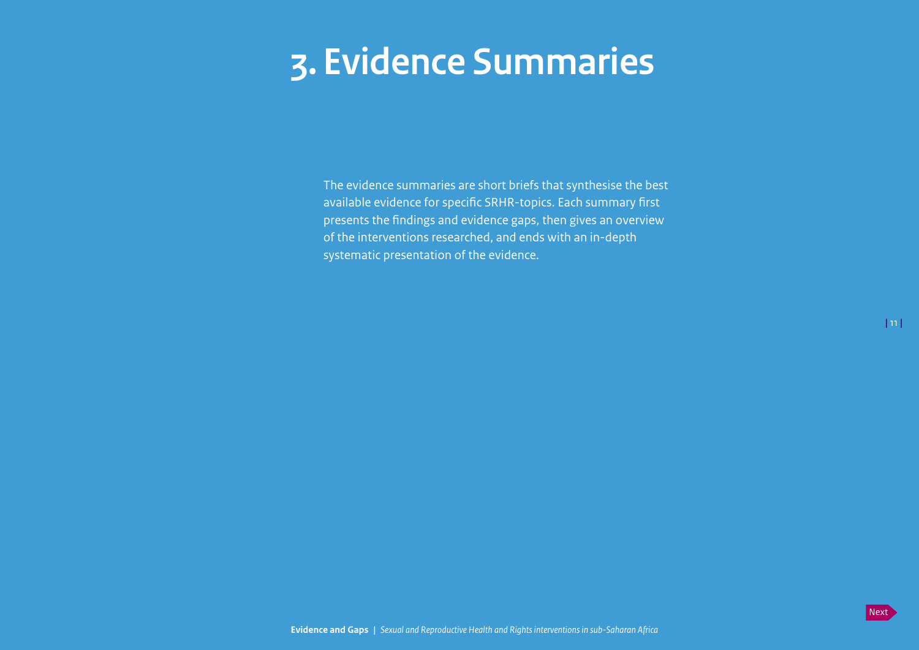# 3. Evidence Summaries

The evidence summaries are short briefs that synthesise the best available evidence for specific SRHR-topics. Each summary first presents the findings and evidence gaps, then gives an overview of the interventions researched, and ends with an in-depth systematic presentation of the evidence.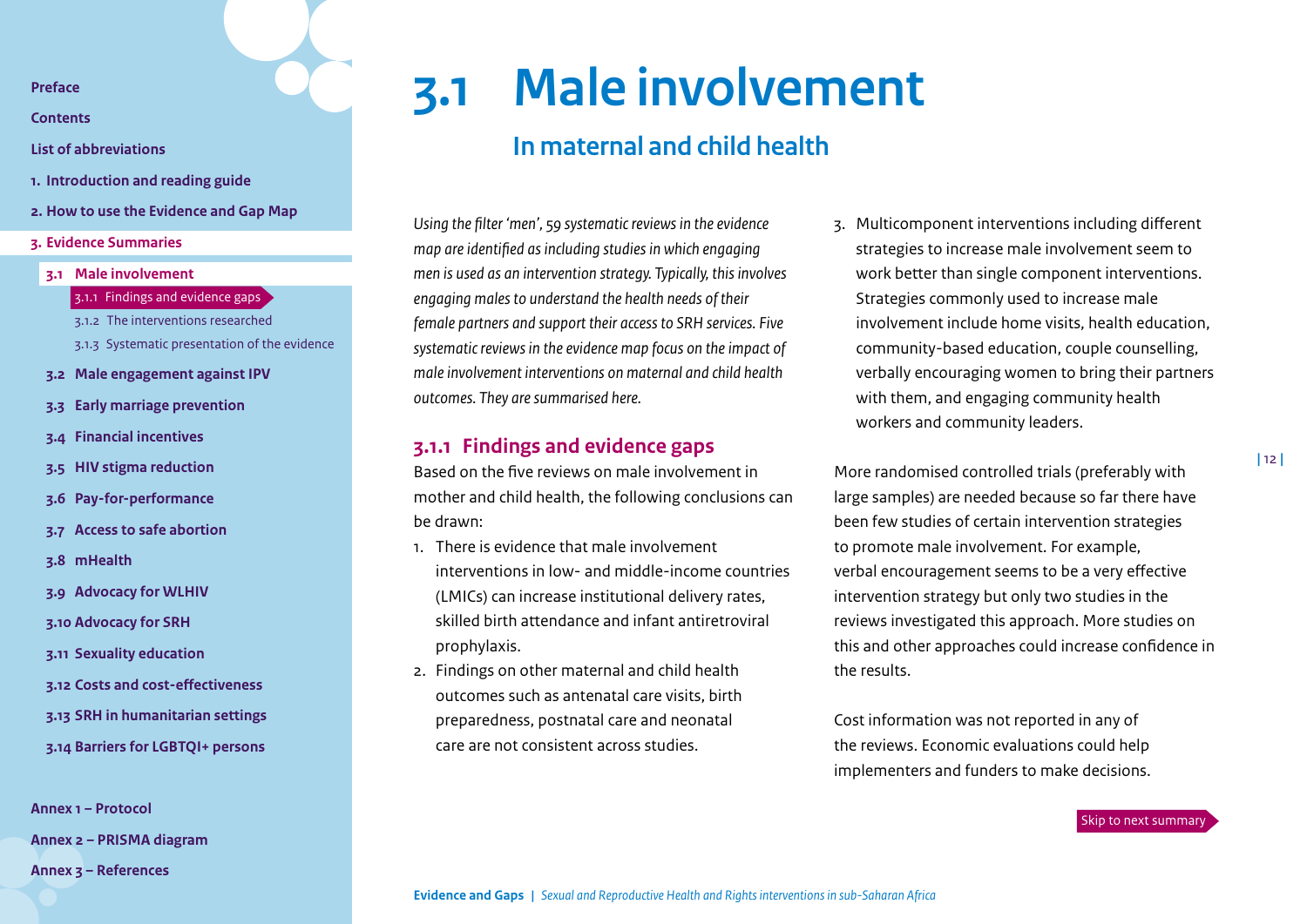# 3.1 Male involvement

## In maternal and child health

*Using the filter 'men', 59 systematic reviews in the evidence map are identified as including studies in which engaging men is used as an intervention strategy. Typically, this involves engaging males to understand the health needs of their female partners and support their access to SRH services. Five systematic reviews in the evidence map focus on the impact of male involvement interventions on maternal and child health outcomes. They are summarised here.*

### 3.1.1 Findings and evidence gaps

Based on the five reviews on male involvement in mother and child health, the following conclusions can be drawn:

1. There is evidence that male involvement interventions in low- and middle-income countries (LMICs) can increase institutional delivery rates, skilled birth attendance and infant antiretroviral prophylaxis.
2. Findings on other maternal and child health outcomes such as antenatal care visits, birth preparedness, postnatal care and neonatal care are not consistent across studies.
3. Multicomponent interventions including different strategies to increase male involvement seem to work better than single component interventions. Strategies commonly used to increase male involvement include home visits, health education, community-based education, couple counselling, verbally encouraging women to bring their partners with them, and engaging community health workers and community leaders.

More randomised controlled trials (preferably with large samples) are needed because so far there have been few studies of certain intervention strategies to promote male involvement. For example, verbal encouragement seems to be a very effective intervention strategy but only two studies in the reviews investigated this approach. More studies on this and other approaches could increase confidence in the results.

Cost information was not reported in any of the reviews. Economic evaluations could help implementers and funders to make decisions.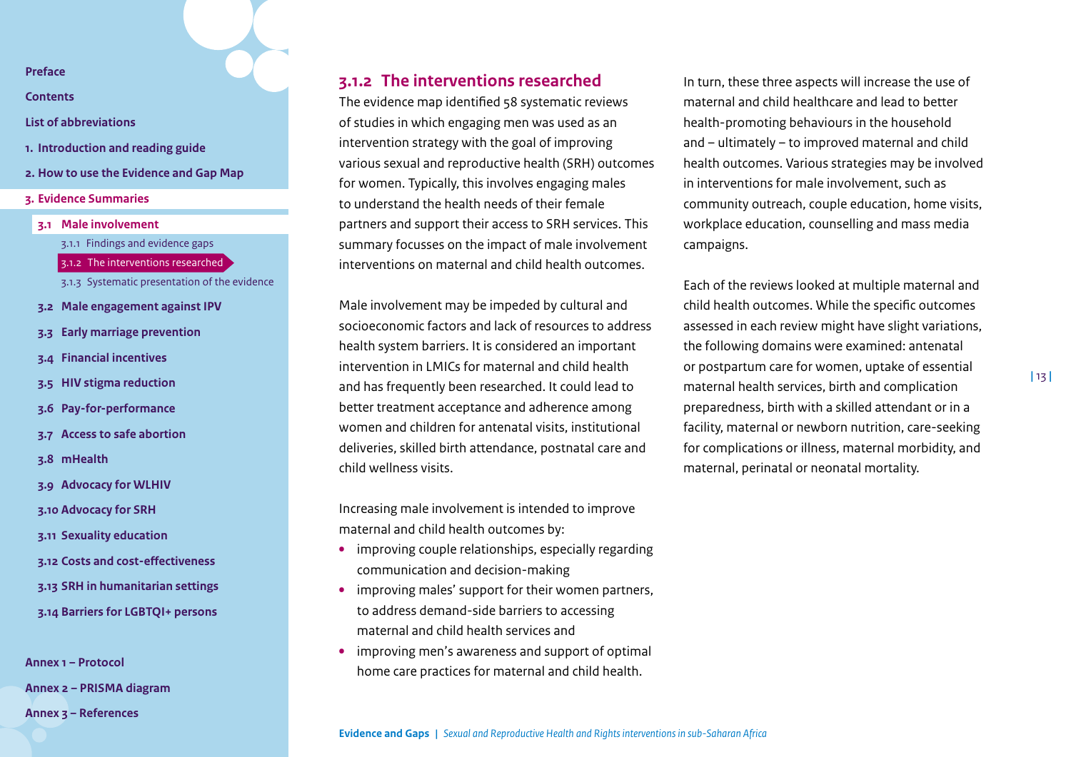### 3.1.2 The interventions researched

The evidence map identified 58 systematic reviews of studies in which engaging men was used as an intervention strategy with the goal of improving various sexual and reproductive health (SRH) outcomes for women. Typically, this involves engaging males to understand the health needs of their female partners and support their access to SRH services. This summary focusses on the impact of male involvement interventions on maternal and child health outcomes.

Male involvement may be impeded by cultural and socioeconomic factors and lack of resources to address health system barriers. It is considered an important intervention in LMICs for maternal and child health and has frequently been researched. It could lead to better treatment acceptance and adherence among women and children for antenatal visits, institutional deliveries, skilled birth attendance, postnatal care and child wellness visits.

Increasing male involvement is intended to improve maternal and child health outcomes by:

- improving couple relationships, especially regarding communication and decision-making
- improving males' support for their women partners, to address demand-side barriers to accessing maternal and child health services and
- improving men's awareness and support of optimal home care practices for maternal and child health.

In turn, these three aspects will increase the use of maternal and child healthcare and lead to better health-promoting behaviours in the household and – ultimately – to improved maternal and child health outcomes. Various strategies may be involved in interventions for male involvement, such as community outreach, couple education, home visits, workplace education, counselling and mass media campaigns.

Each of the reviews looked at multiple maternal and child health outcomes. While the specific outcomes assessed in each review might have slight variations, the following domains were examined: antenatal or postpartum care for women, uptake of essential maternal health services, birth and complication preparedness, birth with a skilled attendant or in a facility, maternal or newborn nutrition, care-seeking for complications or illness, maternal morbidity, and maternal, perinatal or neonatal mortality.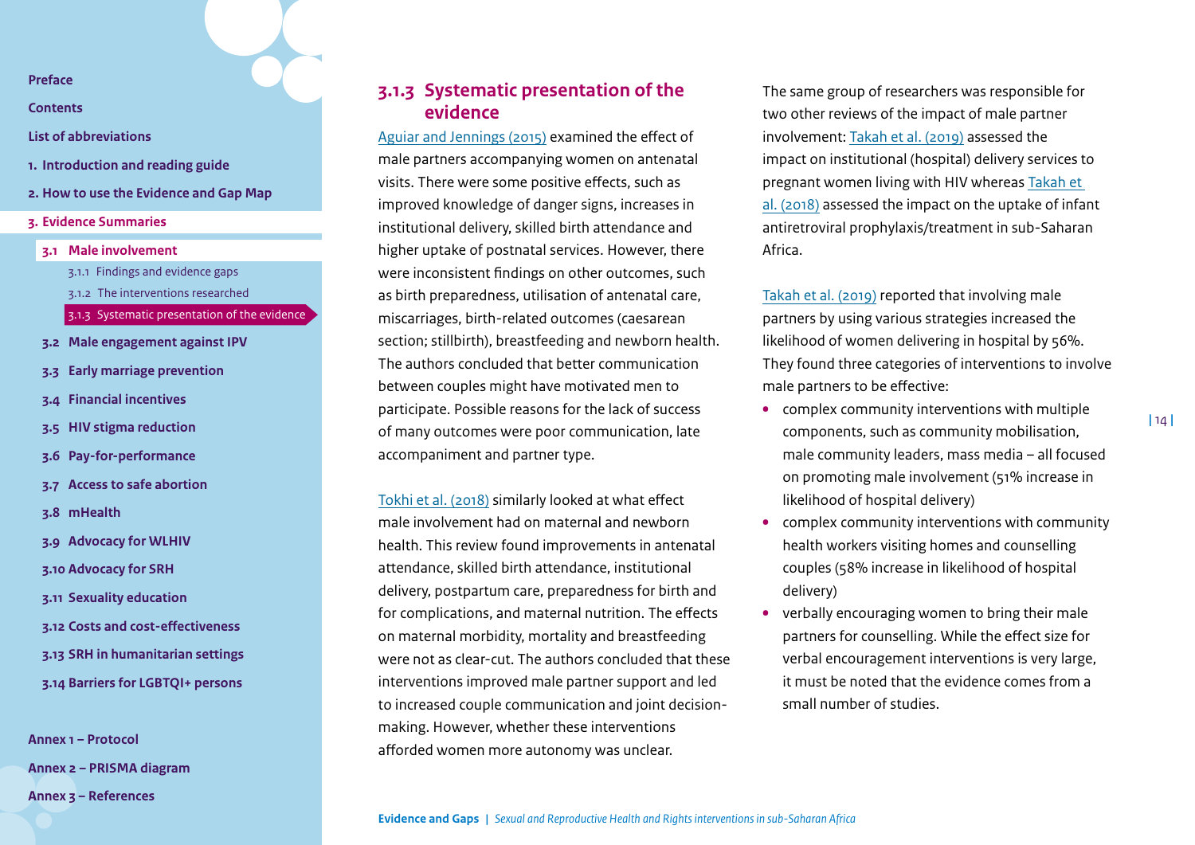### 3.1.3 Systematic presentation of the evidence

Aguiar and Jennings (2015) examined the effect of male partners accompanying women on antenatal visits. There were some positive effects, such as improved knowledge of danger signs, increases in institutional delivery, skilled birth attendance and higher uptake of postnatal services. However, there were inconsistent findings on other outcomes, such as birth preparedness, utilisation of antenatal care, miscarriages, birth-related outcomes (caesarean section; stillbirth), breastfeeding and newborn health. The authors concluded that better communication between couples might have motivated men to participate. Possible reasons for the lack of success of many outcomes were poor communication, late accompaniment and partner type.

Tokhi et al. (2018) similarly looked at what effect male involvement had on maternal and newborn health. This review found improvements in antenatal attendance, skilled birth attendance, institutional delivery, postpartum care, preparedness for birth and for complications, and maternal nutrition. The effects on maternal morbidity, mortality and breastfeeding were not as clear-cut. The authors concluded that these interventions improved male partner support and led to increased couple communication and joint decision-making. However, whether these interventions afforded women more autonomy was unclear.

The same group of researchers was responsible for two other reviews of the impact of male partner involvement: Takah et al. (2019) assessed the impact on institutional (hospital) delivery services to pregnant women living with HIV whereas Takah et al. (2018) assessed the impact on the uptake of infant antiretroviral prophylaxis/treatment in sub-Saharan Africa.

Takah et al. (2019) reported that involving male partners by using various strategies increased the likelihood of women delivering in hospital by 56%. They found three categories of interventions to involve male partners to be effective:

- complex community interventions with multiple components, such as community mobilisation, male community leaders, mass media – all focused on promoting male involvement (51% increase in likelihood of hospital delivery)
- complex community interventions with community health workers visiting homes and counselling couples (58% increase in likelihood of hospital delivery)
- verbally encouraging women to bring their male partners for counselling. While the effect size for verbal encouragement interventions is very large, it must be noted that the evidence comes from a small number of studies.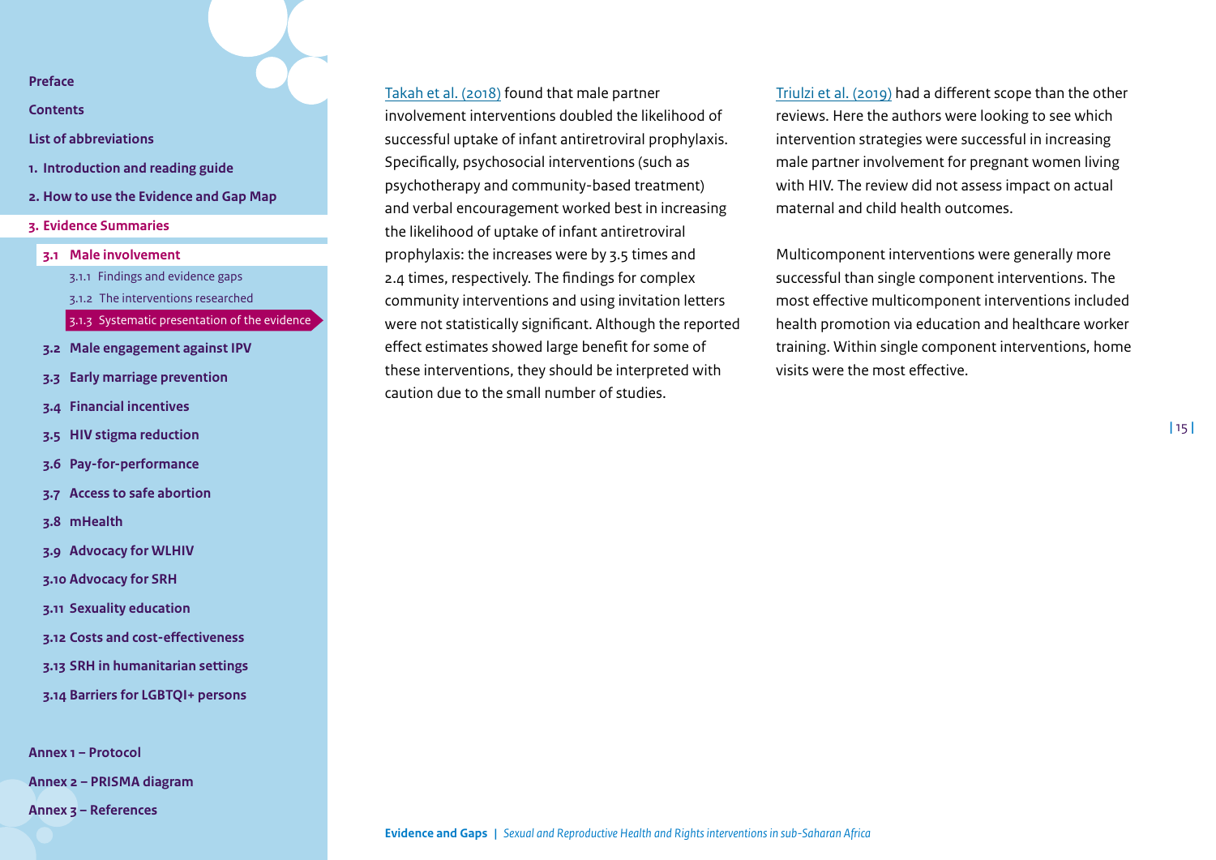Takah et al. (2018) found that male partner involvement interventions doubled the likelihood of successful uptake of infant antiretroviral prophylaxis. Specifically, psychosocial interventions (such as psychotherapy and community-based treatment) and verbal encouragement worked best in increasing the likelihood of uptake of infant antiretroviral prophylaxis: the increases were by 3.5 times and 2.4 times, respectively. The findings for complex community interventions and using invitation letters were not statistically significant. Although the reported effect estimates showed large benefit for some of these interventions, they should be interpreted with caution due to the small number of studies.

Triulzi et al. (2019) had a different scope than the other reviews. Here the authors were looking to see which intervention strategies were successful in increasing male partner involvement for pregnant women living with HIV. The review did not assess impact on actual maternal and child health outcomes.

Multicomponent interventions were generally more successful than single component interventions. The most effective multicomponent interventions included health promotion via education and healthcare worker training. Within single component interventions, home visits were the most effective.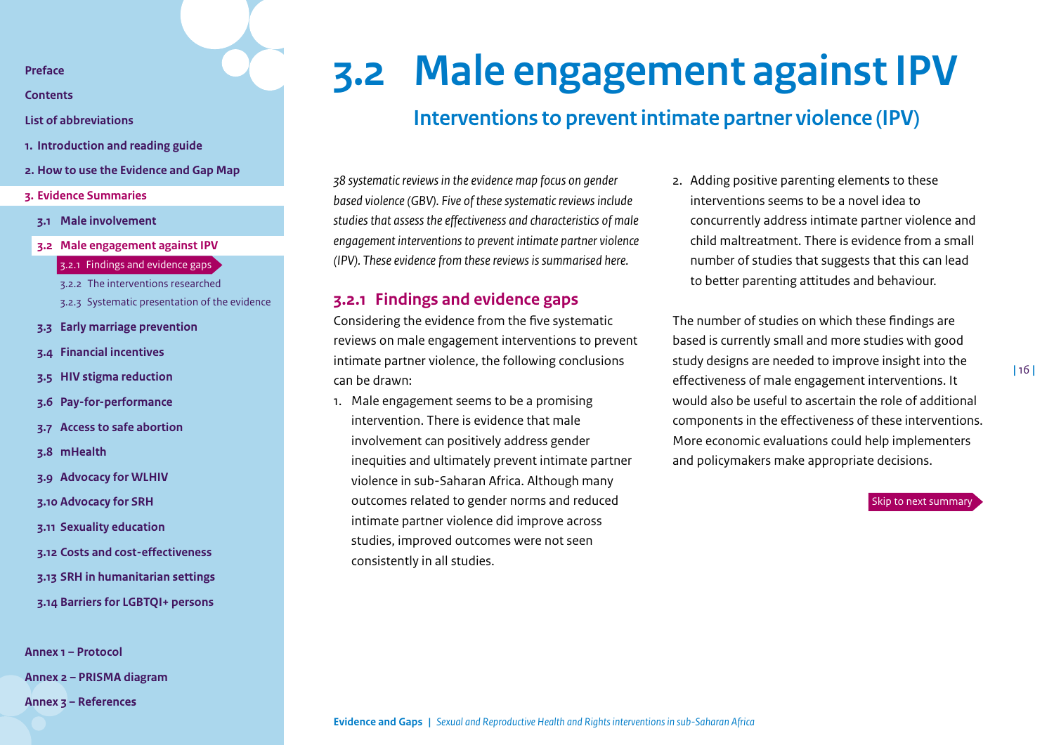# 3.2 Male engagement against IPV

## Interventions to prevent intimate partner violence (IPV)

*38 systematic reviews in the evidence map focus on gender based violence (GBV). Five of these systematic reviews include studies that assess the effectiveness and characteristics of male engagement interventions to prevent intimate partner violence (IPV). These evidence from these reviews is summarised here.*

### 3.2.1 Findings and evidence gaps

Considering the evidence from the five systematic reviews on male engagement interventions to prevent intimate partner violence, the following conclusions can be drawn:

1. Male engagement seems to be a promising intervention. There is evidence that male involvement can positively address gender inequities and ultimately prevent intimate partner violence in sub-Saharan Africa. Although many outcomes related to gender norms and reduced intimate partner violence did improve across studies, improved outcomes were not seen consistently in all studies.
2. Adding positive parenting elements to these interventions seems to be a novel idea to concurrently address intimate partner violence and child maltreatment. There is evidence from a small number of studies that suggests that this can lead to better parenting attitudes and behaviour.

The number of studies on which these findings are based is currently small and more studies with good study designs are needed to improve insight into the effectiveness of male engagement interventions. It would also be useful to ascertain the role of additional components in the effectiveness of these interventions. More economic evaluations could help implementers and policymakers make appropriate decisions.

Skip to next summary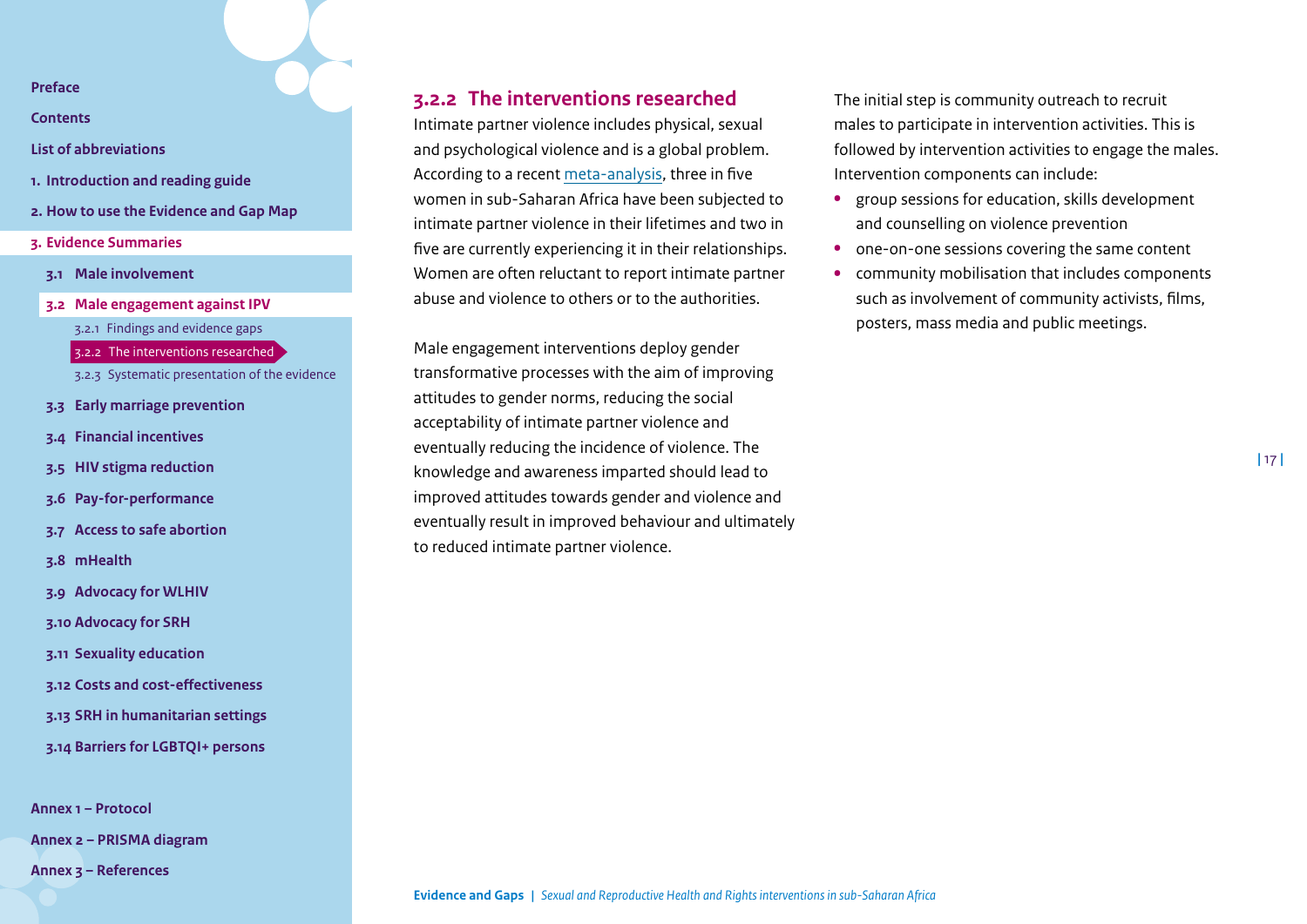### 3.2.2 The interventions researched

Intimate partner violence includes physical, sexual and psychological violence and is a global problem. According to a recent meta-analysis, three in five women in sub-Saharan Africa have been subjected to intimate partner violence in their lifetimes and two in five are currently experiencing it in their relationships. Women are often reluctant to report intimate partner abuse and violence to others or to the authorities.

Male engagement interventions deploy gender transformative processes with the aim of improving attitudes to gender norms, reducing the social acceptability of intimate partner violence and eventually reducing the incidence of violence. The knowledge and awareness imparted should lead to improved attitudes towards gender and violence and eventually result in improved behaviour and ultimately to reduced intimate partner violence.

The initial step is community outreach to recruit males to participate in intervention activities. This is followed by intervention activities to engage the males. Intervention components can include:

- group sessions for education, skills development and counselling on violence prevention
- one-on-one sessions covering the same content
- community mobilisation that includes components such as involvement of community activists, films, posters, mass media and public meetings.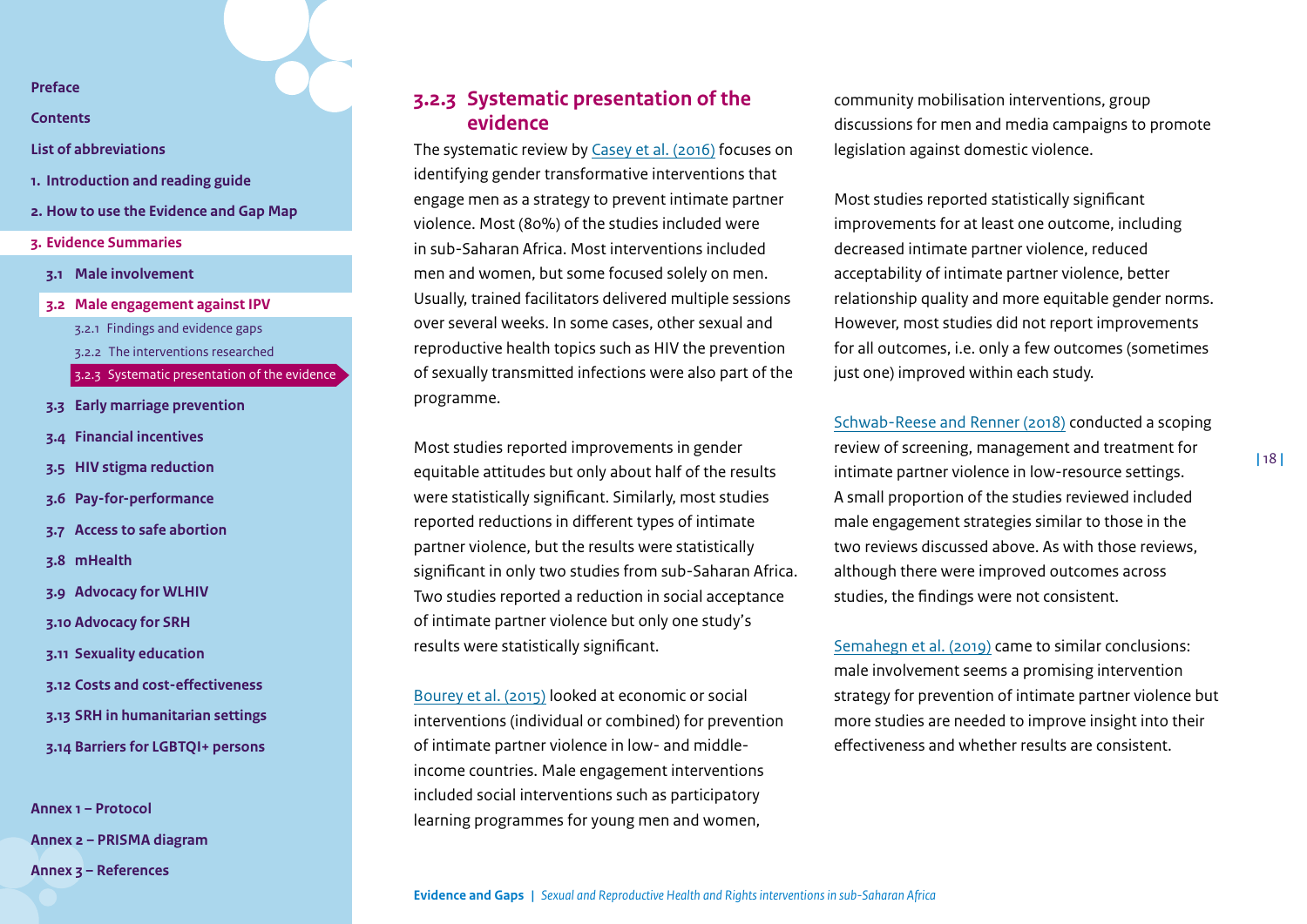### 3.2.3 Systematic presentation of the evidence

The systematic review by Casey et al. (2016) focuses on identifying gender transformative interventions that engage men as a strategy to prevent intimate partner violence. Most (80%) of the studies included were in sub-Saharan Africa. Most interventions included men and women, but some focused solely on men. Usually, trained facilitators delivered multiple sessions over several weeks. In some cases, other sexual and reproductive health topics such as HIV the prevention of sexually transmitted infections were also part of the programme.

Most studies reported improvements in gender equitable attitudes but only about half of the results were statistically significant. Similarly, most studies reported reductions in different types of intimate partner violence, but the results were statistically significant in only two studies from sub-Saharan Africa. Two studies reported a reduction in social acceptance of intimate partner violence but only one study's results were statistically significant.

Bourey et al. (2015) looked at economic or social interventions (individual or combined) for prevention of intimate partner violence in low- and middle-income countries. Male engagement interventions included social interventions such as participatory learning programmes for young men and women, community mobilisation interventions, group discussions for men and media campaigns to promote legislation against domestic violence.

Most studies reported statistically significant improvements for at least one outcome, including decreased intimate partner violence, reduced acceptability of intimate partner violence, better relationship quality and more equitable gender norms. However, most studies did not report improvements for all outcomes, i.e. only a few outcomes (sometimes just one) improved within each study.

Schwab-Reese and Renner (2018) conducted a scoping review of screening, management and treatment for intimate partner violence in low-resource settings. A small proportion of the studies reviewed included male engagement strategies similar to those in the two reviews discussed above. As with those reviews, although there were improved outcomes across studies, the findings were not consistent.

Semahegn et al. (2019) came to similar conclusions: male involvement seems a promising intervention strategy for prevention of intimate partner violence but more studies are needed to improve insight into their effectiveness and whether results are consistent.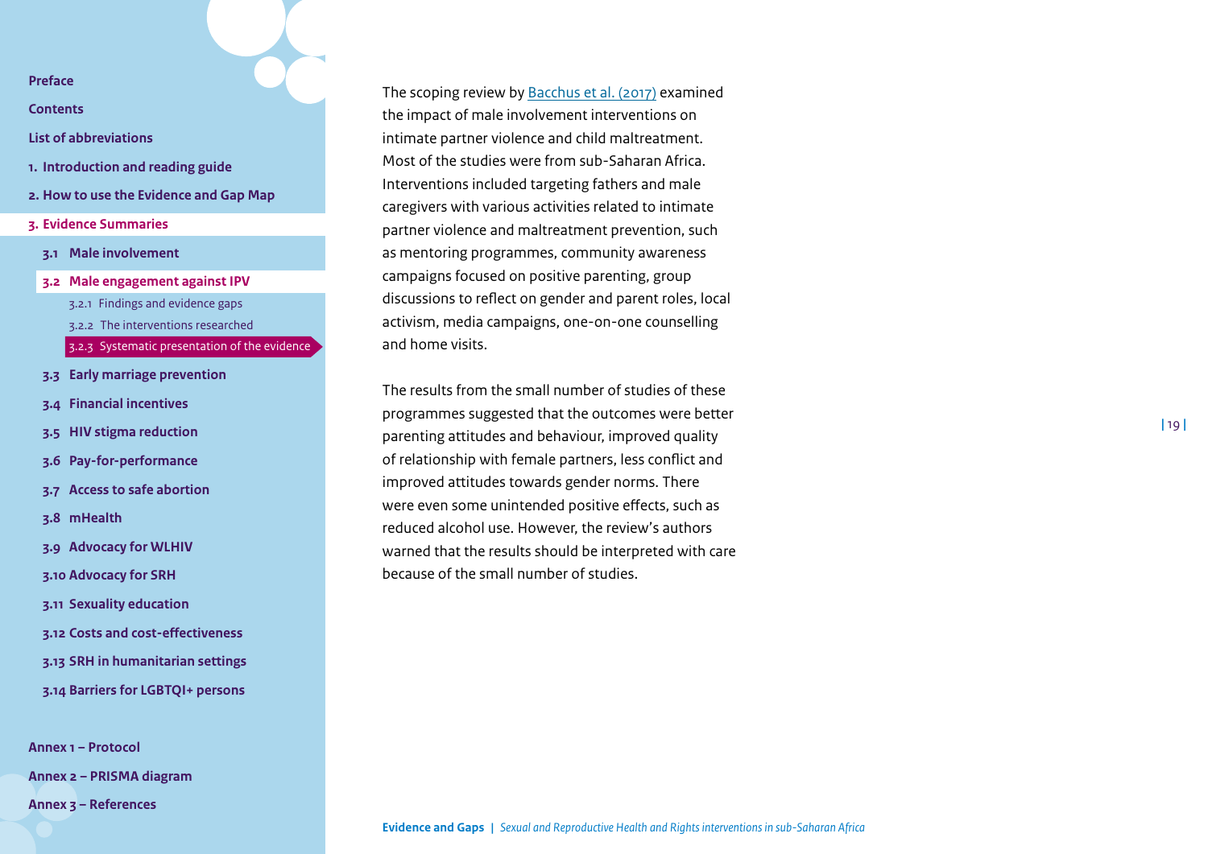The scoping review by Bacchus et al. (2017) examined the impact of male involvement interventions on intimate partner violence and child maltreatment. Most of the studies were from sub-Saharan Africa. Interventions included targeting fathers and male caregivers with various activities related to intimate partner violence and maltreatment prevention, such as mentoring programmes, community awareness campaigns focused on positive parenting, group discussions to reflect on gender and parent roles, local activism, media campaigns, one-on-one counselling and home visits.

The results from the small number of studies of these programmes suggested that the outcomes were better parenting attitudes and behaviour, improved quality of relationship with female partners, less conflict and improved attitudes towards gender norms. There were even some unintended positive effects, such as reduced alcohol use. However, the review's authors warned that the results should be interpreted with care because of the small number of studies.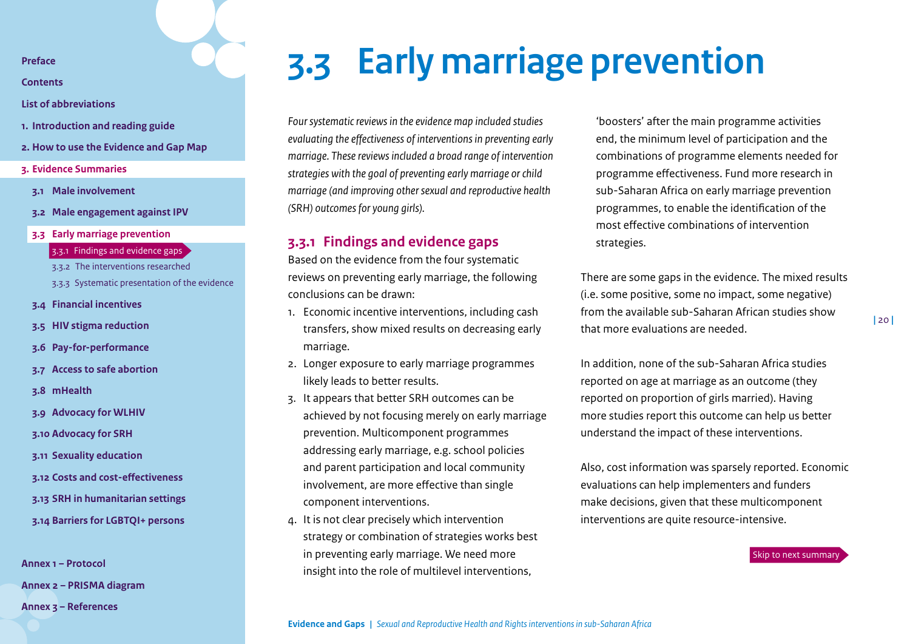# 3.3 Early marriage prevention

*Four systematic reviews in the evidence map included studies evaluating the effectiveness of interventions in preventing early marriage. These reviews included a broad range of intervention strategies with the goal of preventing early marriage or child marriage (and improving other sexual and reproductive health (SRH) outcomes for young girls).*

## 3.3.1 Findings and evidence gaps

Based on the evidence from the four systematic reviews on preventing early marriage, the following conclusions can be drawn:

1. Economic incentive interventions, including cash transfers, show mixed results on decreasing early marriage.
2. Longer exposure to early marriage programmes likely leads to better results.
3. It appears that better SRH outcomes can be achieved by not focusing merely on early marriage prevention. Multicomponent programmes addressing early marriage, e.g. school policies and parent participation and local community involvement, are more effective than single component interventions.
4. It is not clear precisely which intervention strategy or combination of strategies works best in preventing early marriage. We need more insight into the role of multilevel interventions, 'boosters' after the main programme activities end, the minimum level of participation and the combinations of programme elements needed for programme effectiveness. Fund more research in sub-Saharan Africa on early marriage prevention programmes, to enable the identification of the most effective combinations of intervention strategies.

There are some gaps in the evidence. The mixed results (i.e. some positive, some no impact, some negative) from the available sub-Saharan African studies show that more evaluations are needed.

In addition, none of the sub-Saharan Africa studies reported on age at marriage as an outcome (they reported on proportion of girls married). Having more studies report this outcome can help us better understand the impact of these interventions.

Also, cost information was sparsely reported. Economic evaluations can help implementers and funders make decisions, given that these multicomponent interventions are quite resource-intensive.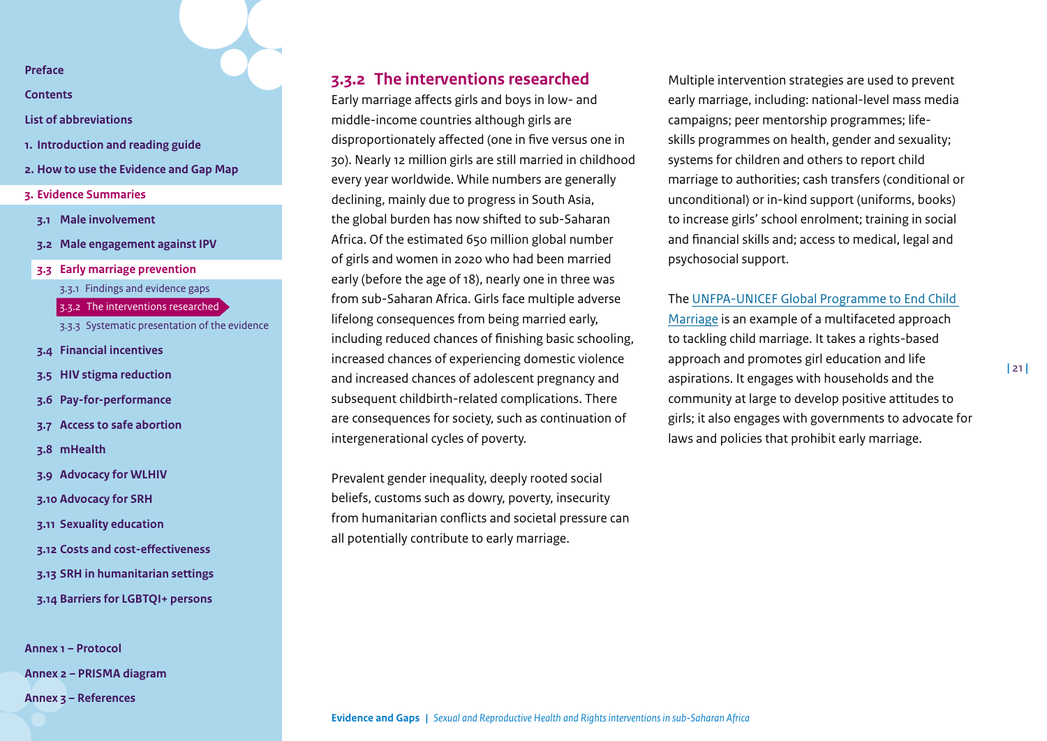### 3.3.2 The interventions researched

Early marriage affects girls and boys in low- and middle-income countries although girls are disproportionately affected (one in five versus one in 30). Nearly 12 million girls are still married in childhood every year worldwide. While numbers are generally declining, mainly due to progress in South Asia, the global burden has now shifted to sub-Saharan Africa. Of the estimated 650 million global number of girls and women in 2020 who had been married early (before the age of 18), nearly one in three was from sub-Saharan Africa. Girls face multiple adverse lifelong consequences from being married early, including reduced chances of finishing basic schooling, increased chances of experiencing domestic violence and increased chances of adolescent pregnancy and subsequent childbirth-related complications. There are consequences for society, such as continuation of intergenerational cycles of poverty.

Prevalent gender inequality, deeply rooted social beliefs, customs such as dowry, poverty, insecurity from humanitarian conflicts and societal pressure can all potentially contribute to early marriage.

Multiple intervention strategies are used to prevent early marriage, including: national-level mass media campaigns; peer mentorship programmes; life-skills programmes on health, gender and sexuality; systems for children and others to report child marriage to authorities; cash transfers (conditional or unconditional) or in-kind support (uniforms, books) to increase girls' school enrolment; training in social and financial skills and; access to medical, legal and psychosocial support.

The UNFPA-UNICEF Global Programme to End Child Marriage is an example of a multifaceted approach to tackling child marriage. It takes a rights-based approach and promotes girl education and life aspirations. It engages with households and the community at large to develop positive attitudes to girls; it also engages with governments to advocate for laws and policies that prohibit early marriage.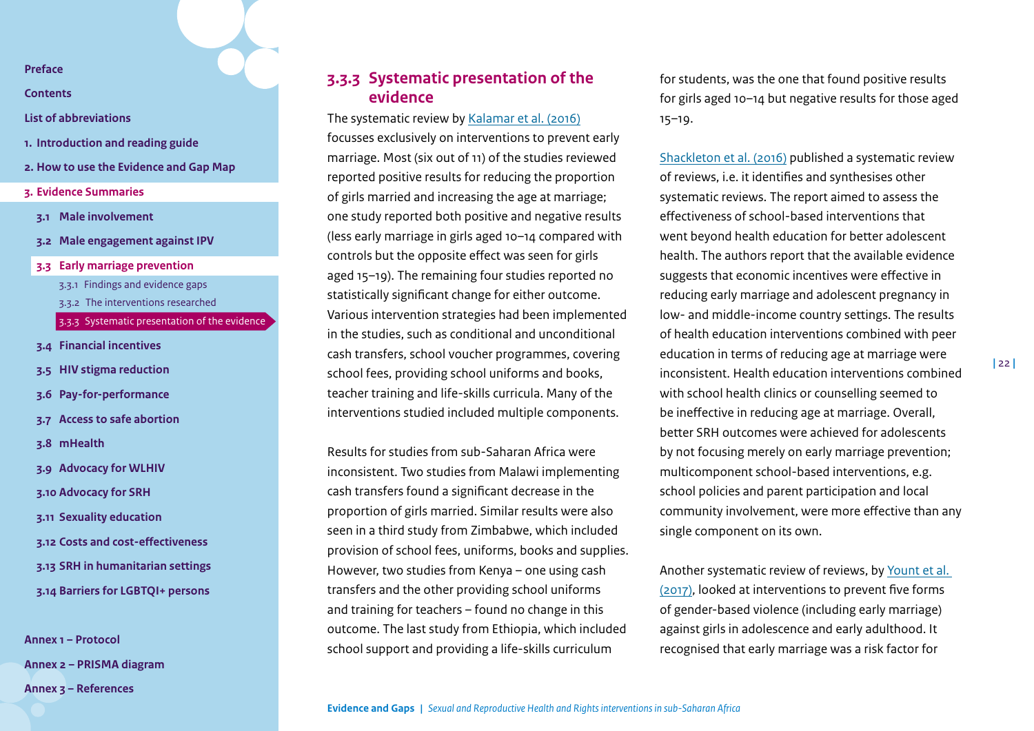### 3.3.3 Systematic presentation of the evidence

The systematic review by Kalamar et al. (2016) focusses exclusively on interventions to prevent early marriage. Most (six out of 11) of the studies reviewed reported positive results for reducing the proportion of girls married and increasing the age at marriage; one study reported both positive and negative results (less early marriage in girls aged 10–14 compared with controls but the opposite effect was seen for girls aged 15–19). The remaining four studies reported no statistically significant change for either outcome. Various intervention strategies had been implemented in the studies, such as conditional and unconditional cash transfers, school voucher programmes, covering school fees, providing school uniforms and books, teacher training and life-skills curricula. Many of the interventions studied included multiple components.

Results for studies from sub-Saharan Africa were inconsistent. Two studies from Malawi implementing cash transfers found a significant decrease in the proportion of girls married. Similar results were also seen in a third study from Zimbabwe, which included provision of school fees, uniforms, books and supplies. However, two studies from Kenya – one using cash transfers and the other providing school uniforms and training for teachers – found no change in this outcome. The last study from Ethiopia, which included school support and providing a life-skills curriculum for students, was the one that found positive results for girls aged 10–14 but negative results for those aged 15–19.

Shackleton et al. (2016) published a systematic review of reviews, i.e. it identifies and synthesises other systematic reviews. The report aimed to assess the effectiveness of school-based interventions that went beyond health education for better adolescent health. The authors report that the available evidence suggests that economic incentives were effective in reducing early marriage and adolescent pregnancy in low- and middle-income country settings. The results of health education interventions combined with peer education in terms of reducing age at marriage were inconsistent. Health education interventions combined with school health clinics or counselling seemed to be ineffective in reducing age at marriage. Overall, better SRH outcomes were achieved for adolescents by not focusing merely on early marriage prevention; multicomponent school-based interventions, e.g. school policies and parent participation and local community involvement, were more effective than any single component on its own.

Another systematic review of reviews, by Yount et al. (2017), looked at interventions to prevent five forms of gender-based violence (including early marriage) against girls in adolescence and early adulthood. It recognised that early marriage was a risk factor for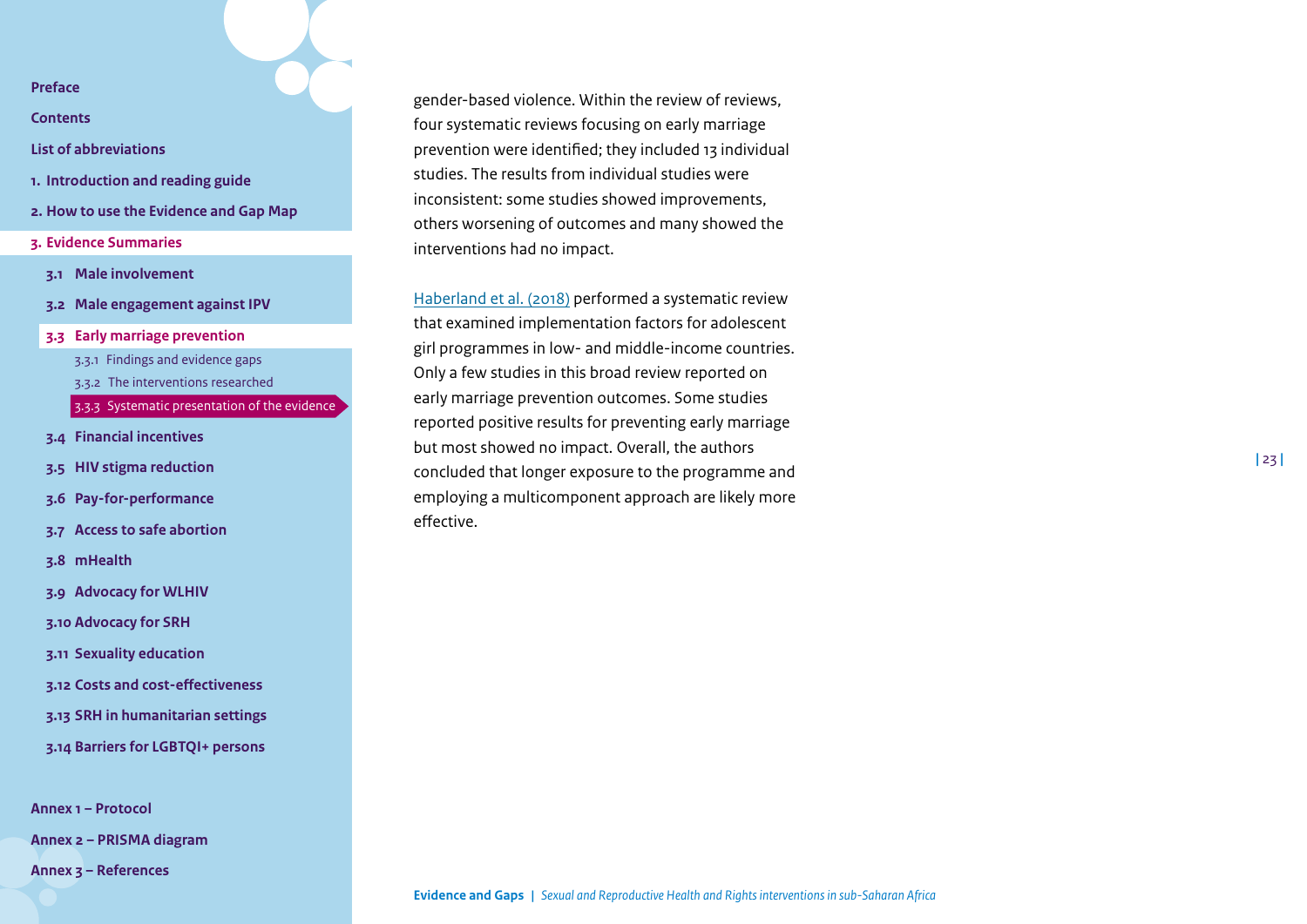gender-based violence. Within the review of reviews, four systematic reviews focusing on early marriage prevention were identified; they included 13 individual studies. The results from individual studies were inconsistent: some studies showed improvements, others worsening of outcomes and many showed the interventions had no impact.

Haberland et al. (2018) performed a systematic review that examined implementation factors for adolescent girl programmes in low- and middle-income countries. Only a few studies in this broad review reported on early marriage prevention outcomes. Some studies reported positive results for preventing early marriage but most showed no impact. Overall, the authors concluded that longer exposure to the programme and employing a multicomponent approach are likely more effective.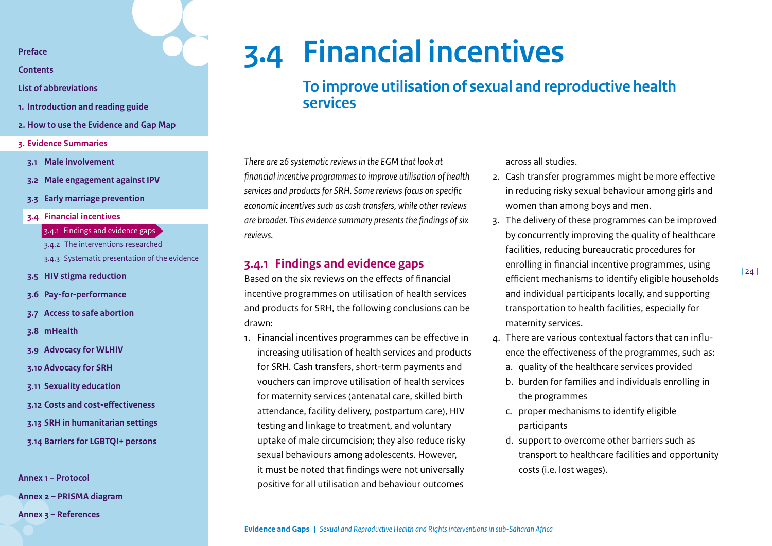# 3.4 Financial incentives

## To improve utilisation of sexual and reproductive health services

*There are 26 systematic reviews in the EGM that look at financial incentive programmes to improve utilisation of health services and products for SRH. Some reviews focus on specific economic incentives such as cash transfers, while other reviews are broader. This evidence summary presents the findings of six reviews.*

### 3.4.1 Findings and evidence gaps

Based on the six reviews on the effects of financial incentive programmes on utilisation of health services and products for SRH, the following conclusions can be drawn:

1. Financial incentives programmes can be effective in increasing utilisation of health services and products for SRH. Cash transfers, short-term payments and vouchers can improve utilisation of health services for maternity services (antenatal care, skilled birth attendance, facility delivery, postpartum care), HIV testing and linkage to treatment, and voluntary uptake of male circumcision; they also reduce risky sexual behaviours among adolescents. However, it must be noted that findings were not universally positive for all utilisation and behaviour outcomes across all studies.
2. Cash transfer programmes might be more effective in reducing risky sexual behaviour among girls and women than among boys and men.
3. The delivery of these programmes can be improved by concurrently improving the quality of healthcare facilities, reducing bureaucratic procedures for enrolling in financial incentive programmes, using efficient mechanisms to identify eligible households and individual participants locally, and supporting transportation to health facilities, especially for maternity services.
4. There are various contextual factors that can influence the effectiveness of the programmes, such as:
   a. quality of the healthcare services provided
   b. burden for families and individuals enrolling in the programmes
   c. proper mechanisms to identify eligible participants
   d. support to overcome other barriers such as transport to healthcare facilities and opportunity costs (i.e. lost wages).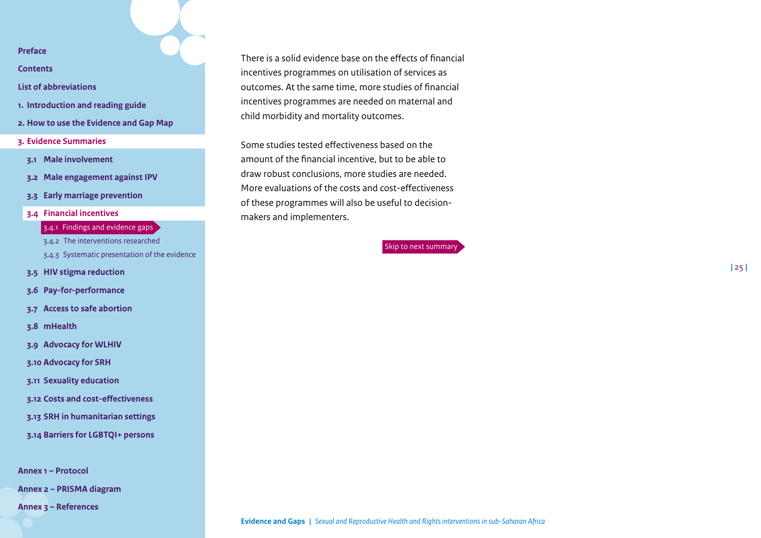There is a solid evidence base on the effects of financial incentives programmes on utilisation of services as outcomes. At the same time, more studies of financial incentives programmes are needed on maternal and child morbidity and mortality outcomes.

Some studies tested effectiveness based on the amount of the financial incentive, but to be able to draw robust conclusions, more studies are needed. More evaluations of the costs and cost-effectiveness of these programmes will also be useful to decision-makers and implementers.

Skip to next summary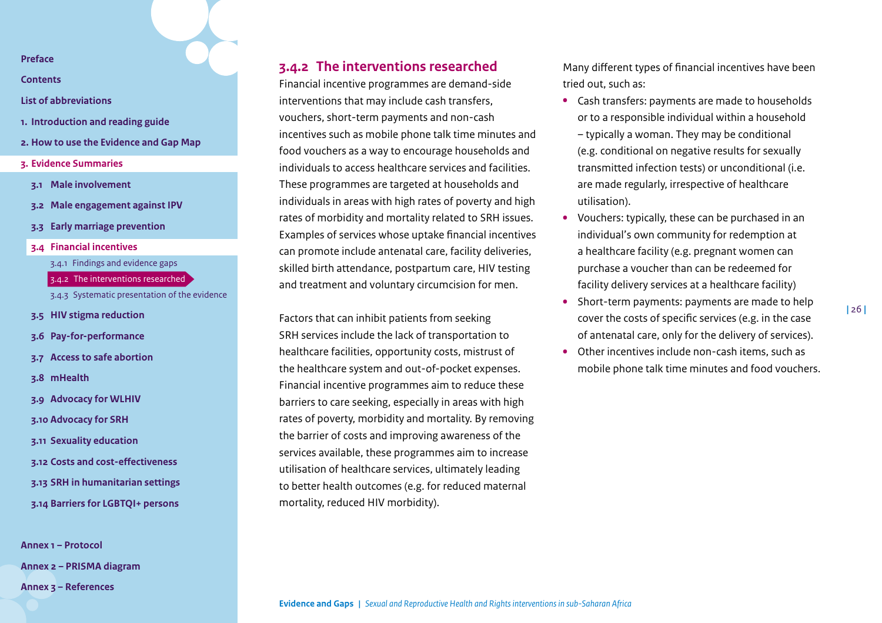### 3.4.2 The interventions researched

Financial incentive programmes are demand-side interventions that may include cash transfers, vouchers, short-term payments and non-cash incentives such as mobile phone talk time minutes and food vouchers as a way to encourage households and individuals to access healthcare services and facilities. These programmes are targeted at households and individuals in areas with high rates of poverty and high rates of morbidity and mortality related to SRH issues. Examples of services whose uptake financial incentives can promote include antenatal care, facility deliveries, skilled birth attendance, postpartum care, HIV testing and treatment and voluntary circumcision for men.

Factors that can inhibit patients from seeking SRH services include the lack of transportation to healthcare facilities, opportunity costs, mistrust of the healthcare system and out-of-pocket expenses. Financial incentive programmes aim to reduce these barriers to care seeking, especially in areas with high rates of poverty, morbidity and mortality. By removing the barrier of costs and improving awareness of the services available, these programmes aim to increase utilisation of healthcare services, ultimately leading to better health outcomes (e.g. for reduced maternal mortality, reduced HIV morbidity).

Many different types of financial incentives have been tried out, such as:

- Cash transfers: payments are made to households or to a responsible individual within a household – typically a woman. They may be conditional (e.g. conditional on negative results for sexually transmitted infection tests) or unconditional (i.e. are made regularly, irrespective of healthcare utilisation).
- Vouchers: typically, these can be purchased in an individual's own community for redemption at a healthcare facility (e.g. pregnant women can purchase a voucher than can be redeemed for facility delivery services at a healthcare facility)
- Short-term payments: payments are made to help cover the costs of specific services (e.g. in the case of antenatal care, only for the delivery of services).
- Other incentives include non-cash items, such as mobile phone talk time minutes and food vouchers.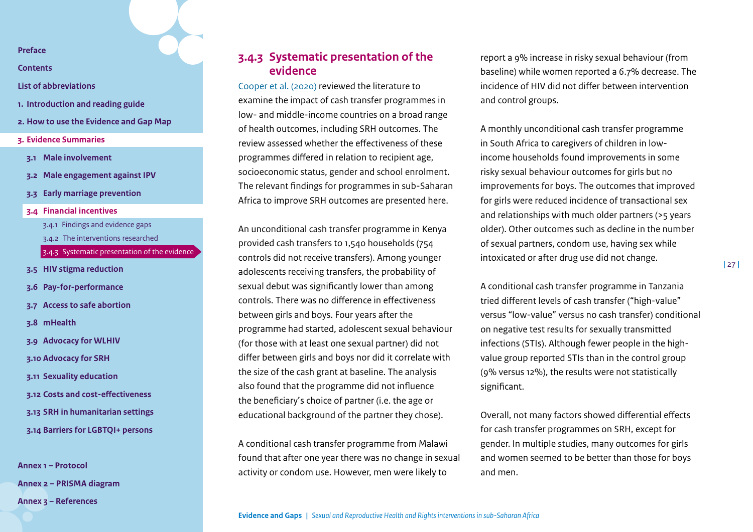### 3.4.3 Systematic presentation of the evidence

Cooper et al. (2020) reviewed the literature to examine the impact of cash transfer programmes in low- and middle-income countries on a broad range of health outcomes, including SRH outcomes. The review assessed whether the effectiveness of these programmes differed in relation to recipient age, socioeconomic status, gender and school enrolment. The relevant findings for programmes in sub-Saharan Africa to improve SRH outcomes are presented here.

An unconditional cash transfer programme in Kenya provided cash transfers to 1,540 households (754 controls did not receive transfers). Among younger adolescents receiving transfers, the probability of sexual debut was significantly lower than among controls. There was no difference in effectiveness between girls and boys. Four years after the programme had started, adolescent sexual behaviour (for those with at least one sexual partner) did not differ between girls and boys nor did it correlate with the size of the cash grant at baseline. The analysis also found that the programme did not influence the beneficiary's choice of partner (i.e. the age or educational background of the partner they chose).

A conditional cash transfer programme from Malawi found that after one year there was no change in sexual activity or condom use. However, men were likely to report a 9% increase in risky sexual behaviour (from baseline) while women reported a 6.7% decrease. The incidence of HIV did not differ between intervention and control groups.

A monthly unconditional cash transfer programme in South Africa to caregivers of children in low-income households found improvements in some risky sexual behaviour outcomes for girls but no improvements for boys. The outcomes that improved for girls were reduced incidence of transactional sex and relationships with much older partners (>5 years older). Other outcomes such as decline in the number of sexual partners, condom use, having sex while intoxicated or after drug use did not change.

A conditional cash transfer programme in Tanzania tried different levels of cash transfer ("high-value" versus "low-value" versus no cash transfer) conditional on negative test results for sexually transmitted infections (STIs). Although fewer people in the high-value group reported STIs than in the control group (9% versus 12%), the results were not statistically significant.

Overall, not many factors showed differential effects for cash transfer programmes on SRH, except for gender. In multiple studies, many outcomes for girls and women seemed to be better than those for boys and men.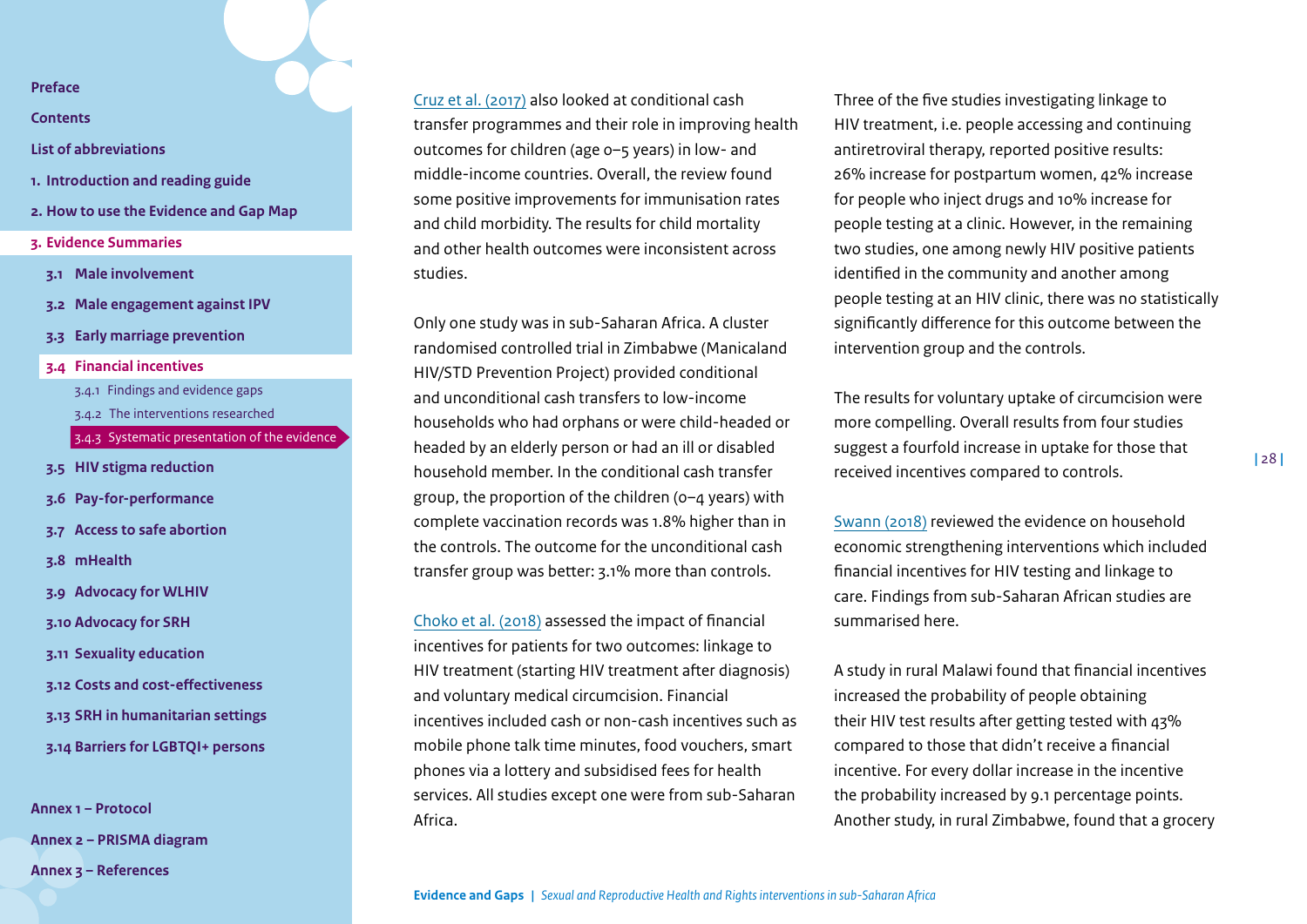Cruz et al. (2017) also looked at conditional cash transfer programmes and their role in improving health outcomes for children (age 0–5 years) in low- and middle-income countries. Overall, the review found some positive improvements for immunisation rates and child morbidity. The results for child mortality and other health outcomes were inconsistent across studies.

Only one study was in sub-Saharan Africa. A cluster randomised controlled trial in Zimbabwe (Manicaland HIV/STD Prevention Project) provided conditional and unconditional cash transfers to low-income households who had orphans or were child-headed or headed by an elderly person or had an ill or disabled household member. In the conditional cash transfer group, the proportion of the children (0–4 years) with complete vaccination records was 1.8% higher than in the controls. The outcome for the unconditional cash transfer group was better: 3.1% more than controls.

Choko et al. (2018) assessed the impact of financial incentives for patients for two outcomes: linkage to HIV treatment (starting HIV treatment after diagnosis) and voluntary medical circumcision. Financial incentives included cash or non-cash incentives such as mobile phone talk time minutes, food vouchers, smart phones via a lottery and subsidised fees for health services. All studies except one were from sub-Saharan Africa.

Three of the five studies investigating linkage to HIV treatment, i.e. people accessing and continuing antiretroviral therapy, reported positive results: 26% increase for postpartum women, 42% increase for people who inject drugs and 10% increase for people testing at a clinic. However, in the remaining two studies, one among newly HIV positive patients identified in the community and another among people testing at an HIV clinic, there was no statistically significantly difference for this outcome between the intervention group and the controls.

The results for voluntary uptake of circumcision were more compelling. Overall results from four studies suggest a fourfold increase in uptake for those that received incentives compared to controls.

Swann (2018) reviewed the evidence on household economic strengthening interventions which included financial incentives for HIV testing and linkage to care. Findings from sub-Saharan African studies are summarised here.

A study in rural Malawi found that financial incentives increased the probability of people obtaining their HIV test results after getting tested with 43% compared to those that didn't receive a financial incentive. For every dollar increase in the incentive the probability increased by 9.1 percentage points. Another study, in rural Zimbabwe, found that a grocery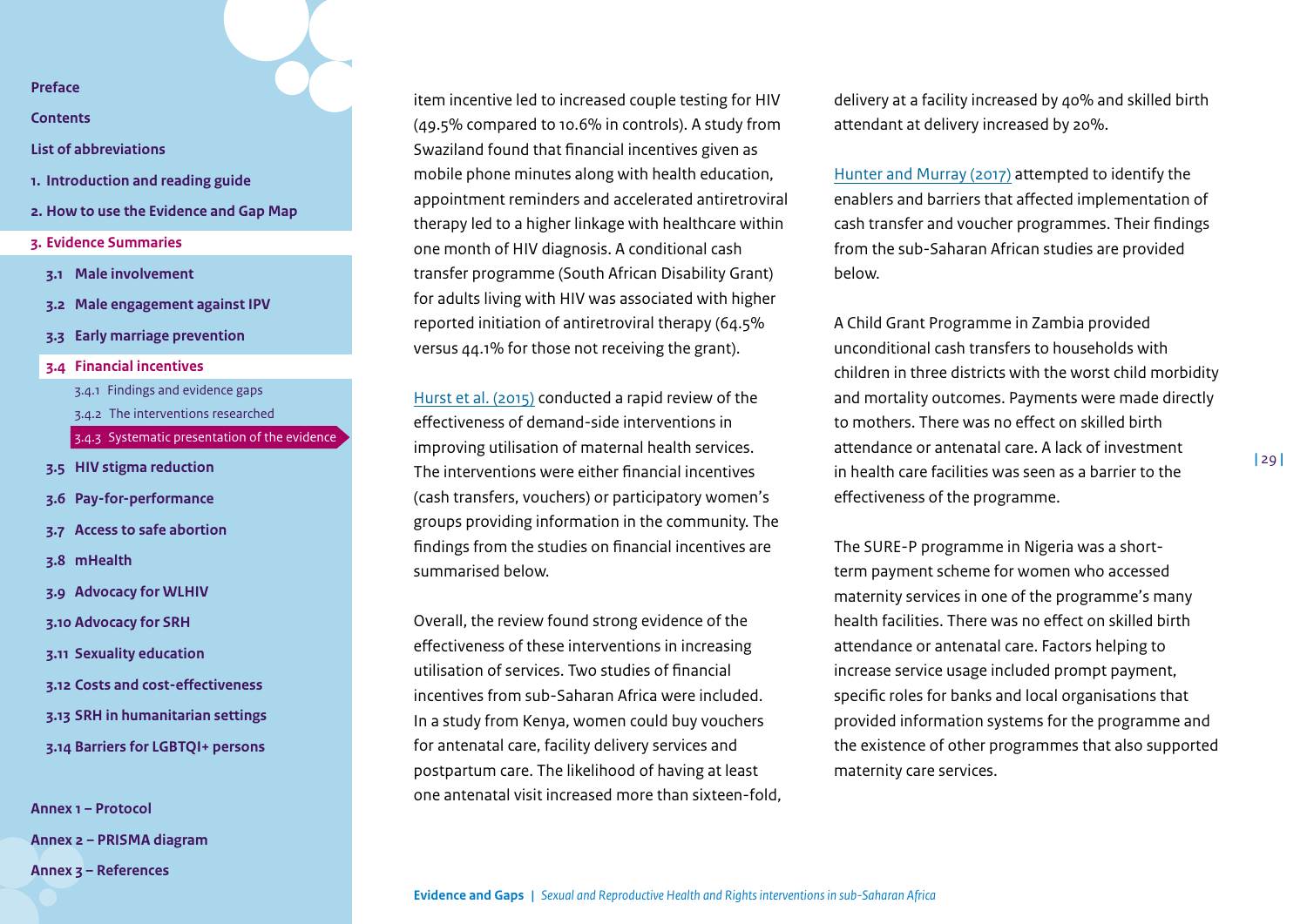item incentive led to increased couple testing for HIV (49.5% compared to 10.6% in controls). A study from Swaziland found that financial incentives given as mobile phone minutes along with health education, appointment reminders and accelerated antiretroviral therapy led to a higher linkage with healthcare within one month of HIV diagnosis. A conditional cash transfer programme (South African Disability Grant) for adults living with HIV was associated with higher reported initiation of antiretroviral therapy (64.5% versus 44.1% for those not receiving the grant).

Hurst et al. (2015) conducted a rapid review of the effectiveness of demand-side interventions in improving utilisation of maternal health services. The interventions were either financial incentives (cash transfers, vouchers) or participatory women's groups providing information in the community. The findings from the studies on financial incentives are summarised below.

Overall, the review found strong evidence of the effectiveness of these interventions in increasing utilisation of services. Two studies of financial incentives from sub-Saharan Africa were included. In a study from Kenya, women could buy vouchers for antenatal care, facility delivery services and postpartum care. The likelihood of having at least one antenatal visit increased more than sixteen-fold, delivery at a facility increased by 40% and skilled birth attendant at delivery increased by 20%.

Hunter and Murray (2017) attempted to identify the enablers and barriers that affected implementation of cash transfer and voucher programmes. Their findings from the sub-Saharan African studies are provided below.

A Child Grant Programme in Zambia provided unconditional cash transfers to households with children in three districts with the worst child morbidity and mortality outcomes. Payments were made directly to mothers. There was no effect on skilled birth attendance or antenatal care. A lack of investment in health care facilities was seen as a barrier to the effectiveness of the programme.

The SURE-P programme in Nigeria was a short-term payment scheme for women who accessed maternity services in one of the programme's many health facilities. There was no effect on skilled birth attendance or antenatal care. Factors helping to increase service usage included prompt payment, specific roles for banks and local organisations that provided information systems for the programme and the existence of other programmes that also supported maternity care services.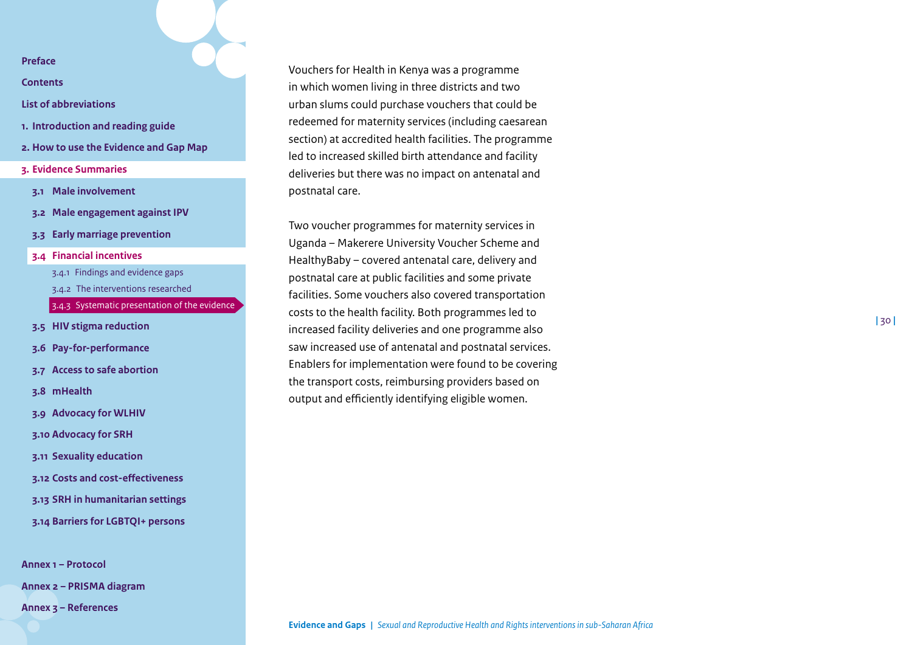Vouchers for Health in Kenya was a programme in which women living in three districts and two urban slums could purchase vouchers that could be redeemed for maternity services (including caesarean section) at accredited health facilities. The programme led to increased skilled birth attendance and facility deliveries but there was no impact on antenatal and postnatal care.

Two voucher programmes for maternity services in Uganda – Makerere University Voucher Scheme and HealthyBaby – covered antenatal care, delivery and postnatal care at public facilities and some private facilities. Some vouchers also covered transportation costs to the health facility. Both programmes led to increased facility deliveries and one programme also saw increased use of antenatal and postnatal services. Enablers for implementation were found to be covering the transport costs, reimbursing providers based on output and efficiently identifying eligible women.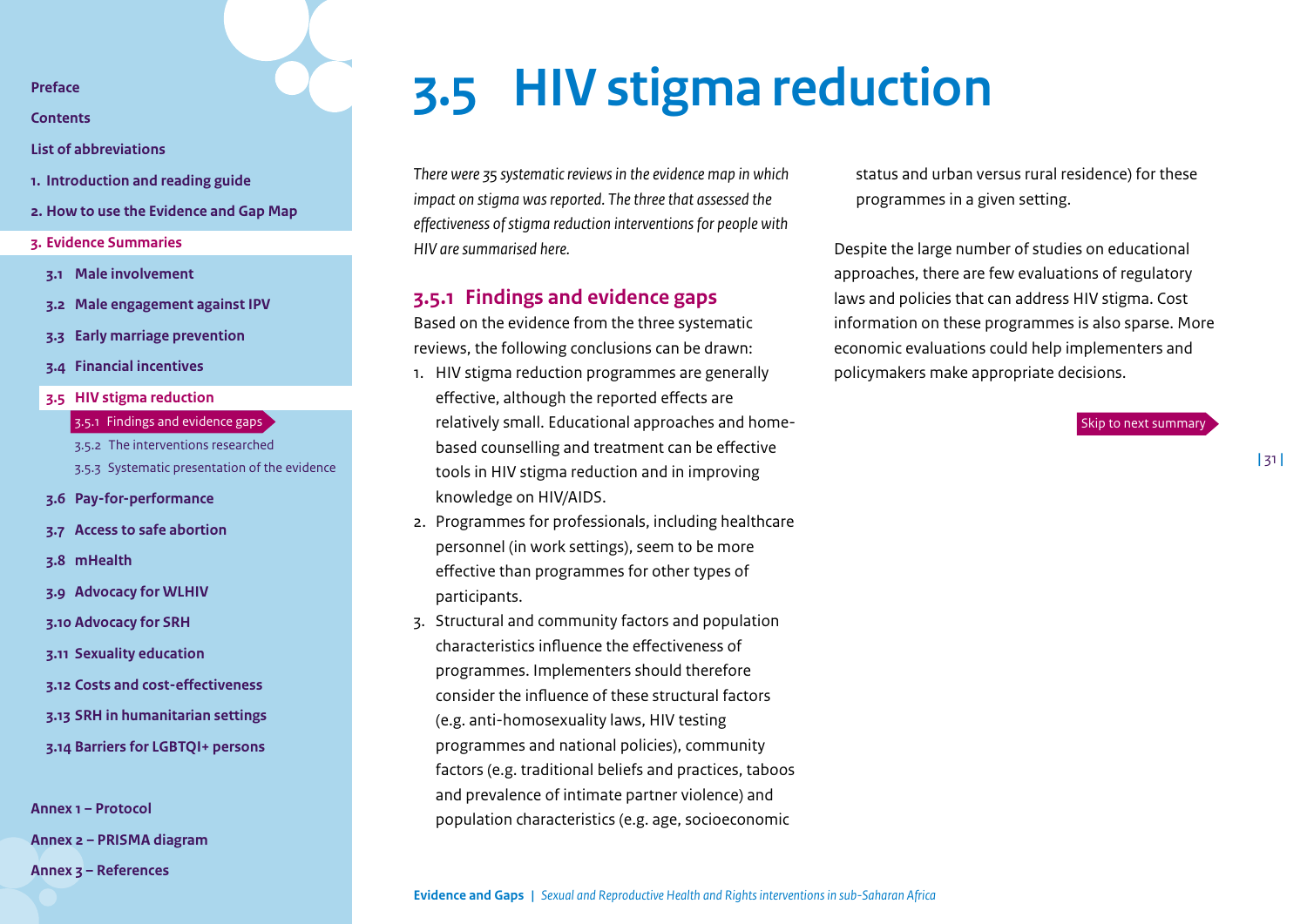# 3.5 HIV stigma reduction

*There were 35 systematic reviews in the evidence map in which impact on stigma was reported. The three that assessed the effectiveness of stigma reduction interventions for people with HIV are summarised here.*

## 3.5.1 Findings and evidence gaps

Based on the evidence from the three systematic reviews, the following conclusions can be drawn:

1. HIV stigma reduction programmes are generally effective, although the reported effects are relatively small. Educational approaches and home-based counselling and treatment can be effective tools in HIV stigma reduction and in improving knowledge on HIV/AIDS.
2. Programmes for professionals, including healthcare personnel (in work settings), seem to be more effective than programmes for other types of participants.
3. Structural and community factors and population characteristics influence the effectiveness of programmes. Implementers should therefore consider the influence of these structural factors (e.g. anti-homosexuality laws, HIV testing programmes and national policies), community factors (e.g. traditional beliefs and practices, taboos and prevalence of intimate partner violence) and population characteristics (e.g. age, socioeconomic status and urban versus rural residence) for these programmes in a given setting.

Despite the large number of studies on educational approaches, there are few evaluations of regulatory laws and policies that can address HIV stigma. Cost information on these programmes is also sparse. More economic evaluations could help implementers and policymakers make appropriate decisions.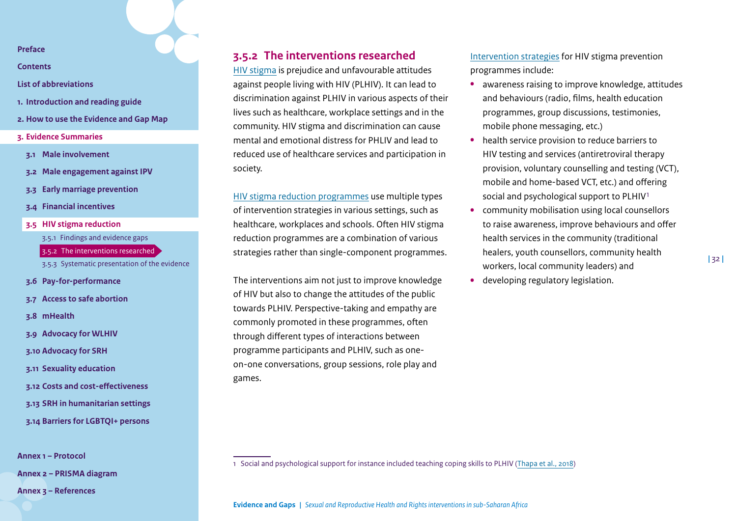### 3.5.2 The interventions researched

HIV stigma is prejudice and unfavourable attitudes against people living with HIV (PLHIV). It can lead to discrimination against PLHIV in various aspects of their lives such as healthcare, workplace settings and in the community. HIV stigma and discrimination can cause mental and emotional distress for PHLIV and lead to reduced use of healthcare services and participation in society.

HIV stigma reduction programmes use multiple types of intervention strategies in various settings, such as healthcare, workplaces and schools. Often HIV stigma reduction programmes are a combination of various strategies rather than single-component programmes.

The interventions aim not just to improve knowledge of HIV but also to change the attitudes of the public towards PLHIV. Perspective-taking and empathy are commonly promoted in these programmes, often through different types of interactions between programme participants and PLHIV, such as one-on-one conversations, group sessions, role play and games.

Intervention strategies for HIV stigma prevention programmes include:

- awareness raising to improve knowledge, attitudes and behaviours (radio, films, health education programmes, group discussions, testimonies, mobile phone messaging, etc.)
- health service provision to reduce barriers to HIV testing and services (antiretroviral therapy provision, voluntary counselling and testing (VCT), mobile and home-based VCT, etc.) and offering social and psychological support to PLHIV[1]
- community mobilisation using local counsellors to raise awareness, improve behaviours and offer health services in the community (traditional healers, youth counsellors, community health workers, local community leaders) and
- developing regulatory legislation.

[1] Social and psychological support for instance included teaching coping skills to PLHIV (Thapa et al., 2018)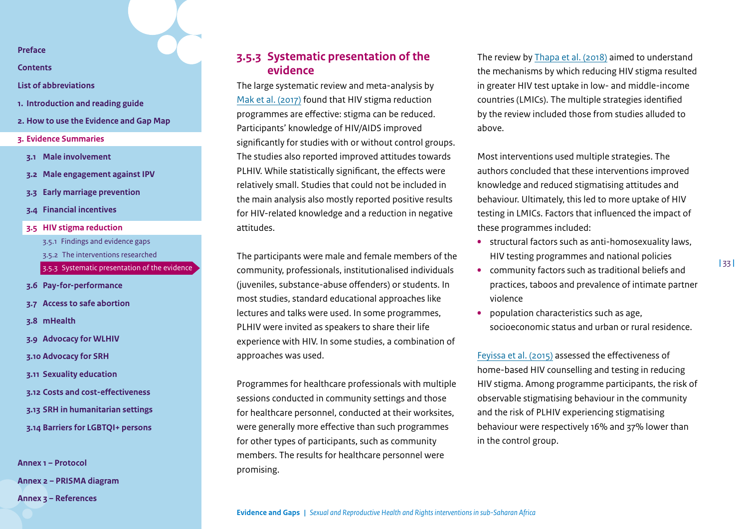### 3.5.3 Systematic presentation of the evidence

The large systematic review and meta-analysis by Mak et al. (2017) found that HIV stigma reduction programmes are effective: stigma can be reduced. Participants' knowledge of HIV/AIDS improved significantly for studies with or without control groups. The studies also reported improved attitudes towards PLHIV. While statistically significant, the effects were relatively small. Studies that could not be included in the main analysis also mostly reported positive results for HIV-related knowledge and a reduction in negative attitudes.

The participants were male and female members of the community, professionals, institutionalised individuals (juveniles, substance-abuse offenders) or students. In most studies, standard educational approaches like lectures and talks were used. In some programmes, PLHIV were invited as speakers to share their life experience with HIV. In some studies, a combination of approaches was used.

Programmes for healthcare professionals with multiple sessions conducted in community settings and those for healthcare personnel, conducted at their worksites, were generally more effective than such programmes for other types of participants, such as community members. The results for healthcare personnel were promising.

The review by Thapa et al. (2018) aimed to understand the mechanisms by which reducing HIV stigma resulted in greater HIV test uptake in low- and middle-income countries (LMICs). The multiple strategies identified by the review included those from studies alluded to above.

Most interventions used multiple strategies. The authors concluded that these interventions improved knowledge and reduced stigmatising attitudes and behaviour. Ultimately, this led to more uptake of HIV testing in LMICs. Factors that influenced the impact of these programmes included:

- structural factors such as anti-homosexuality laws, HIV testing programmes and national policies
- community factors such as traditional beliefs and practices, taboos and prevalence of intimate partner violence
- population characteristics such as age, socioeconomic status and urban or rural residence.

Feyissa et al. (2015) assessed the effectiveness of home-based HIV counselling and testing in reducing HIV stigma. Among programme participants, the risk of observable stigmatising behaviour in the community and the risk of PLHIV experiencing stigmatising behaviour were respectively 16% and 37% lower than in the control group.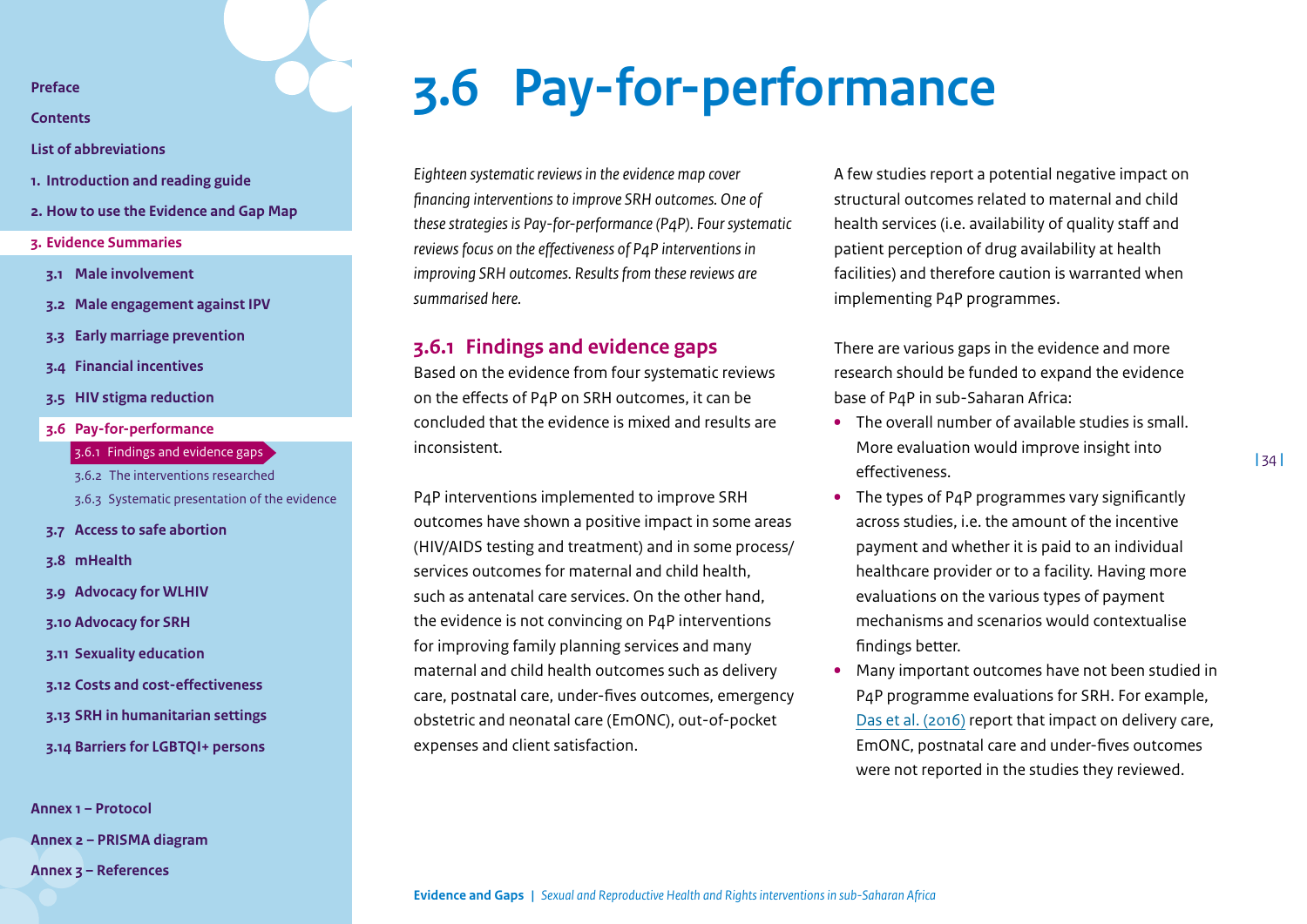# 3.6 Pay-for-performance

*Eighteen systematic reviews in the evidence map cover financing interventions to improve SRH outcomes. One of these strategies is Pay-for-performance (P4P). Four systematic reviews focus on the effectiveness of P4P interventions in improving SRH outcomes. Results from these reviews are summarised here.*

## 3.6.1 Findings and evidence gaps

Based on the evidence from four systematic reviews on the effects of P4P on SRH outcomes, it can be concluded that the evidence is mixed and results are inconsistent.

P4P interventions implemented to improve SRH outcomes have shown a positive impact in some areas (HIV/AIDS testing and treatment) and in some process/services outcomes for maternal and child health, such as antenatal care services. On the other hand, the evidence is not convincing on P4P interventions for improving family planning services and many maternal and child health outcomes such as delivery care, postnatal care, under-fives outcomes, emergency obstetric and neonatal care (EmONC), out-of-pocket expenses and client satisfaction.

A few studies report a potential negative impact on structural outcomes related to maternal and child health services (i.e. availability of quality staff and patient perception of drug availability at health facilities) and therefore caution is warranted when implementing P4P programmes.

There are various gaps in the evidence and more research should be funded to expand the evidence base of P4P in sub-Saharan Africa:

- The overall number of available studies is small. More evaluation would improve insight into effectiveness.
- The types of P4P programmes vary significantly across studies, i.e. the amount of the incentive payment and whether it is paid to an individual healthcare provider or to a facility. Having more evaluations on the various types of payment mechanisms and scenarios would contextualise findings better.
- Many important outcomes have not been studied in P4P programme evaluations for SRH. For example, Das et al. (2016) report that impact on delivery care, EmONC, postnatal care and under-fives outcomes were not reported in the studies they reviewed.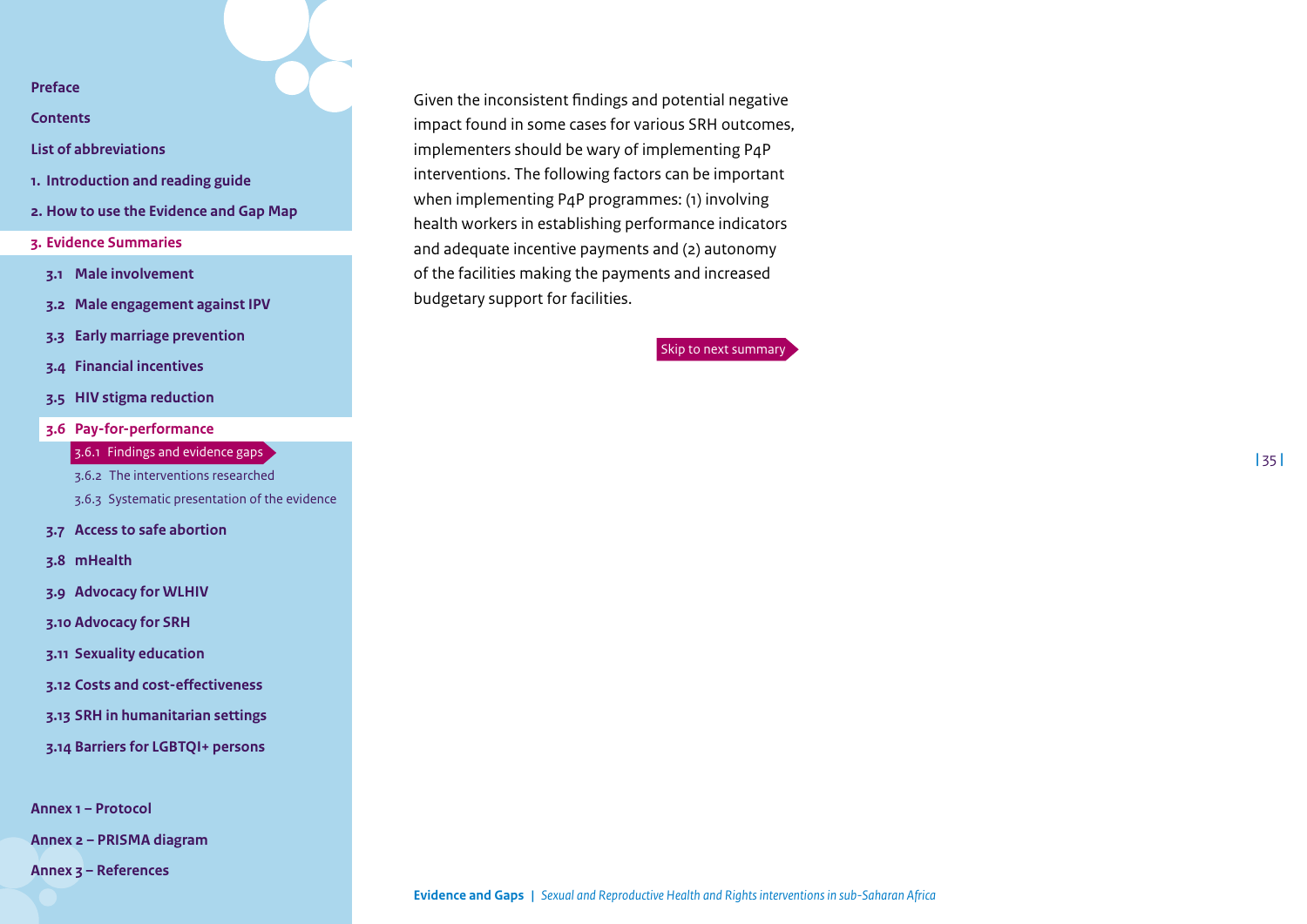Given the inconsistent findings and potential negative impact found in some cases for various SRH outcomes, implementers should be wary of implementing P4P interventions. The following factors can be important when implementing P4P programmes: (1) involving health workers in establishing performance indicators and adequate incentive payments and (2) autonomy of the facilities making the payments and increased budgetary support for facilities.

Skip to next summary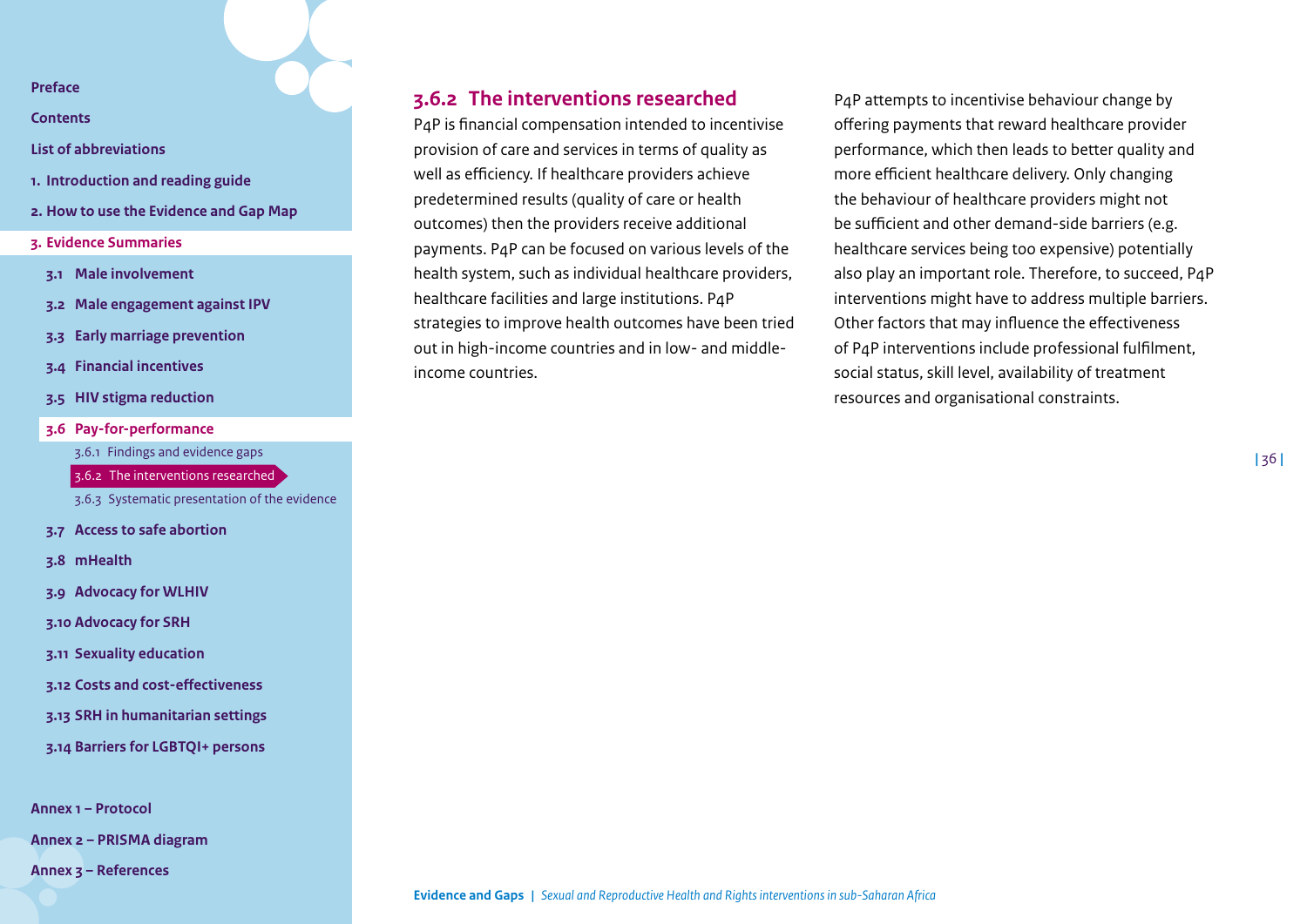### 3.6.2 The interventions researched

P4P is financial compensation intended to incentivise provision of care and services in terms of quality as well as efficiency. If healthcare providers achieve predetermined results (quality of care or health outcomes) then the providers receive additional payments. P4P can be focused on various levels of the health system, such as individual healthcare providers, healthcare facilities and large institutions. P4P strategies to improve health outcomes have been tried out in high-income countries and in low- and middle-income countries.

P4P attempts to incentivise behaviour change by offering payments that reward healthcare provider performance, which then leads to better quality and more efficient healthcare delivery. Only changing the behaviour of healthcare providers might not be sufficient and other demand-side barriers (e.g. healthcare services being too expensive) potentially also play an important role. Therefore, to succeed, P4P interventions might have to address multiple barriers. Other factors that may influence the effectiveness of P4P interventions include professional fulfilment, social status, skill level, availability of treatment resources and organisational constraints.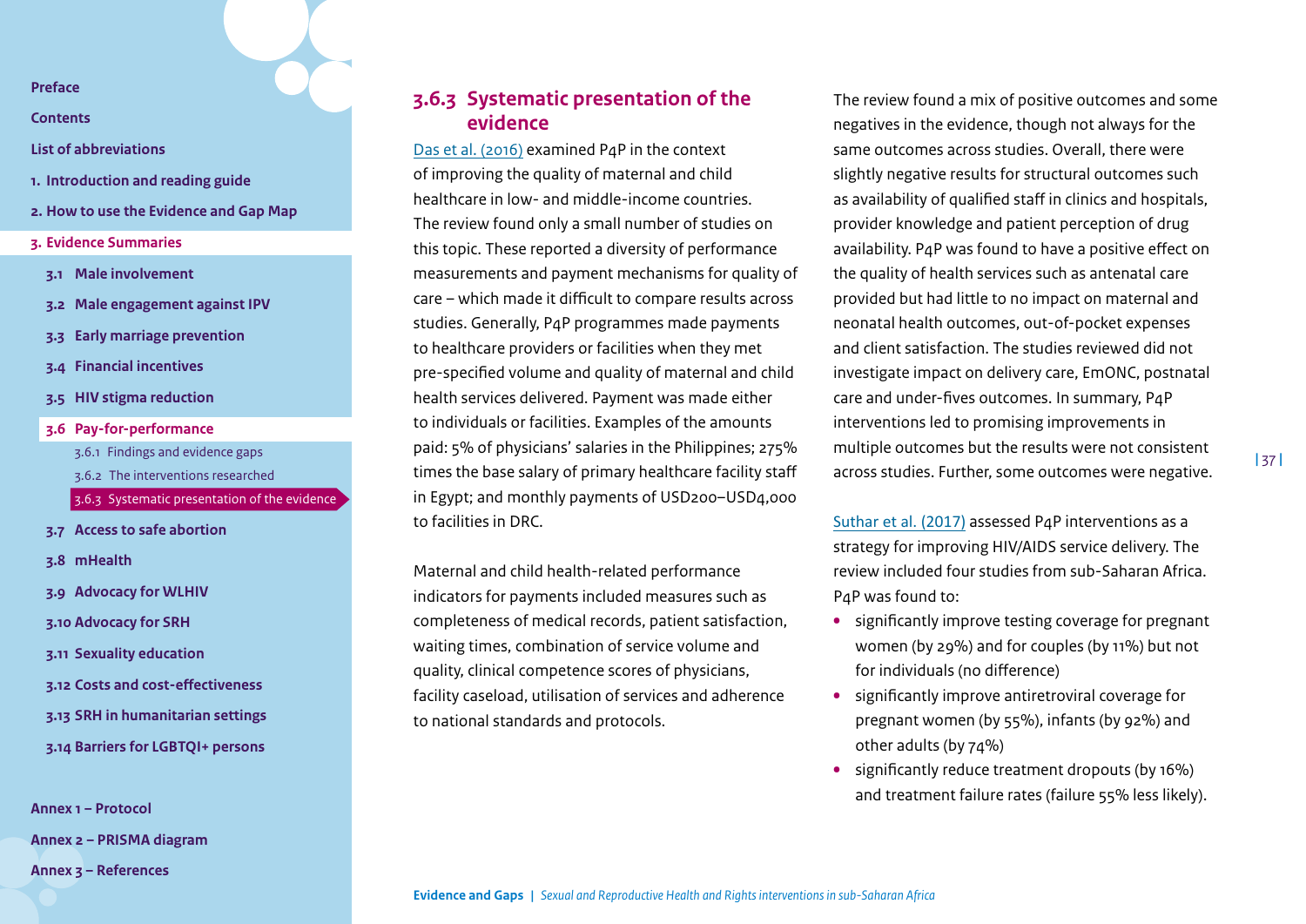### 3.6.3 Systematic presentation of the evidence

Das et al. (2016) examined P4P in the context of improving the quality of maternal and child healthcare in low- and middle-income countries. The review found only a small number of studies on this topic. These reported a diversity of performance measurements and payment mechanisms for quality of care – which made it difficult to compare results across studies. Generally, P4P programmes made payments to healthcare providers or facilities when they met pre-specified volume and quality of maternal and child health services delivered. Payment was made either to individuals or facilities. Examples of the amounts paid: 5% of physicians' salaries in the Philippines; 275% times the base salary of primary healthcare facility staff in Egypt; and monthly payments of USD200–USD4,000 to facilities in DRC.

Maternal and child health-related performance indicators for payments included measures such as completeness of medical records, patient satisfaction, waiting times, combination of service volume and quality, clinical competence scores of physicians, facility caseload, utilisation of services and adherence to national standards and protocols.

The review found a mix of positive outcomes and some negatives in the evidence, though not always for the same outcomes across studies. Overall, there were slightly negative results for structural outcomes such as availability of qualified staff in clinics and hospitals, provider knowledge and patient perception of drug availability. P4P was found to have a positive effect on the quality of health services such as antenatal care provided but had little to no impact on maternal and neonatal health outcomes, out-of-pocket expenses and client satisfaction. The studies reviewed did not investigate impact on delivery care, EmONC, postnatal care and under-fives outcomes. In summary, P4P interventions led to promising improvements in multiple outcomes but the results were not consistent across studies. Further, some outcomes were negative.

Suthar et al. (2017) assessed P4P interventions as a strategy for improving HIV/AIDS service delivery. The review included four studies from sub-Saharan Africa. P4P was found to:

- significantly improve testing coverage for pregnant women (by 29%) and for couples (by 11%) but not for individuals (no difference)
- significantly improve antiretroviral coverage for pregnant women (by 55%), infants (by 92%) and other adults (by 74%)
- significantly reduce treatment dropouts (by 16%) and treatment failure rates (failure 55% less likely).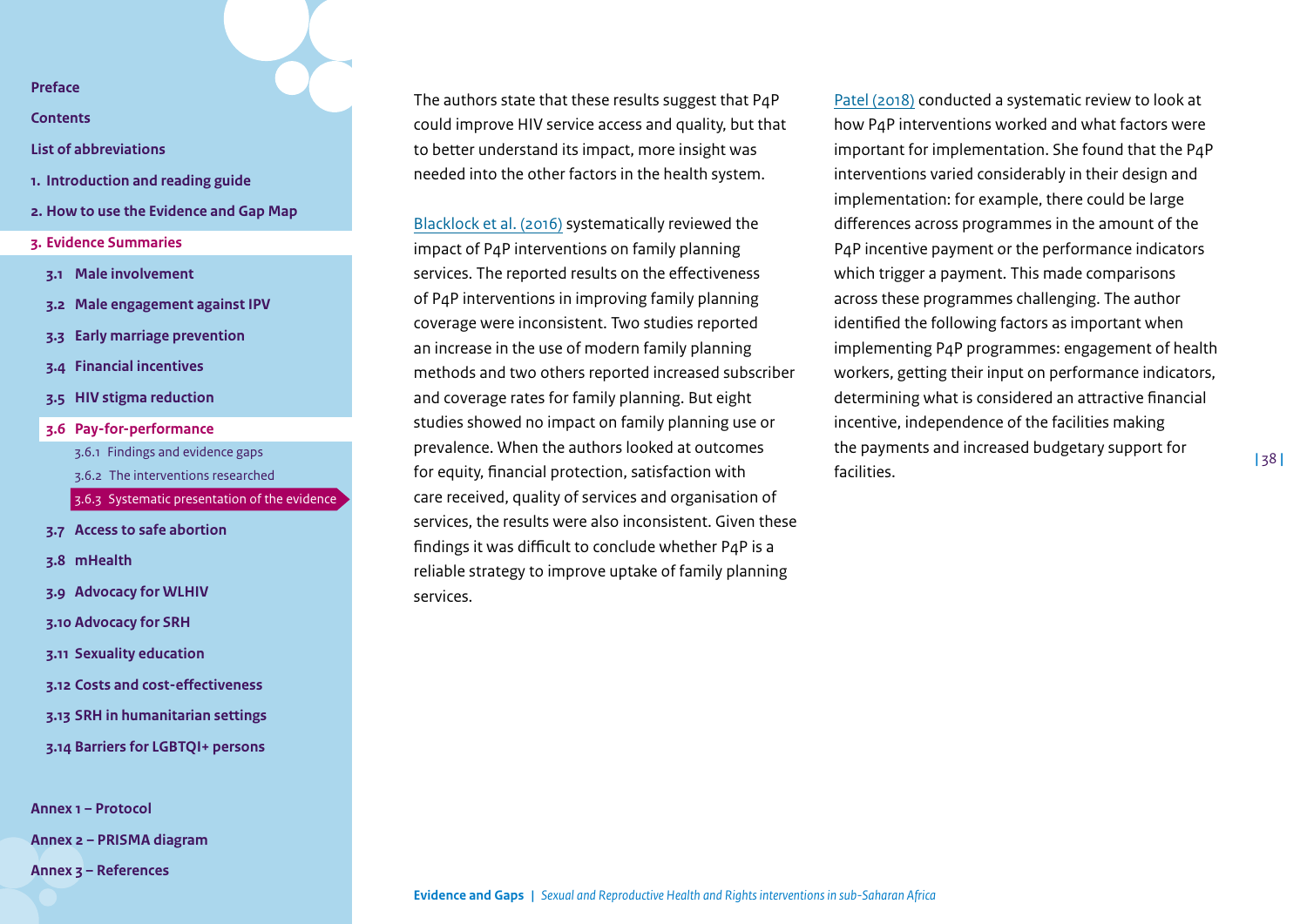The authors state that these results suggest that P4P could improve HIV service access and quality, but that to better understand its impact, more insight was needed into the other factors in the health system.

Blacklock et al. (2016) systematically reviewed the impact of P4P interventions on family planning services. The reported results on the effectiveness of P4P interventions in improving family planning coverage were inconsistent. Two studies reported an increase in the use of modern family planning methods and two others reported increased subscriber and coverage rates for family planning. But eight studies showed no impact on family planning use or prevalence. When the authors looked at outcomes for equity, financial protection, satisfaction with care received, quality of services and organisation of services, the results were also inconsistent. Given these findings it was difficult to conclude whether P4P is a reliable strategy to improve uptake of family planning services.

Patel (2018) conducted a systematic review to look at how P4P interventions worked and what factors were important for implementation. She found that the P4P interventions varied considerably in their design and implementation: for example, there could be large differences across programmes in the amount of the P4P incentive payment or the performance indicators which trigger a payment. This made comparisons across these programmes challenging. The author identified the following factors as important when implementing P4P programmes: engagement of health workers, getting their input on performance indicators, determining what is considered an attractive financial incentive, independence of the facilities making the payments and increased budgetary support for facilities.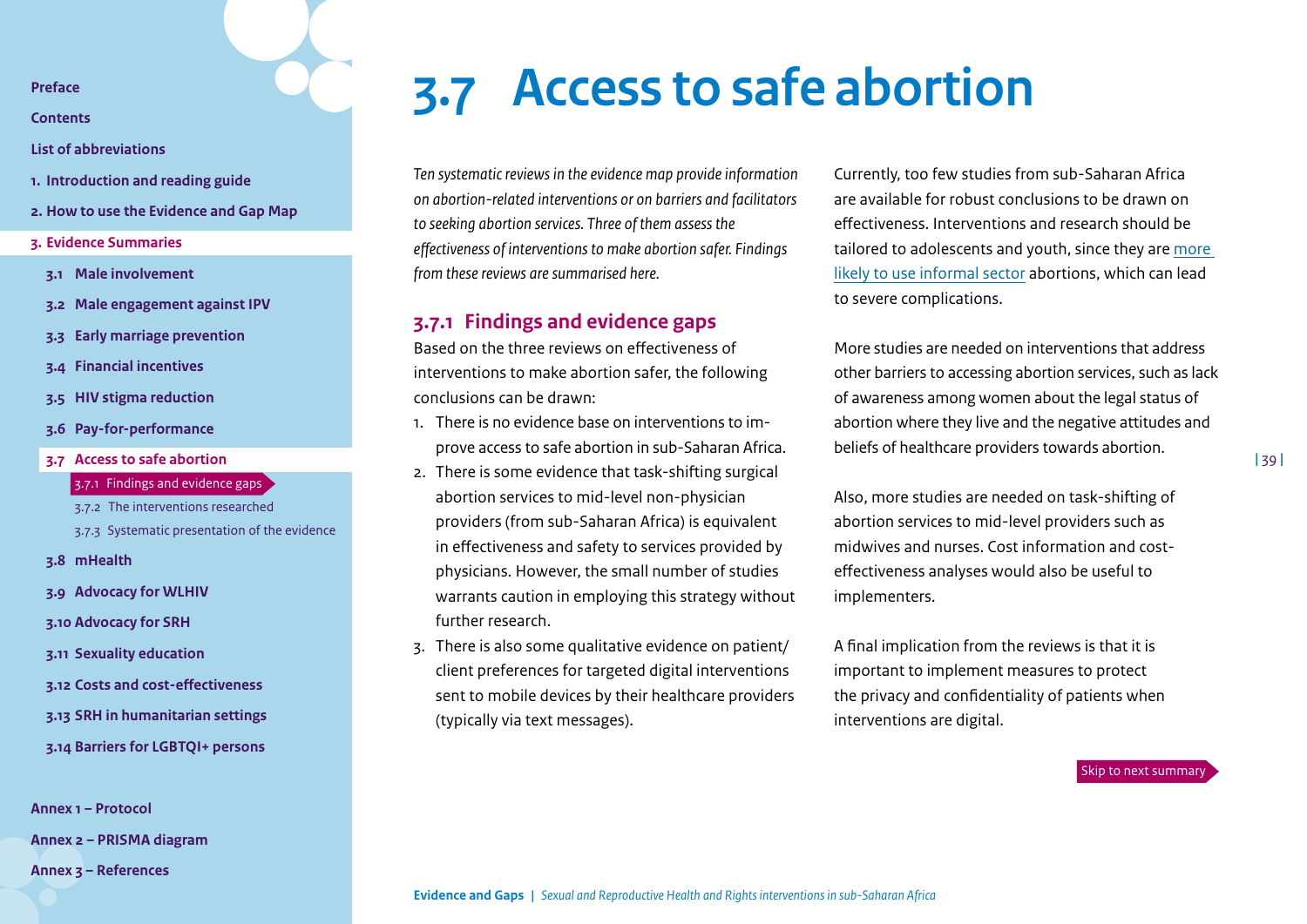# 3.7 Access to safe abortion

*Ten systematic reviews in the evidence map provide information on abortion-related interventions or on barriers and facilitators to seeking abortion services. Three of them assess the effectiveness of interventions to make abortion safer. Findings from these reviews are summarised here.*

## 3.7.1 Findings and evidence gaps

Based on the three reviews on effectiveness of interventions to make abortion safer, the following conclusions can be drawn:

1. There is no evidence base on interventions to improve access to safe abortion in sub-Saharan Africa.
2. There is some evidence that task-shifting surgical abortion services to mid-level non-physician providers (from sub-Saharan Africa) is equivalent in effectiveness and safety to services provided by physicians. However, the small number of studies warrants caution in employing this strategy without further research.
3. There is also some qualitative evidence on patient/client preferences for targeted digital interventions sent to mobile devices by their healthcare providers (typically via text messages).

Currently, too few studies from sub-Saharan Africa are available for robust conclusions to be drawn on effectiveness. Interventions and research should be tailored to adolescents and youth, since they are more likely to use informal sector abortions, which can lead to severe complications.

More studies are needed on interventions that address other barriers to accessing abortion services, such as lack of awareness among women about the legal status of abortion where they live and the negative attitudes and beliefs of healthcare providers towards abortion.

Also, more studies are needed on task-shifting of abortion services to mid-level providers such as midwives and nurses. Cost information and cost-effectiveness analyses would also be useful to implementers.

A final implication from the reviews is that it is important to implement measures to protect the privacy and confidentiality of patients when interventions are digital.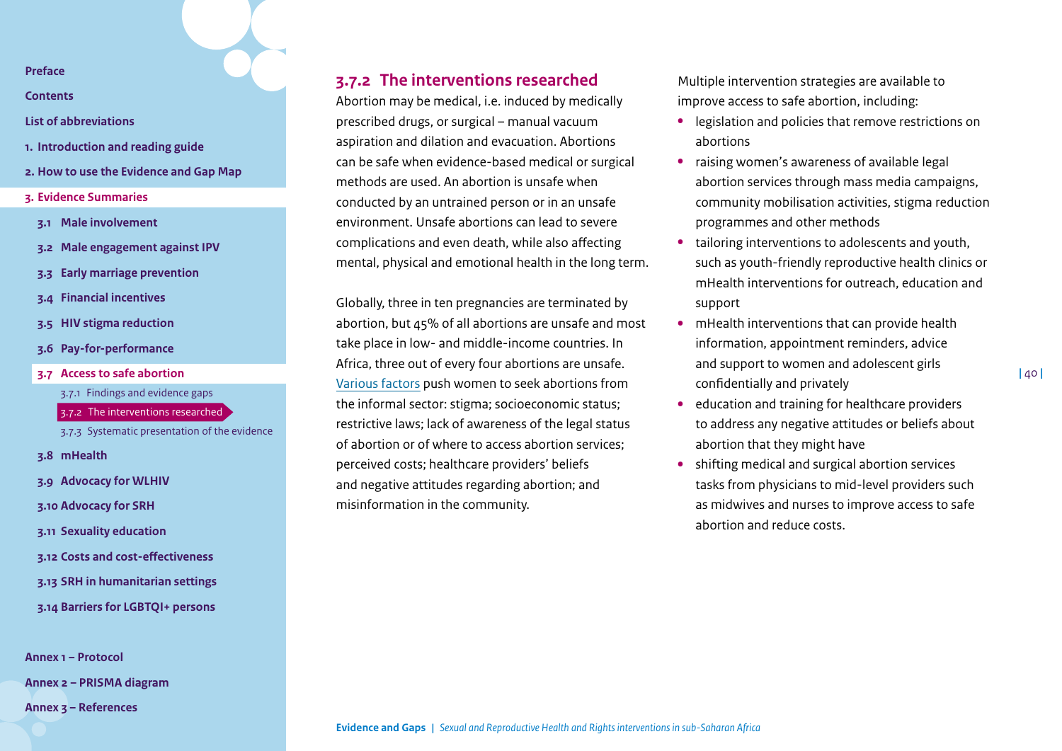### 3.7.2 The interventions researched

Abortion may be medical, i.e. induced by medically prescribed drugs, or surgical – manual vacuum aspiration and dilation and evacuation. Abortions can be safe when evidence-based medical or surgical methods are used. An abortion is unsafe when conducted by an untrained person or in an unsafe environment. Unsafe abortions can lead to severe complications and even death, while also affecting mental, physical and emotional health in the long term.

Globally, three in ten pregnancies are terminated by abortion, but 45% of all abortions are unsafe and most take place in low- and middle-income countries. In Africa, three out of every four abortions are unsafe. Various factors push women to seek abortions from the informal sector: stigma; socioeconomic status; restrictive laws; lack of awareness of the legal status of abortion or of where to access abortion services; perceived costs; healthcare providers' beliefs and negative attitudes regarding abortion; and misinformation in the community.

Multiple intervention strategies are available to improve access to safe abortion, including:

- legislation and policies that remove restrictions on abortions
- raising women's awareness of available legal abortion services through mass media campaigns, community mobilisation activities, stigma reduction programmes and other methods
- tailoring interventions to adolescents and youth, such as youth-friendly reproductive health clinics or mHealth interventions for outreach, education and support
- mHealth interventions that can provide health information, appointment reminders, advice and support to women and adolescent girls confidentially and privately
- education and training for healthcare providers to address any negative attitudes or beliefs about abortion that they might have
- shifting medical and surgical abortion services tasks from physicians to mid-level providers such as midwives and nurses to improve access to safe abortion and reduce costs.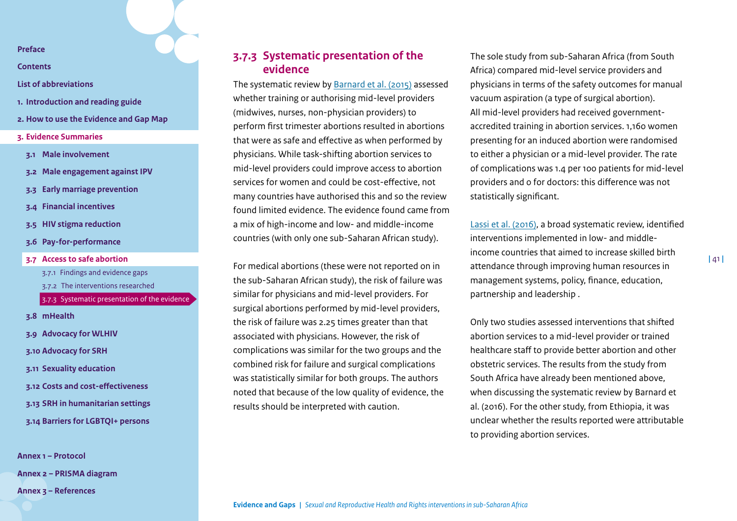### 3.7.3 Systematic presentation of the evidence

The systematic review by Barnard et al. (2015) assessed whether training or authorising mid-level providers (midwives, nurses, non-physician providers) to perform first trimester abortions resulted in abortions that were as safe and effective as when performed by physicians. While task-shifting abortion services to mid-level providers could improve access to abortion services for women and could be cost-effective, not many countries have authorised this and so the review found limited evidence. The evidence found came from a mix of high-income and low- and middle-income countries (with only one sub-Saharan African study).

For medical abortions (these were not reported on in the sub-Saharan African study), the risk of failure was similar for physicians and mid-level providers. For surgical abortions performed by mid-level providers, the risk of failure was 2.25 times greater than that associated with physicians. However, the risk of complications was similar for the two groups and the combined risk for failure and surgical complications was statistically similar for both groups. The authors noted that because of the low quality of evidence, the results should be interpreted with caution.

The sole study from sub-Saharan Africa (from South Africa) compared mid-level service providers and physicians in terms of the safety outcomes for manual vacuum aspiration (a type of surgical abortion). All mid-level providers had received government-accredited training in abortion services. 1,160 women presenting for an induced abortion were randomised to either a physician or a mid-level provider. The rate of complications was 1.4 per 100 patients for mid-level providers and 0 for doctors: this difference was not statistically significant.

Lassi et al. (2016), a broad systematic review, identified interventions implemented in low- and middle-income countries that aimed to increase skilled birth attendance through improving human resources in management systems, policy, finance, education, partnership and leadership .

Only two studies assessed interventions that shifted abortion services to a mid-level provider or trained healthcare staff to provide better abortion and other obstetric services. The results from the study from South Africa have already been mentioned above, when discussing the systematic review by Barnard et al. (2016). For the other study, from Ethiopia, it was unclear whether the results reported were attributable to providing abortion services.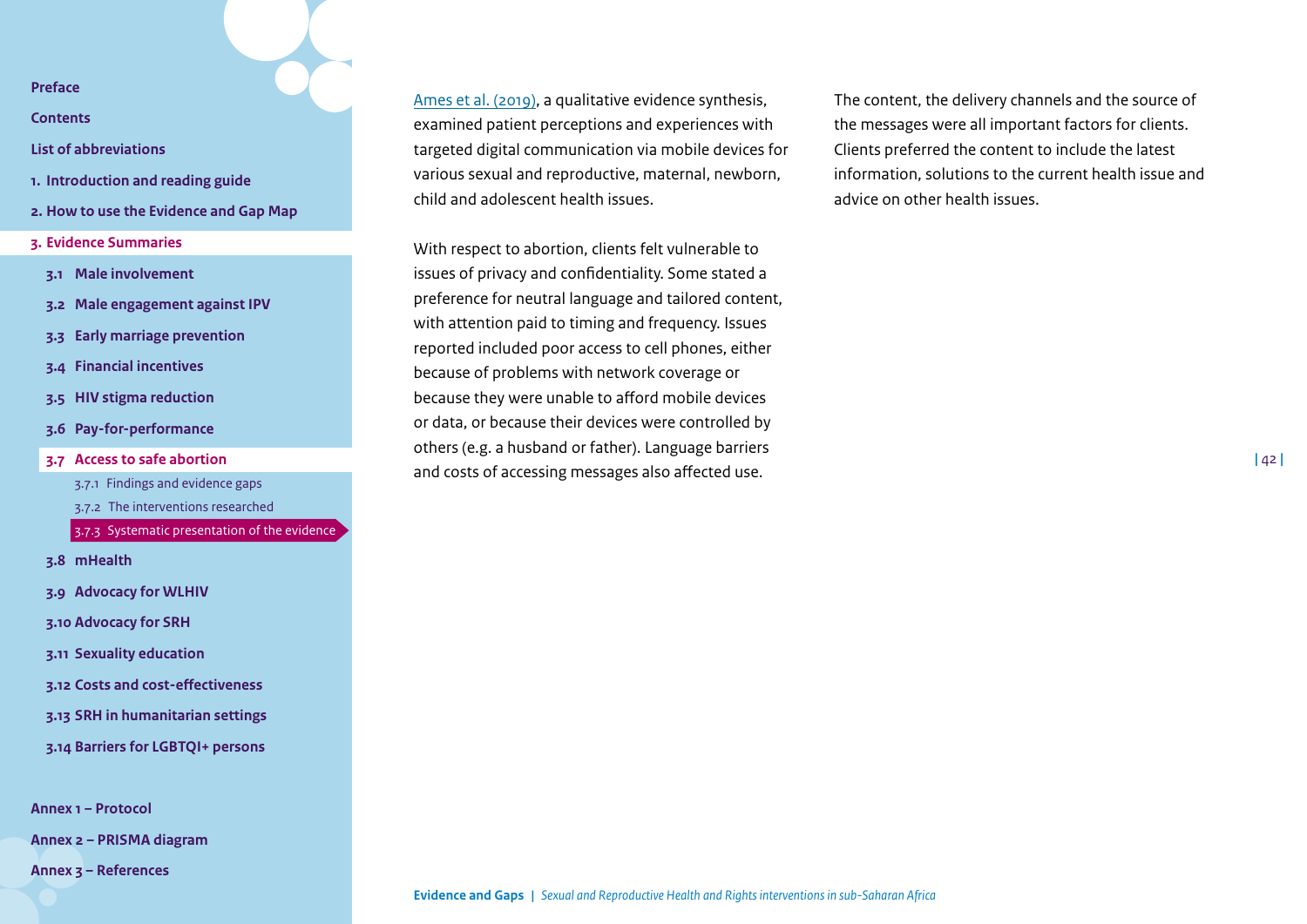Ames et al. (2019), a qualitative evidence synthesis, examined patient perceptions and experiences with targeted digital communication via mobile devices for various sexual and reproductive, maternal, newborn, child and adolescent health issues.

With respect to abortion, clients felt vulnerable to issues of privacy and confidentiality. Some stated a preference for neutral language and tailored content, with attention paid to timing and frequency. Issues reported included poor access to cell phones, either because of problems with network coverage or because they were unable to afford mobile devices or data, or because their devices were controlled by others (e.g. a husband or father). Language barriers and costs of accessing messages also affected use.

The content, the delivery channels and the source of the messages were all important factors for clients. Clients preferred the content to include the latest information, solutions to the current health issue and advice on other health issues.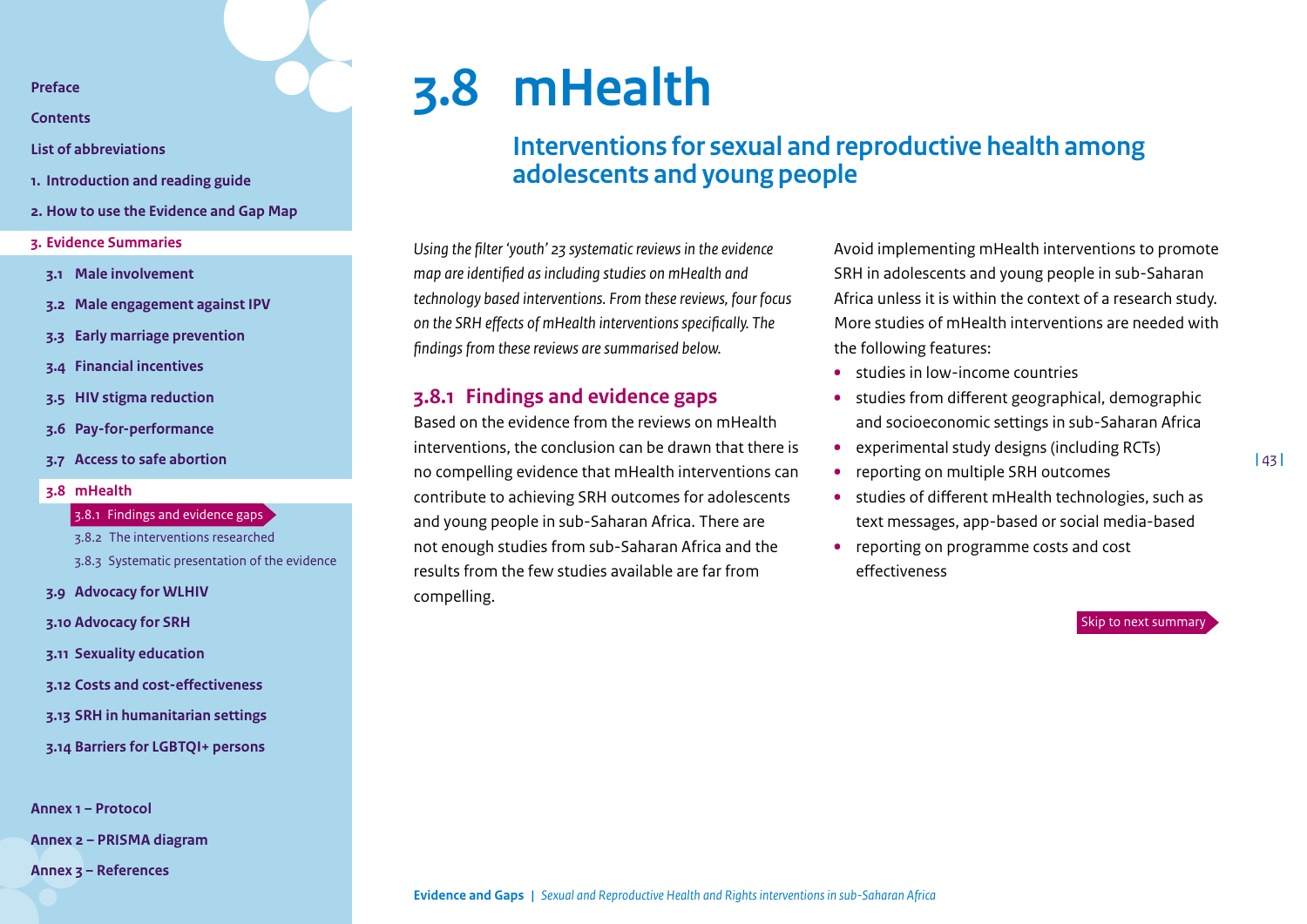# 3.8 mHealth

## Interventions for sexual and reproductive health among adolescents and young people

*Using the filter 'youth' 23 systematic reviews in the evidence map are identified as including studies on mHealth and technology based interventions. From these reviews, four focus on the SRH effects of mHealth interventions specifically. The findings from these reviews are summarised below.*

### 3.8.1 Findings and evidence gaps

Based on the evidence from the reviews on mHealth interventions, the conclusion can be drawn that there is no compelling evidence that mHealth interventions can contribute to achieving SRH outcomes for adolescents and young people in sub-Saharan Africa. There are not enough studies from sub-Saharan Africa and the results from the few studies available are far from compelling.

Avoid implementing mHealth interventions to promote SRH in adolescents and young people in sub-Saharan Africa unless it is within the context of a research study. More studies of mHealth interventions are needed with the following features:

- studies in low-income countries
- studies from different geographical, demographic and socioeconomic settings in sub-Saharan Africa
- experimental study designs (including RCTs)
- reporting on multiple SRH outcomes
- studies of different mHealth technologies, such as text messages, app-based or social media-based
- reporting on programme costs and cost effectiveness

Skip to next summary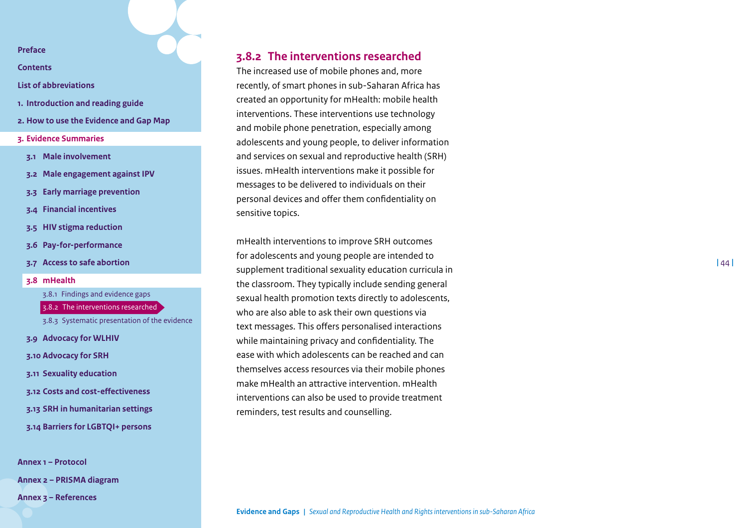### 3.8.2 The interventions researched

The increased use of mobile phones and, more recently, of smart phones in sub-Saharan Africa has created an opportunity for mHealth: mobile health interventions. These interventions use technology and mobile phone penetration, especially among adolescents and young people, to deliver information and services on sexual and reproductive health (SRH) issues. mHealth interventions make it possible for messages to be delivered to individuals on their personal devices and offer them confidentiality on sensitive topics.

mHealth interventions to improve SRH outcomes for adolescents and young people are intended to supplement traditional sexuality education curricula in the classroom. They typically include sending general sexual health promotion texts directly to adolescents, who are also able to ask their own questions via text messages. This offers personalised interactions while maintaining privacy and confidentiality. The ease with which adolescents can be reached and can themselves access resources via their mobile phones make mHealth an attractive intervention. mHealth interventions can also be used to provide treatment reminders, test results and counselling.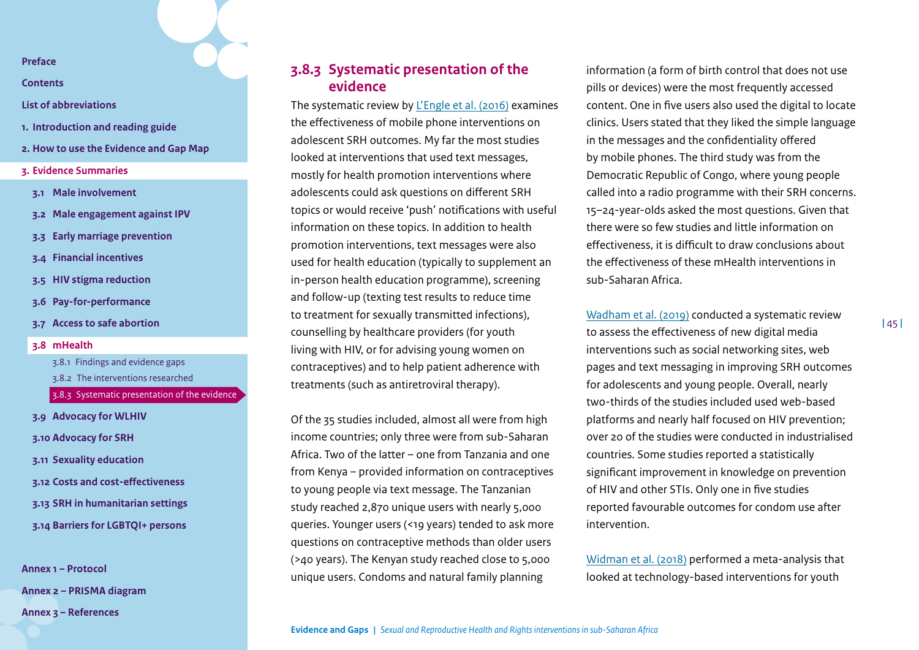### 3.8.3 Systematic presentation of the evidence

The systematic review by L'Engle et al. (2016) examines the effectiveness of mobile phone interventions on adolescent SRH outcomes. My far the most studies looked at interventions that used text messages, mostly for health promotion interventions where adolescents could ask questions on different SRH topics or would receive 'push' notifications with useful information on these topics. In addition to health promotion interventions, text messages were also used for health education (typically to supplement an in-person health education programme), screening and follow-up (texting test results to reduce time to treatment for sexually transmitted infections), counselling by healthcare providers (for youth living with HIV, or for advising young women on contraceptives) and to help patient adherence with treatments (such as antiretroviral therapy).

Of the 35 studies included, almost all were from high income countries; only three were from sub-Saharan Africa. Two of the latter – one from Tanzania and one from Kenya – provided information on contraceptives to young people via text message. The Tanzanian study reached 2,870 unique users with nearly 5,000 queries. Younger users (<19 years) tended to ask more questions on contraceptive methods than older users (>40 years). The Kenyan study reached close to 5,000 unique users. Condoms and natural family planning information (a form of birth control that does not use pills or devices) were the most frequently accessed content. One in five users also used the digital to locate clinics. Users stated that they liked the simple language in the messages and the confidentiality offered by mobile phones. The third study was from the Democratic Republic of Congo, where young people called into a radio programme with their SRH concerns. 15–24-year-olds asked the most questions. Given that there were so few studies and little information on effectiveness, it is difficult to draw conclusions about the effectiveness of these mHealth interventions in sub-Saharan Africa.

Wadham et al. (2019) conducted a systematic review to assess the effectiveness of new digital media interventions such as social networking sites, web pages and text messaging in improving SRH outcomes for adolescents and young people. Overall, nearly two-thirds of the studies included used web-based platforms and nearly half focused on HIV prevention; over 20 of the studies were conducted in industrialised countries. Some studies reported a statistically significant improvement in knowledge on prevention of HIV and other STIs. Only one in five studies reported favourable outcomes for condom use after intervention.

Widman et al. (2018) performed a meta-analysis that looked at technology-based interventions for youth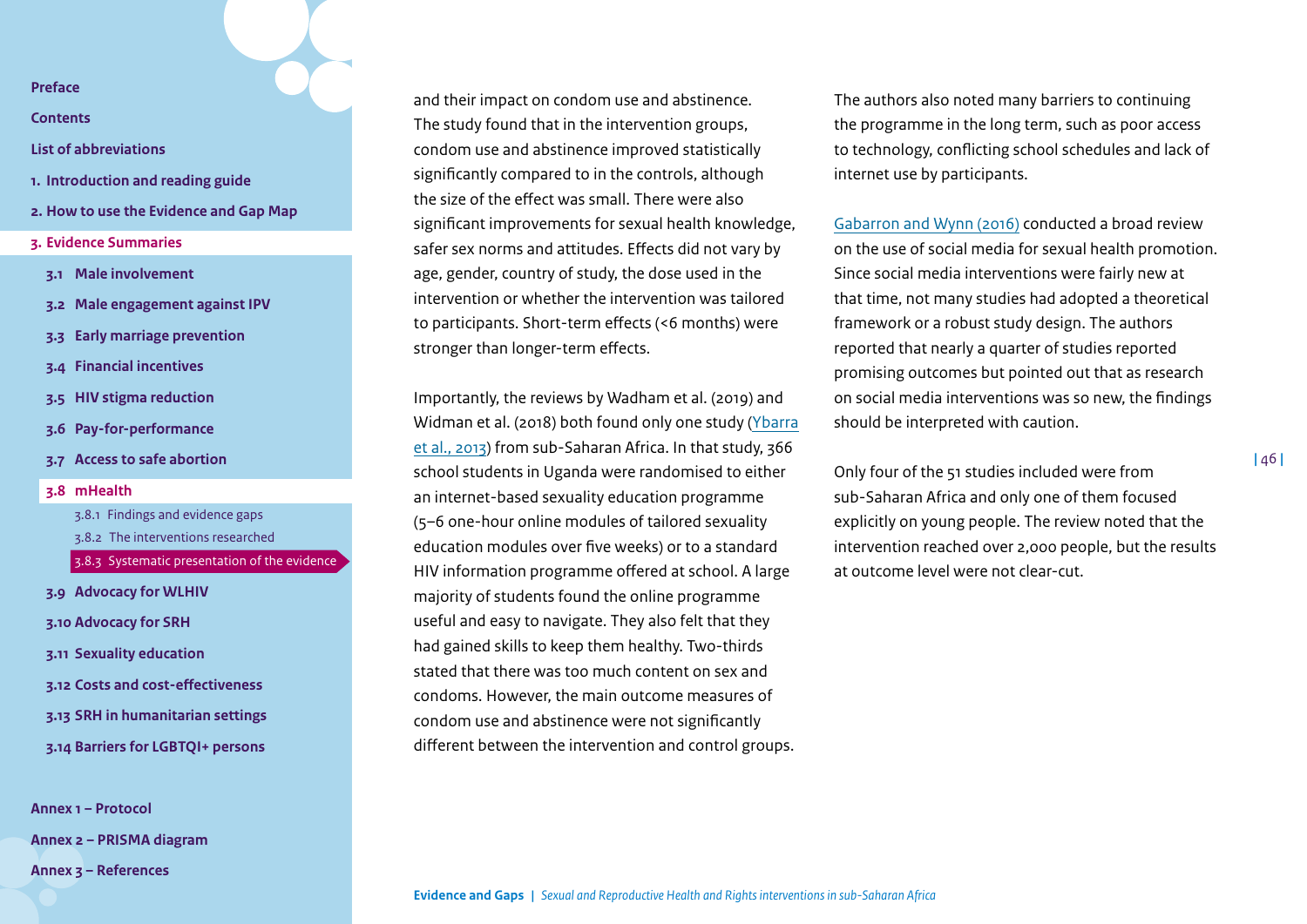and their impact on condom use and abstinence. The study found that in the intervention groups, condom use and abstinence improved statistically significantly compared to in the controls, although the size of the effect was small. There were also significant improvements for sexual health knowledge, safer sex norms and attitudes. Effects did not vary by age, gender, country of study, the dose used in the intervention or whether the intervention was tailored to participants. Short-term effects (<6 months) were stronger than longer-term effects.

Importantly, the reviews by Wadham et al. (2019) and Widman et al. (2018) both found only one study (Ybarra et al., 2013) from sub-Saharan Africa. In that study, 366 school students in Uganda were randomised to either an internet-based sexuality education programme (5–6 one-hour online modules of tailored sexuality education modules over five weeks) or to a standard HIV information programme offered at school. A large majority of students found the online programme useful and easy to navigate. They also felt that they had gained skills to keep them healthy. Two-thirds stated that there was too much content on sex and condoms. However, the main outcome measures of condom use and abstinence were not significantly different between the intervention and control groups.

The authors also noted many barriers to continuing the programme in the long term, such as poor access to technology, conflicting school schedules and lack of internet use by participants.

Gabarron and Wynn (2016) conducted a broad review on the use of social media for sexual health promotion. Since social media interventions were fairly new at that time, not many studies had adopted a theoretical framework or a robust study design. The authors reported that nearly a quarter of studies reported promising outcomes but pointed out that as research on social media interventions was so new, the findings should be interpreted with caution.

Only four of the 51 studies included were from sub-Saharan Africa and only one of them focused explicitly on young people. The review noted that the intervention reached over 2,000 people, but the results at outcome level were not clear-cut.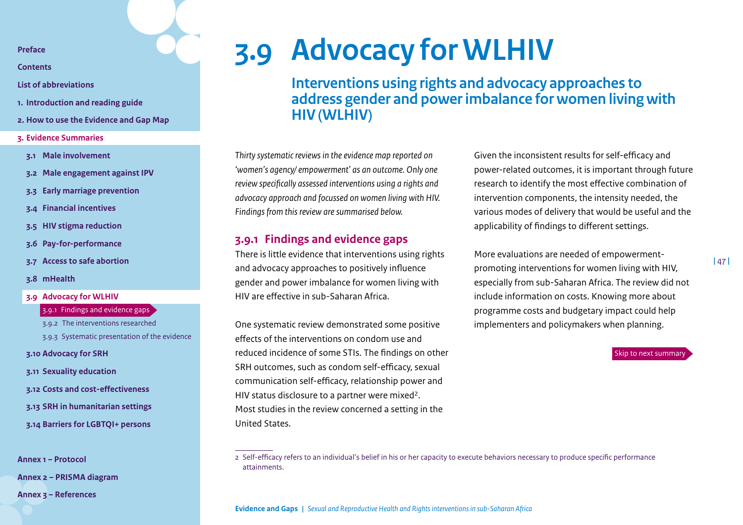# 3.9 Advocacy for WLHIV

## Interventions using rights and advocacy approaches to address gender and power imbalance for women living with HIV (WLHIV)

*Thirty systematic reviews in the evidence map reported on 'women's agency/ empowerment' as an outcome. Only one review specifically assessed interventions using a rights and advocacy approach and focussed on women living with HIV. Findings from this review are summarised below.*

### 3.9.1 Findings and evidence gaps

There is little evidence that interventions using rights and advocacy approaches to positively influence gender and power imbalance for women living with HIV are effective in sub-Saharan Africa.

One systematic review demonstrated some positive effects of the interventions on condom use and reduced incidence of some STIs. The findings on other SRH outcomes, such as condom self-efficacy, sexual communication self-efficacy, relationship power and HIV status disclosure to a partner were mixed[2]. Most studies in the review concerned a setting in the United States.

Given the inconsistent results for self-efficacy and power-related outcomes, it is important through future research to identify the most effective combination of intervention components, the intensity needed, the various modes of delivery that would be useful and the applicability of findings to different settings.

More evaluations are needed of empowerment-promoting interventions for women living with HIV, especially from sub-Saharan Africa. The review did not include information on costs. Knowing more about programme costs and budgetary impact could help implementers and policymakers when planning.

Skip to next summary

2 Self-efficacy refers to an individual's belief in his or her capacity to execute behaviors necessary to produce specific performance attainments.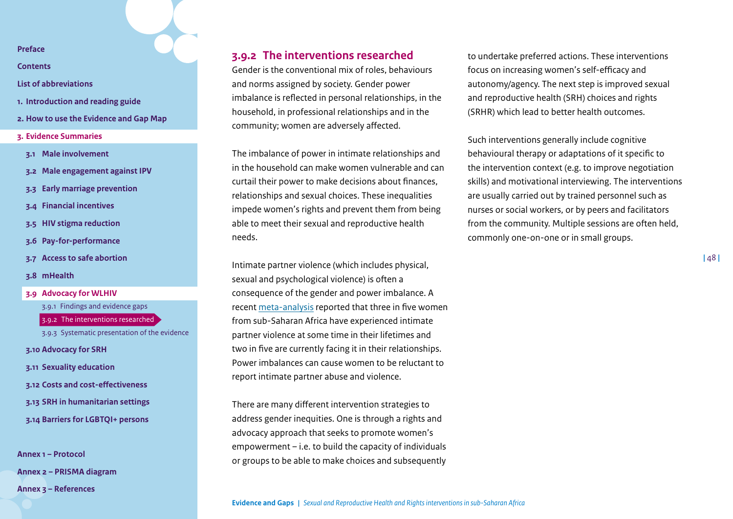### 3.9.2 The interventions researched

Gender is the conventional mix of roles, behaviours and norms assigned by society. Gender power imbalance is reflected in personal relationships, in the household, in professional relationships and in the community; women are adversely affected.

The imbalance of power in intimate relationships and in the household can make women vulnerable and can curtail their power to make decisions about finances, relationships and sexual choices. These inequalities impede women's rights and prevent them from being able to meet their sexual and reproductive health needs.

Intimate partner violence (which includes physical, sexual and psychological violence) is often a consequence of the gender and power imbalance. A recent meta-analysis reported that three in five women from sub-Saharan Africa have experienced intimate partner violence at some time in their lifetimes and two in five are currently facing it in their relationships. Power imbalances can cause women to be reluctant to report intimate partner abuse and violence.

There are many different intervention strategies to address gender inequities. One is through a rights and advocacy approach that seeks to promote women's empowerment – i.e. to build the capacity of individuals or groups to be able to make choices and subsequently to undertake preferred actions. These interventions focus on increasing women's self-efficacy and autonomy/agency. The next step is improved sexual and reproductive health (SRH) choices and rights (SRHR) which lead to better health outcomes.

Such interventions generally include cognitive behavioural therapy or adaptations of it specific to the intervention context (e.g. to improve negotiation skills) and motivational interviewing. The interventions are usually carried out by trained personnel such as nurses or social workers, or by peers and facilitators from the community. Multiple sessions are often held, commonly one-on-one or in small groups.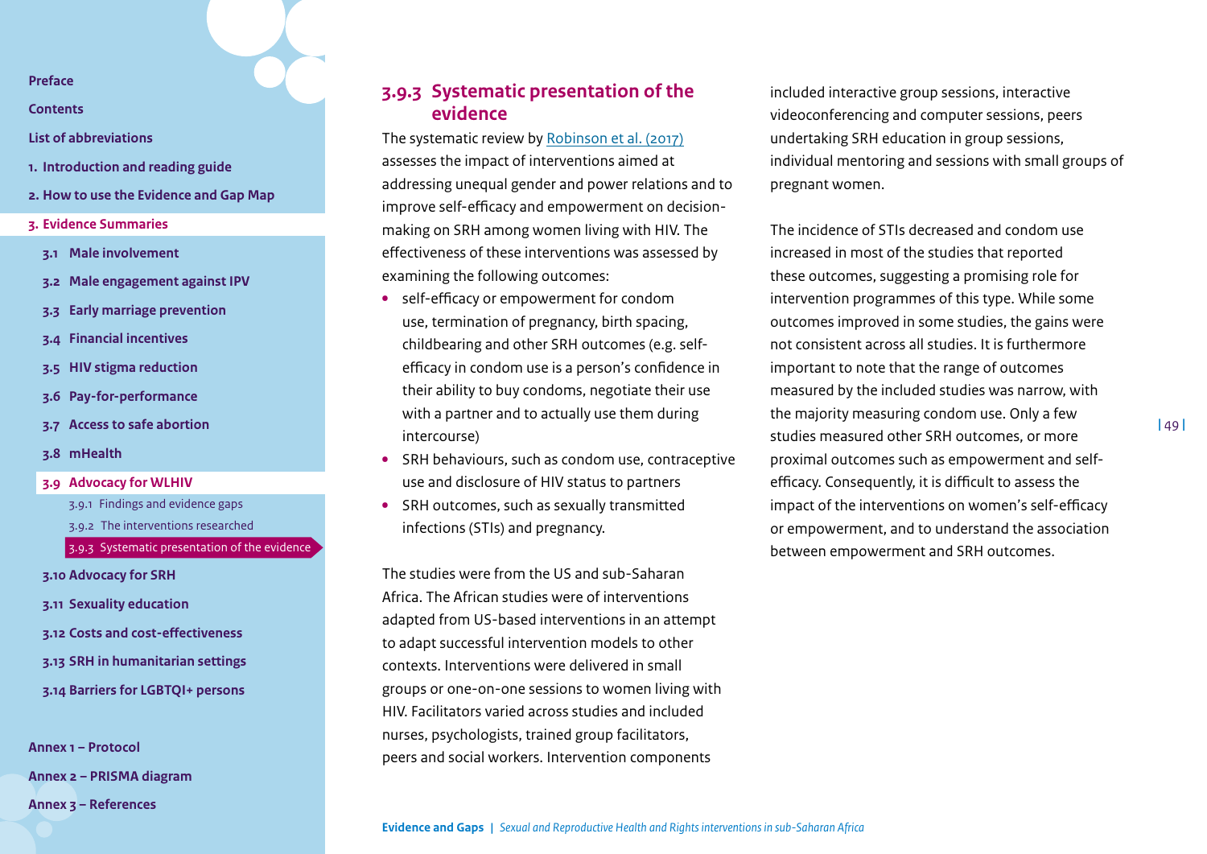### 3.9.3 Systematic presentation of the evidence

The systematic review by [Robinson et al. (2017)](#) assesses the impact of interventions aimed at addressing unequal gender and power relations and to improve self-efficacy and empowerment on decision-making on SRH among women living with HIV. The effectiveness of these interventions was assessed by examining the following outcomes:

- self-efficacy or empowerment for condom use, termination of pregnancy, birth spacing, childbearing and other SRH outcomes (e.g. self-efficacy in condom use is a person's confidence in their ability to buy condoms, negotiate their use with a partner and to actually use them during intercourse)
- SRH behaviours, such as condom use, contraceptive use and disclosure of HIV status to partners
- SRH outcomes, such as sexually transmitted infections (STIs) and pregnancy.

The studies were from the US and sub-Saharan Africa. The African studies were of interventions adapted from US-based interventions in an attempt to adapt successful intervention models to other contexts. Interventions were delivered in small groups or one-on-one sessions to women living with HIV. Facilitators varied across studies and included nurses, psychologists, trained group facilitators, peers and social workers. Intervention components included interactive group sessions, interactive videoconferencing and computer sessions, peers undertaking SRH education in group sessions, individual mentoring and sessions with small groups of pregnant women.

The incidence of STIs decreased and condom use increased in most of the studies that reported these outcomes, suggesting a promising role for intervention programmes of this type. While some outcomes improved in some studies, the gains were not consistent across all studies. It is furthermore important to note that the range of outcomes measured by the included studies was narrow, with the majority measuring condom use. Only a few studies measured other SRH outcomes, or more proximal outcomes such as empowerment and self-efficacy. Consequently, it is difficult to assess the impact of the interventions on women's self-efficacy or empowerment, and to understand the association between empowerment and SRH outcomes.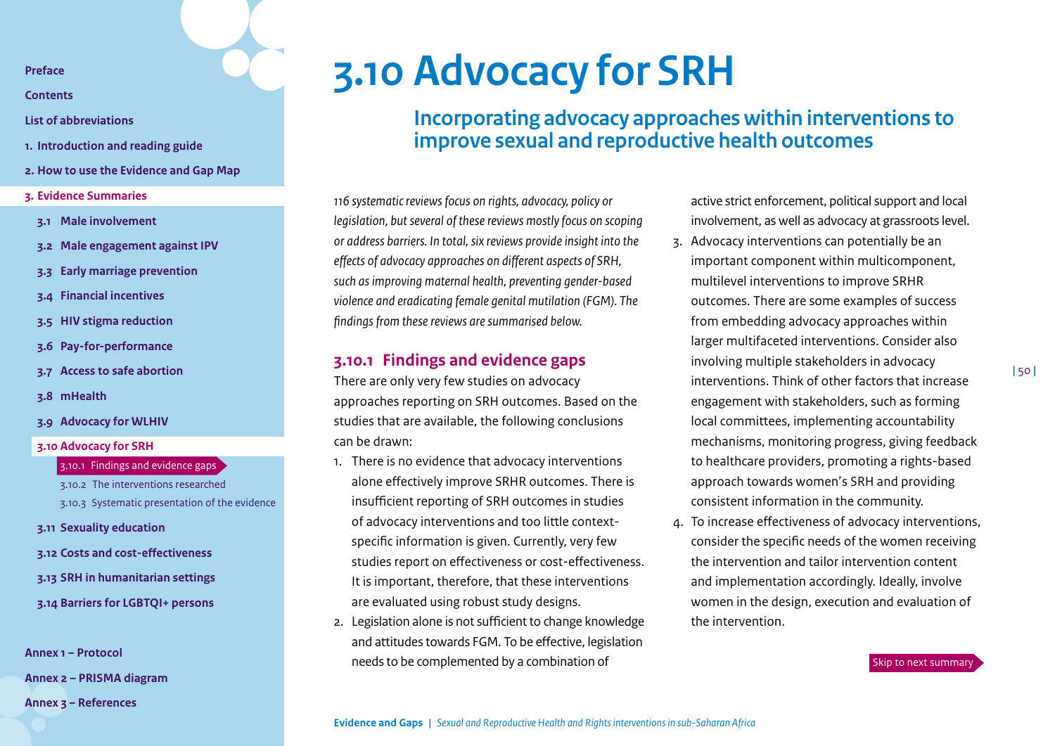# 3.10 Advocacy for SRH

## Incorporating advocacy approaches within interventions to improve sexual and reproductive health outcomes

*116 systematic reviews focus on rights, advocacy, policy or legislation, but several of these reviews mostly focus on scoping or address barriers. In total, six reviews provide insight into the effects of advocacy approaches on different aspects of SRH, such as improving maternal health, preventing gender-based violence and eradicating female genital mutilation (FGM). The findings from these reviews are summarised below.*

### 3.10.1 Findings and evidence gaps

There are only very few studies on advocacy approaches reporting on SRH outcomes. Based on the studies that are available, the following conclusions can be drawn:

1. There is no evidence that advocacy interventions alone effectively improve SRHR outcomes. There is insufficient reporting of SRH outcomes in studies of advocacy interventions and too little context-specific information is given. Currently, very few studies report on effectiveness or cost-effectiveness. It is important, therefore, that these interventions are evaluated using robust study designs.
2. Legislation alone is not sufficient to change knowledge and attitudes towards FGM. To be effective, legislation needs to be complemented by a combination of active strict enforcement, political support and local involvement, as well as advocacy at grassroots level.
3. Advocacy interventions can potentially be an important component within multicomponent, multilevel interventions to improve SRHR outcomes. There are some examples of success from embedding advocacy approaches within larger multifaceted interventions. Consider also involving multiple stakeholders in advocacy interventions. Think of other factors that increase engagement with stakeholders, such as forming local committees, implementing accountability mechanisms, monitoring progress, giving feedback to healthcare providers, promoting a rights-based approach towards women's SRH and providing consistent information in the community.
4. To increase effectiveness of advocacy interventions, consider the specific needs of the women receiving the intervention and tailor intervention content and implementation accordingly. Ideally, involve women in the design, execution and evaluation of the intervention.

Skip to next summary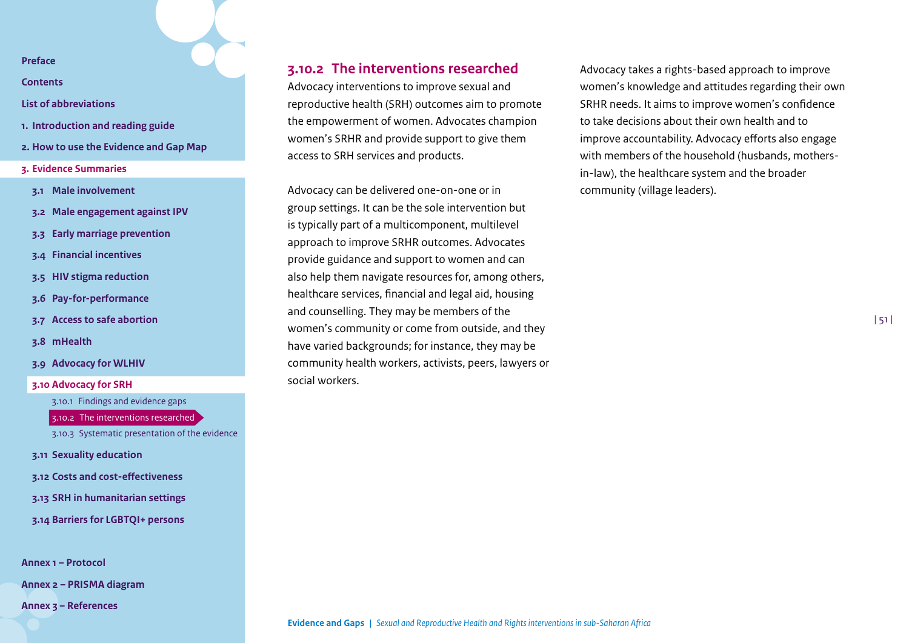### 3.10.2 The interventions researched

Advocacy interventions to improve sexual and reproductive health (SRH) outcomes aim to promote the empowerment of women. Advocates champion women's SRHR and provide support to give them access to SRH services and products.

Advocacy can be delivered one-on-one or in group settings. It can be the sole intervention but is typically part of a multicomponent, multilevel approach to improve SRHR outcomes. Advocates provide guidance and support to women and can also help them navigate resources for, among others, healthcare services, financial and legal aid, housing and counselling. They may be members of the women's community or come from outside, and they have varied backgrounds; for instance, they may be community health workers, activists, peers, lawyers or social workers.

Advocacy takes a rights-based approach to improve women's knowledge and attitudes regarding their own SRHR needs. It aims to improve women's confidence to take decisions about their own health and to improve accountability. Advocacy efforts also engage with members of the household (husbands, mothers-in-law), the healthcare system and the broader community (village leaders).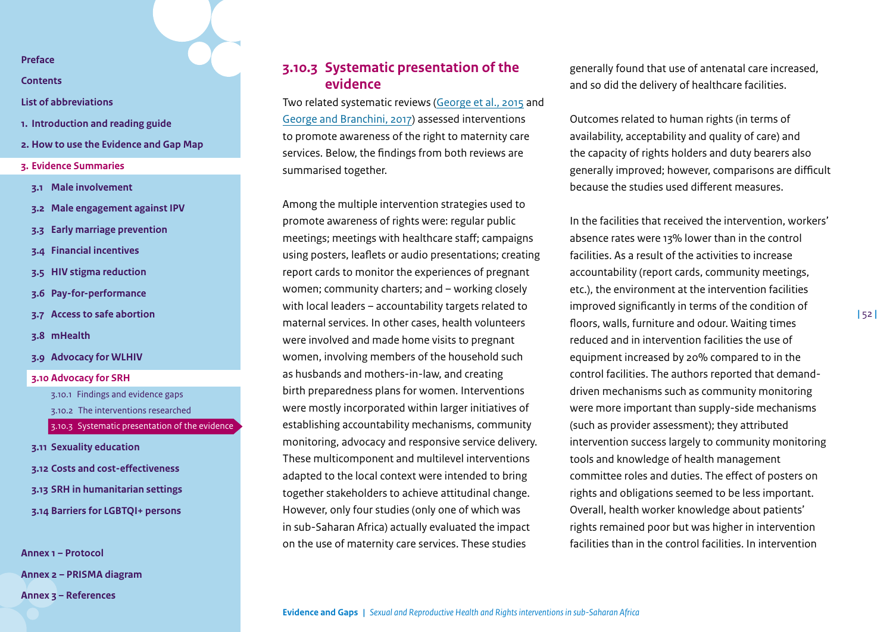### 3.10.3 Systematic presentation of the evidence

Two related systematic reviews (George et al., 2015 and George and Branchini, 2017) assessed interventions to promote awareness of the right to maternity care services. Below, the findings from both reviews are summarised together.

Among the multiple intervention strategies used to promote awareness of rights were: regular public meetings; meetings with healthcare staff; campaigns using posters, leaflets or audio presentations; creating report cards to monitor the experiences of pregnant women; community charters; and – working closely with local leaders – accountability targets related to maternal services. In other cases, health volunteers were involved and made home visits to pregnant women, involving members of the household such as husbands and mothers-in-law, and creating birth preparedness plans for women. Interventions were mostly incorporated within larger initiatives of establishing accountability mechanisms, community monitoring, advocacy and responsive service delivery. These multicomponent and multilevel interventions adapted to the local context were intended to bring together stakeholders to achieve attitudinal change. However, only four studies (only one of which was in sub-Saharan Africa) actually evaluated the impact on the use of maternity care services. These studies generally found that use of antenatal care increased, and so did the delivery of healthcare facilities.

Outcomes related to human rights (in terms of availability, acceptability and quality of care) and the capacity of rights holders and duty bearers also generally improved; however, comparisons are difficult because the studies used different measures.

In the facilities that received the intervention, workers' absence rates were 13% lower than in the control facilities. As a result of the activities to increase accountability (report cards, community meetings, etc.), the environment at the intervention facilities improved significantly in terms of the condition of floors, walls, furniture and odour. Waiting times reduced and in intervention facilities the use of equipment increased by 20% compared to in the control facilities. The authors reported that demand-driven mechanisms such as community monitoring were more important than supply-side mechanisms (such as provider assessment); they attributed intervention success largely to community monitoring tools and knowledge of health management committee roles and duties. The effect of posters on rights and obligations seemed to be less important. Overall, health worker knowledge about patients' rights remained poor but was higher in intervention facilities than in the control facilities. In intervention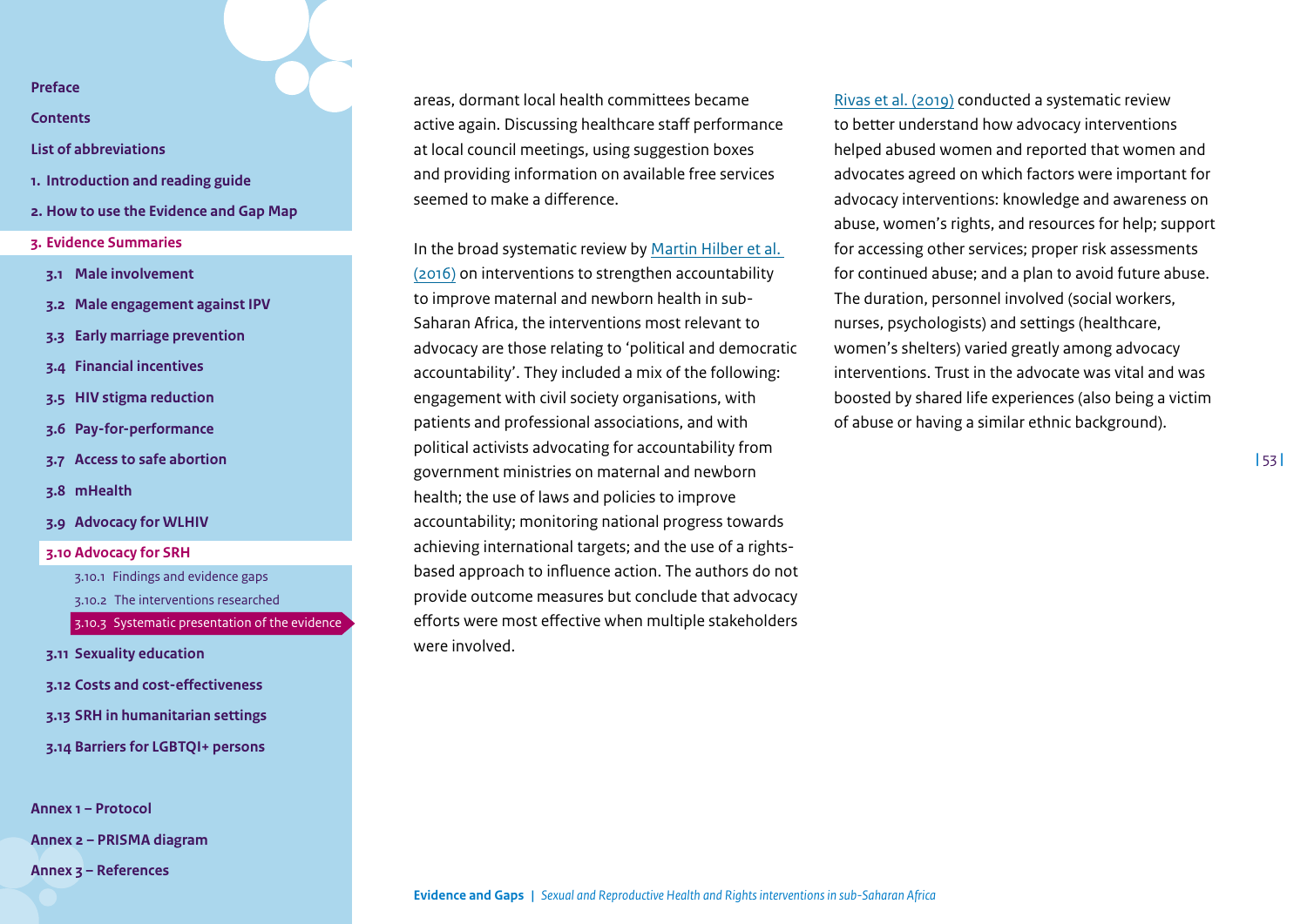areas, dormant local health committees became active again. Discussing healthcare staff performance at local council meetings, using suggestion boxes and providing information on available free services seemed to make a difference.

In the broad systematic review by Martin Hilber et al. (2016) on interventions to strengthen accountability to improve maternal and newborn health in sub-Saharan Africa, the interventions most relevant to advocacy are those relating to 'political and democratic accountability'. They included a mix of the following: engagement with civil society organisations, with patients and professional associations, and with political activists advocating for accountability from government ministries on maternal and newborn health; the use of laws and policies to improve accountability; monitoring national progress towards achieving international targets; and the use of a rights-based approach to influence action. The authors do not provide outcome measures but conclude that advocacy efforts were most effective when multiple stakeholders were involved.

Rivas et al. (2019) conducted a systematic review to better understand how advocacy interventions helped abused women and reported that women and advocates agreed on which factors were important for advocacy interventions: knowledge and awareness on abuse, women's rights, and resources for help; support for accessing other services; proper risk assessments for continued abuse; and a plan to avoid future abuse. The duration, personnel involved (social workers, nurses, psychologists) and settings (healthcare, women's shelters) varied greatly among advocacy interventions. Trust in the advocate was vital and was boosted by shared life experiences (also being a victim of abuse or having a similar ethnic background).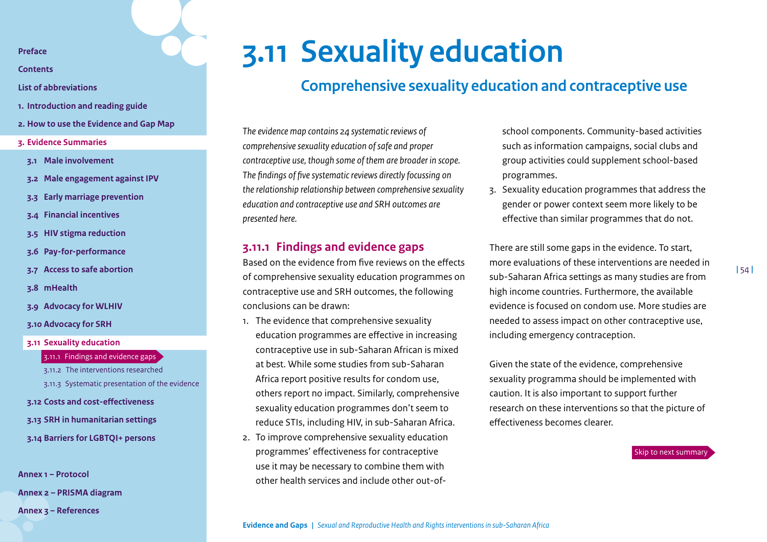# 3.11 Sexuality education

## Comprehensive sexuality education and contraceptive use

*The evidence map contains 24 systematic reviews of comprehensive sexuality education of safe and proper contraceptive use, though some of them are broader in scope. The findings of five systematic reviews directly focussing on the relationship relationship between comprehensive sexuality education and contraceptive use and SRH outcomes are presented here.*

### 3.11.1 Findings and evidence gaps

Based on the evidence from five reviews on the effects of comprehensive sexuality education programmes on contraceptive use and SRH outcomes, the following conclusions can be drawn:

1. The evidence that comprehensive sexuality education programmes are effective in increasing contraceptive use in sub-Saharan African is mixed at best. While some studies from sub-Saharan Africa report positive results for condom use, others report no impact. Similarly, comprehensive sexuality education programmes don't seem to reduce STIs, including HIV, in sub-Saharan Africa.
2. To improve comprehensive sexuality education programmes' effectiveness for contraceptive use it may be necessary to combine them with other health services and include other out-of-school components. Community-based activities such as information campaigns, social clubs and group activities could supplement school-based programmes.
3. Sexuality education programmes that address the gender or power context seem more likely to be effective than similar programmes that do not.

There are still some gaps in the evidence. To start, more evaluations of these interventions are needed in sub-Saharan Africa settings as many studies are from high income countries. Furthermore, the available evidence is focused on condom use. More studies are needed to assess impact on other contraceptive use, including emergency contraception.

Given the state of the evidence, comprehensive sexuality programma should be implemented with caution. It is also important to support further research on these interventions so that the picture of effectiveness becomes clearer.

Skip to next summary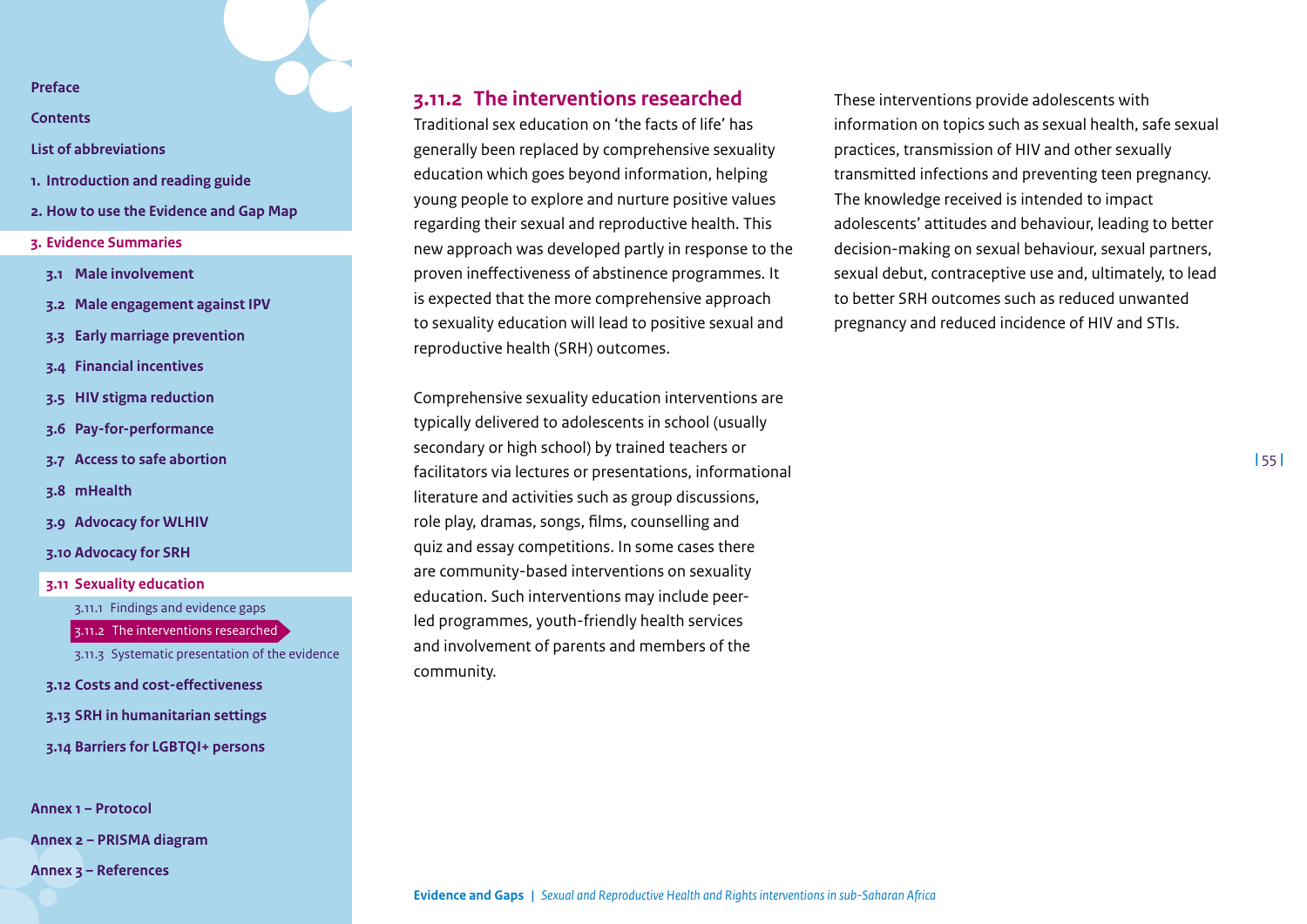### 3.11.2 The interventions researched

Traditional sex education on 'the facts of life' has generally been replaced by comprehensive sexuality education which goes beyond information, helping young people to explore and nurture positive values regarding their sexual and reproductive health. This new approach was developed partly in response to the proven ineffectiveness of abstinence programmes. It is expected that the more comprehensive approach to sexuality education will lead to positive sexual and reproductive health (SRH) outcomes.

Comprehensive sexuality education interventions are typically delivered to adolescents in school (usually secondary or high school) by trained teachers or facilitators via lectures or presentations, informational literature and activities such as group discussions, role play, dramas, songs, films, counselling and quiz and essay competitions. In some cases there are community-based interventions on sexuality education. Such interventions may include peer-led programmes, youth-friendly health services and involvement of parents and members of the community.

These interventions provide adolescents with information on topics such as sexual health, safe sexual practices, transmission of HIV and other sexually transmitted infections and preventing teen pregnancy. The knowledge received is intended to impact adolescents' attitudes and behaviour, leading to better decision-making on sexual behaviour, sexual partners, sexual debut, contraceptive use and, ultimately, to lead to better SRH outcomes such as reduced unwanted pregnancy and reduced incidence of HIV and STIs.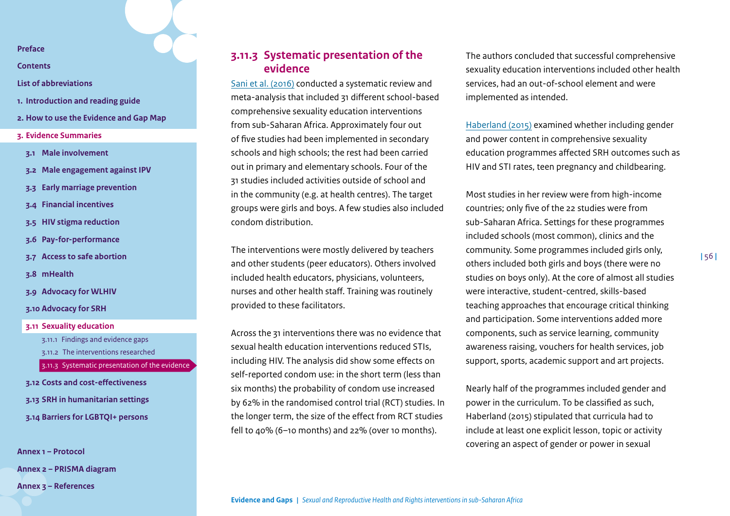### 3.11.3 Systematic presentation of the evidence

Sani et al. (2016) conducted a systematic review and meta-analysis that included 31 different school-based comprehensive sexuality education interventions from sub-Saharan Africa. Approximately four out of five studies had been implemented in secondary schools and high schools; the rest had been carried out in primary and elementary schools. Four of the 31 studies included activities outside of school and in the community (e.g. at health centres). The target groups were girls and boys. A few studies also included condom distribution.

The interventions were mostly delivered by teachers and other students (peer educators). Others involved included health educators, physicians, volunteers, nurses and other health staff. Training was routinely provided to these facilitators.

Across the 31 interventions there was no evidence that sexual health education interventions reduced STIs, including HIV. The analysis did show some effects on self-reported condom use: in the short term (less than six months) the probability of condom use increased by 62% in the randomised control trial (RCT) studies. In the longer term, the size of the effect from RCT studies fell to 40% (6–10 months) and 22% (over 10 months).

The authors concluded that successful comprehensive sexuality education interventions included other health services, had an out-of-school element and were implemented as intended.

Haberland (2015) examined whether including gender and power content in comprehensive sexuality education programmes affected SRH outcomes such as HIV and STI rates, teen pregnancy and childbearing.

Most studies in her review were from high-income countries; only five of the 22 studies were from sub-Saharan Africa. Settings for these programmes included schools (most common), clinics and the community. Some programmes included girls only, others included both girls and boys (there were no studies on boys only). At the core of almost all studies were interactive, student-centred, skills-based teaching approaches that encourage critical thinking and participation. Some interventions added more components, such as service learning, community awareness raising, vouchers for health services, job support, sports, academic support and art projects.

Nearly half of the programmes included gender and power in the curriculum. To be classified as such, Haberland (2015) stipulated that curricula had to include at least one explicit lesson, topic or activity covering an aspect of gender or power in sexual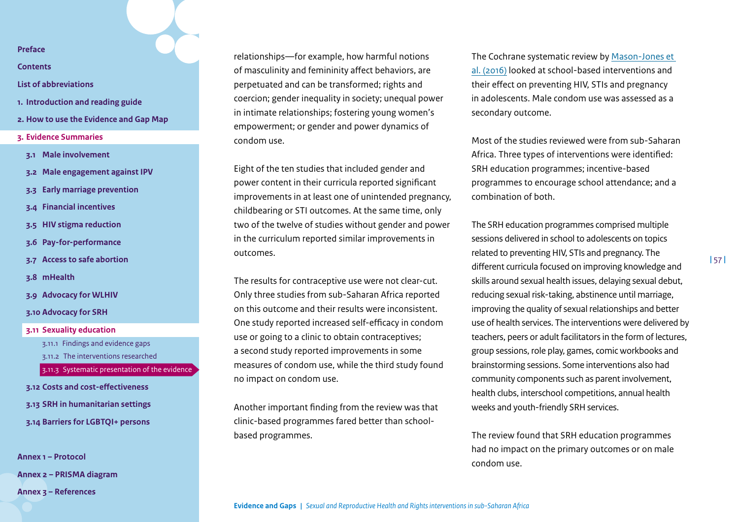relationships—for example, how harmful notions of masculinity and femininity affect behaviors, are perpetuated and can be transformed; rights and coercion; gender inequality in society; unequal power in intimate relationships; fostering young women's empowerment; or gender and power dynamics of condom use.

Eight of the ten studies that included gender and power content in their curricula reported significant improvements in at least one of unintended pregnancy, childbearing or STI outcomes. At the same time, only two of the twelve of studies without gender and power in the curriculum reported similar improvements in outcomes.

The results for contraceptive use were not clear-cut. Only three studies from sub-Saharan Africa reported on this outcome and their results were inconsistent. One study reported increased self-efficacy in condom use or going to a clinic to obtain contraceptives; a second study reported improvements in some measures of condom use, while the third study found no impact on condom use.

Another important finding from the review was that clinic-based programmes fared better than school-based programmes.

The Cochrane systematic review by Mason-Jones et al. (2016) looked at school-based interventions and their effect on preventing HIV, STIs and pregnancy in adolescents. Male condom use was assessed as a secondary outcome.

Most of the studies reviewed were from sub-Saharan Africa. Three types of interventions were identified: SRH education programmes; incentive-based programmes to encourage school attendance; and a combination of both.

The SRH education programmes comprised multiple sessions delivered in school to adolescents on topics related to preventing HIV, STIs and pregnancy. The different curricula focused on improving knowledge and skills around sexual health issues, delaying sexual debut, reducing sexual risk-taking, abstinence until marriage, improving the quality of sexual relationships and better use of health services. The interventions were delivered by teachers, peers or adult facilitators in the form of lectures, group sessions, role play, games, comic workbooks and brainstorming sessions. Some interventions also had community components such as parent involvement, health clubs, interschool competitions, annual health weeks and youth-friendly SRH services.

The review found that SRH education programmes had no impact on the primary outcomes or on male condom use.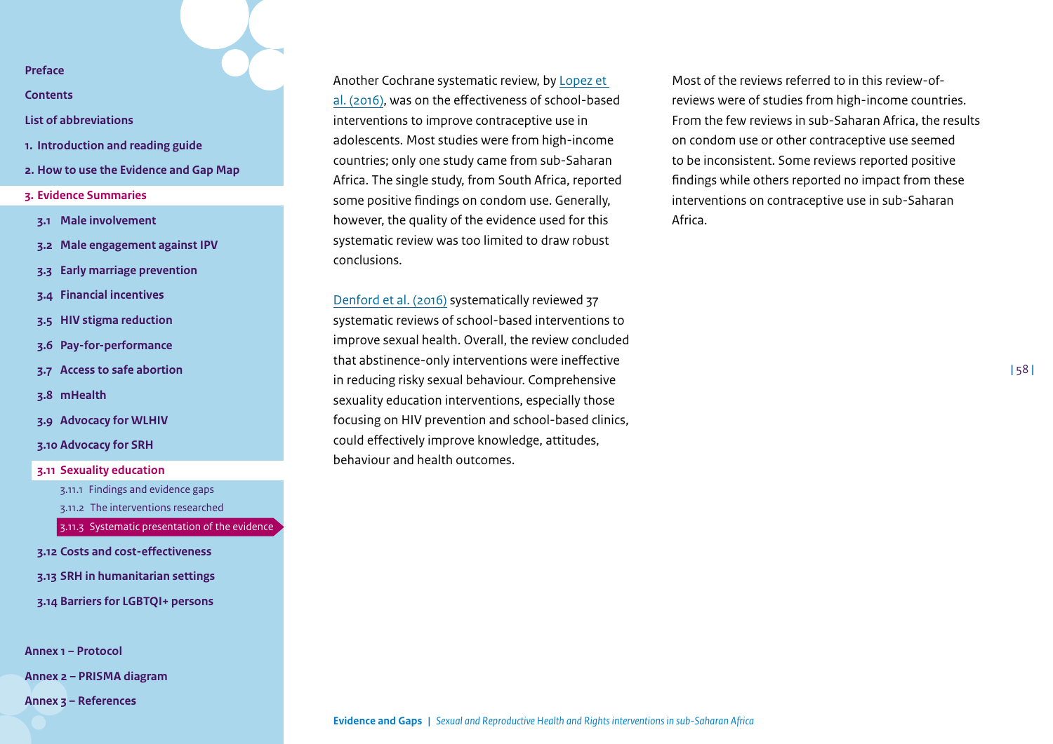Another Cochrane systematic review, by Lopez et al. (2016), was on the effectiveness of school-based interventions to improve contraceptive use in adolescents. Most studies were from high-income countries; only one study came from sub-Saharan Africa. The single study, from South Africa, reported some positive findings on condom use. Generally, however, the quality of the evidence used for this systematic review was too limited to draw robust conclusions.

Denford et al. (2016) systematically reviewed 37 systematic reviews of school-based interventions to improve sexual health. Overall, the review concluded that abstinence-only interventions were ineffective in reducing risky sexual behaviour. Comprehensive sexuality education interventions, especially those focusing on HIV prevention and school-based clinics, could effectively improve knowledge, attitudes, behaviour and health outcomes.

Most of the reviews referred to in this review-of-reviews were of studies from high-income countries. From the few reviews in sub-Saharan Africa, the results on condom use or other contraceptive use seemed to be inconsistent. Some reviews reported positive findings while others reported no impact from these interventions on contraceptive use in sub-Saharan Africa.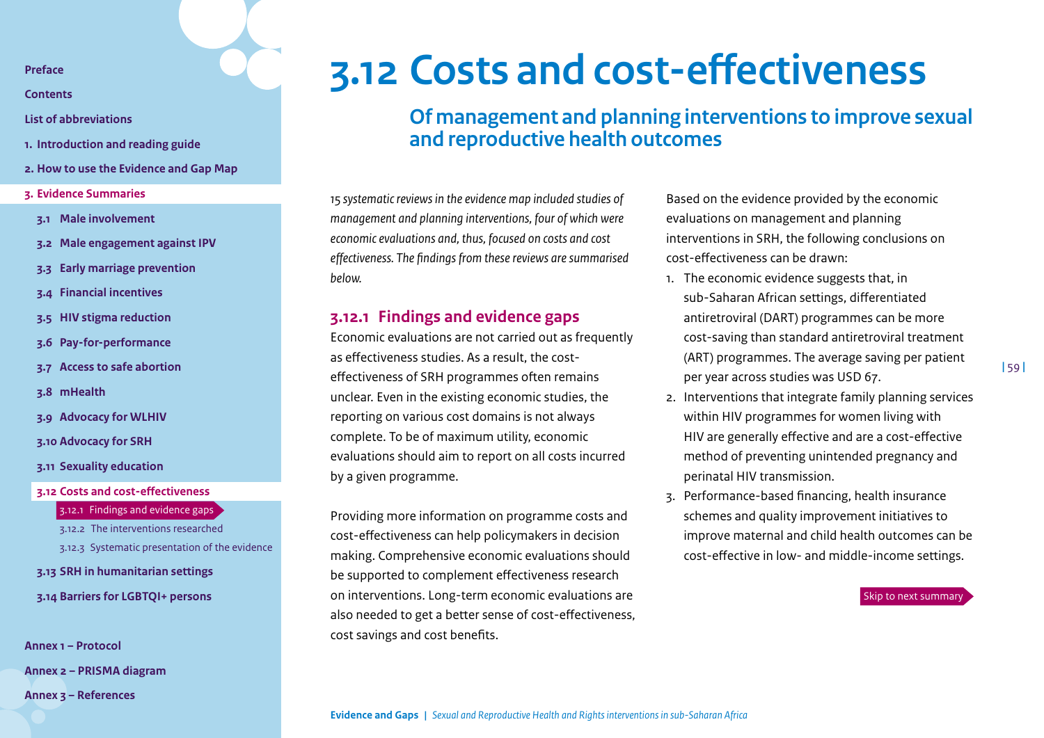# 3.12 Costs and cost-effectiveness

## Of management and planning interventions to improve sexual and reproductive health outcomes

*15 systematic reviews in the evidence map included studies of management and planning interventions, four of which were economic evaluations and, thus, focused on costs and cost effectiveness. The findings from these reviews are summarised below.*

### 3.12.1 Findings and evidence gaps

Economic evaluations are not carried out as frequently as effectiveness studies. As a result, the cost-effectiveness of SRH programmes often remains unclear. Even in the existing economic studies, the reporting on various cost domains is not always complete. To be of maximum utility, economic evaluations should aim to report on all costs incurred by a given programme.

Providing more information on programme costs and cost-effectiveness can help policymakers in decision making. Comprehensive economic evaluations should be supported to complement effectiveness research on interventions. Long-term economic evaluations are also needed to get a better sense of cost-effectiveness, cost savings and cost benefits.

Based on the evidence provided by the economic evaluations on management and planning interventions in SRH, the following conclusions on cost-effectiveness can be drawn:

1. The economic evidence suggests that, in sub-Saharan African settings, differentiated antiretroviral (DART) programmes can be more cost-saving than standard antiretroviral treatment (ART) programmes. The average saving per patient per year across studies was USD 67.
2. Interventions that integrate family planning services within HIV programmes for women living with HIV are generally effective and are a cost-effective method of preventing unintended pregnancy and perinatal HIV transmission.
3. Performance-based financing, health insurance schemes and quality improvement initiatives to improve maternal and child health outcomes can be cost-effective in low- and middle-income settings.

Skip to next summary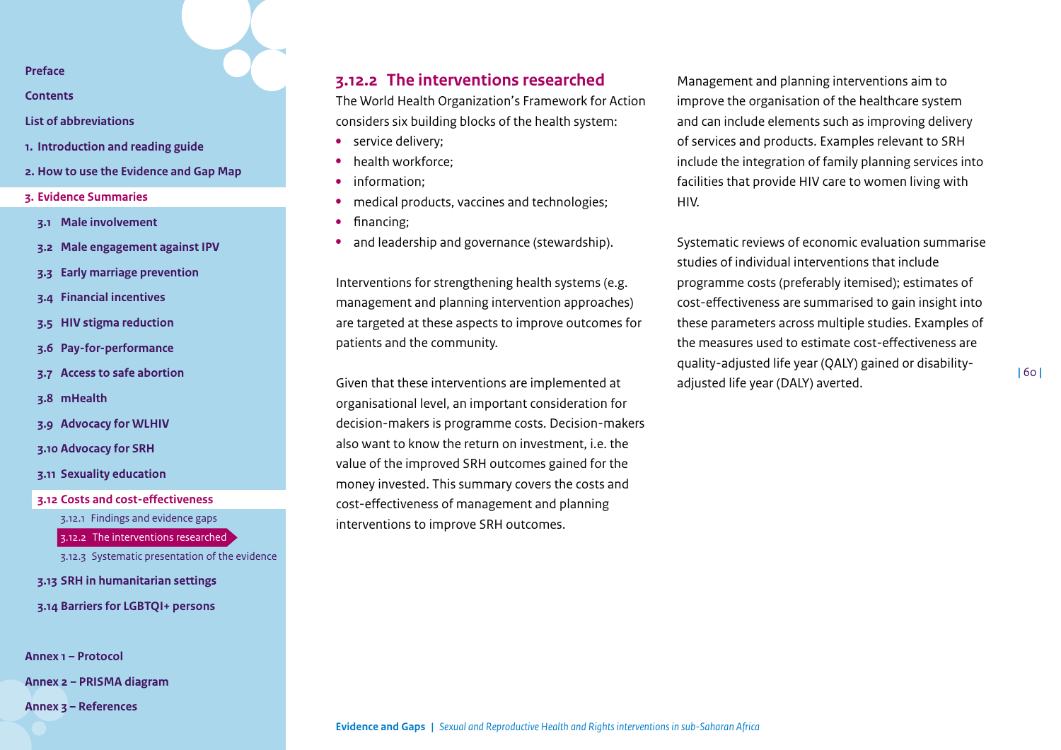### 3.12.2 The interventions researched

The World Health Organization's Framework for Action considers six building blocks of the health system:

- service delivery;
- health workforce;
- information;
- medical products, vaccines and technologies;
- financing;
- and leadership and governance (stewardship).

Interventions for strengthening health systems (e.g. management and planning intervention approaches) are targeted at these aspects to improve outcomes for patients and the community.

Given that these interventions are implemented at organisational level, an important consideration for decision-makers is programme costs. Decision-makers also want to know the return on investment, i.e. the value of the improved SRH outcomes gained for the money invested. This summary covers the costs and cost-effectiveness of management and planning interventions to improve SRH outcomes.

Management and planning interventions aim to improve the organisation of the healthcare system and can include elements such as improving delivery of services and products. Examples relevant to SRH include the integration of family planning services into facilities that provide HIV care to women living with HIV.

Systematic reviews of economic evaluation summarise studies of individual interventions that include programme costs (preferably itemised); estimates of cost-effectiveness are summarised to gain insight into these parameters across multiple studies. Examples of the measures used to estimate cost-effectiveness are quality-adjusted life year (QALY) gained or disability-adjusted life year (DALY) averted.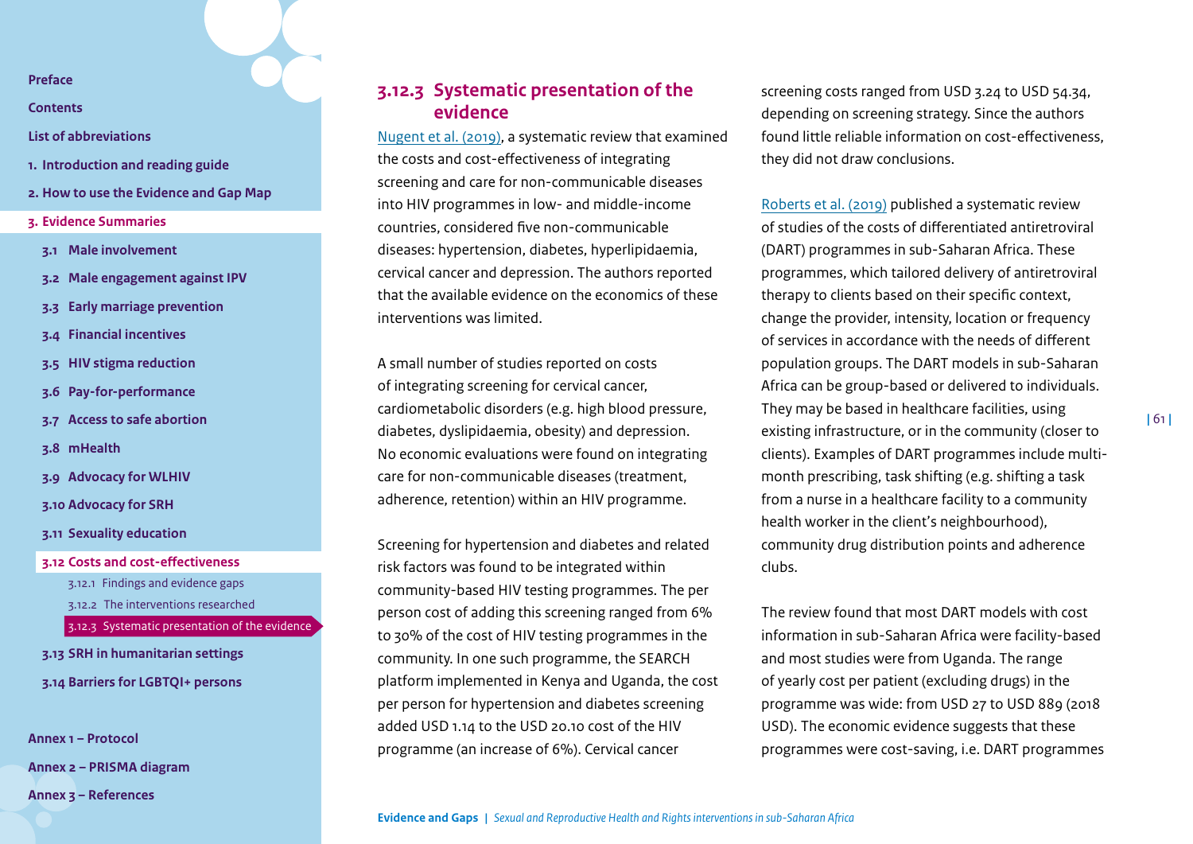### 3.12.3 Systematic presentation of the evidence

Nugent et al. (2019), a systematic review that examined the costs and cost-effectiveness of integrating screening and care for non-communicable diseases into HIV programmes in low- and middle-income countries, considered five non-communicable diseases: hypertension, diabetes, hyperlipidaemia, cervical cancer and depression. The authors reported that the available evidence on the economics of these interventions was limited.

A small number of studies reported on costs of integrating screening for cervical cancer, cardiometabolic disorders (e.g. high blood pressure, diabetes, dyslipidaemia, obesity) and depression. No economic evaluations were found on integrating care for non-communicable diseases (treatment, adherence, retention) within an HIV programme.

Screening for hypertension and diabetes and related risk factors was found to be integrated within community-based HIV testing programmes. The per person cost of adding this screening ranged from 6% to 30% of the cost of HIV testing programmes in the community. In one such programme, the SEARCH platform implemented in Kenya and Uganda, the cost per person for hypertension and diabetes screening added USD 1.14 to the USD 20.10 cost of the HIV programme (an increase of 6%). Cervical cancer screening costs ranged from USD 3.24 to USD 54.34, depending on screening strategy. Since the authors found little reliable information on cost-effectiveness, they did not draw conclusions.

Roberts et al. (2019) published a systematic review of studies of the costs of differentiated antiretroviral (DART) programmes in sub-Saharan Africa. These programmes, which tailored delivery of antiretroviral therapy to clients based on their specific context, change the provider, intensity, location or frequency of services in accordance with the needs of different population groups. The DART models in sub-Saharan Africa can be group-based or delivered to individuals. They may be based in healthcare facilities, using existing infrastructure, or in the community (closer to clients). Examples of DART programmes include multi-month prescribing, task shifting (e.g. shifting a task from a nurse in a healthcare facility to a community health worker in the client's neighbourhood), community drug distribution points and adherence clubs.

The review found that most DART models with cost information in sub-Saharan Africa were facility-based and most studies were from Uganda. The range of yearly cost per patient (excluding drugs) in the programme was wide: from USD 27 to USD 889 (2018 USD). The economic evidence suggests that these programmes were cost-saving, i.e. DART programmes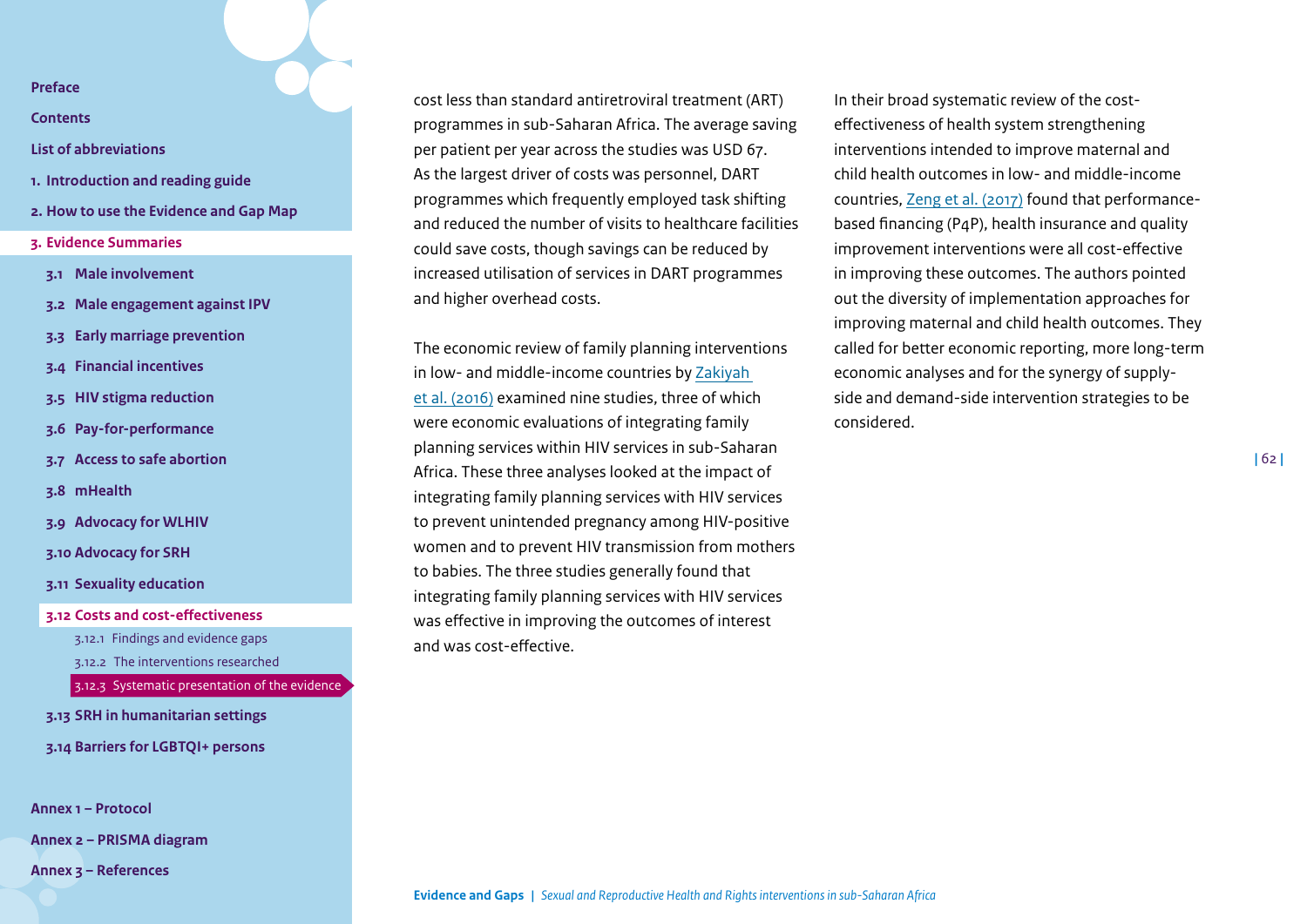cost less than standard antiretroviral treatment (ART) programmes in sub-Saharan Africa. The average saving per patient per year across the studies was USD 67. As the largest driver of costs was personnel, DART programmes which frequently employed task shifting and reduced the number of visits to healthcare facilities could save costs, though savings can be reduced by increased utilisation of services in DART programmes and higher overhead costs.

The economic review of family planning interventions in low- and middle-income countries by Zakiyah et al. (2016) examined nine studies, three of which were economic evaluations of integrating family planning services within HIV services in sub-Saharan Africa. These three analyses looked at the impact of integrating family planning services with HIV services to prevent unintended pregnancy among HIV-positive women and to prevent HIV transmission from mothers to babies. The three studies generally found that integrating family planning services with HIV services was effective in improving the outcomes of interest and was cost-effective.

In their broad systematic review of the cost-effectiveness of health system strengthening interventions intended to improve maternal and child health outcomes in low- and middle-income countries, Zeng et al. (2017) found that performance-based financing (P4P), health insurance and quality improvement interventions were all cost-effective in improving these outcomes. The authors pointed out the diversity of implementation approaches for improving maternal and child health outcomes. They called for better economic reporting, more long-term economic analyses and for the synergy of supply-side and demand-side intervention strategies to be considered.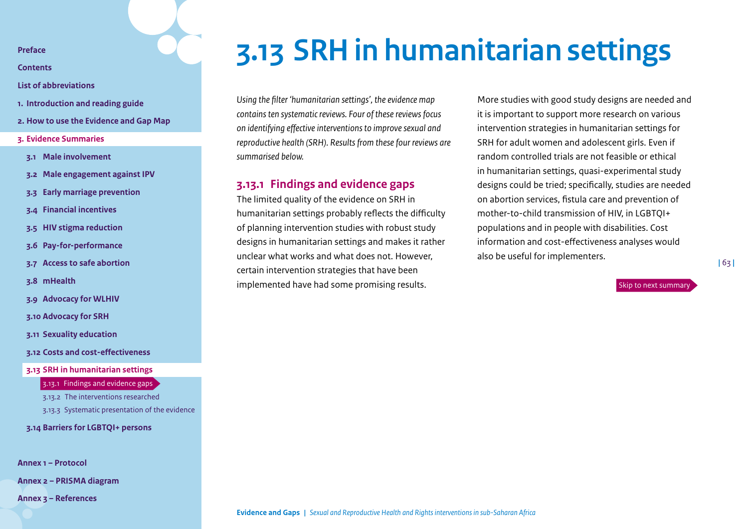# 3.13 SRH in humanitarian settings

*Using the filter 'humanitarian settings', the evidence map contains ten systematic reviews. Four of these reviews focus on identifying effective interventions to improve sexual and reproductive health (SRH). Results from these four reviews are summarised below.*

## 3.13.1 Findings and evidence gaps

The limited quality of the evidence on SRH in humanitarian settings probably reflects the difficulty of planning intervention studies with robust study designs in humanitarian settings and makes it rather unclear what works and what does not. However, certain intervention strategies that have been implemented have had some promising results.

More studies with good study designs are needed and it is important to support more research on various intervention strategies in humanitarian settings for SRH for adult women and adolescent girls. Even if random controlled trials are not feasible or ethical in humanitarian settings, quasi-experimental study designs could be tried; specifically, studies are needed on abortion services, fistula care and prevention of mother-to-child transmission of HIV, in LGBTQI+ populations and in people with disabilities. Cost information and cost-effectiveness analyses would also be useful for implementers.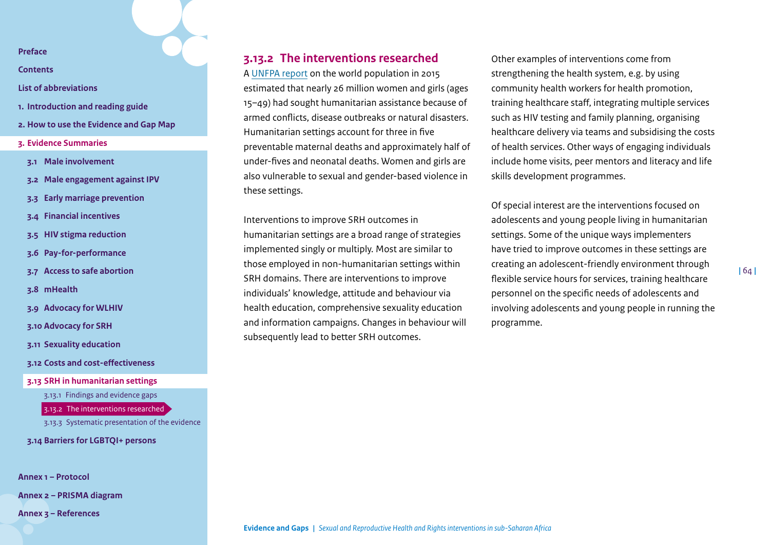### 3.13.2 The interventions researched

A UNFPA report on the world population in 2015 estimated that nearly 26 million women and girls (ages 15–49) had sought humanitarian assistance because of armed conflicts, disease outbreaks or natural disasters. Humanitarian settings account for three in five preventable maternal deaths and approximately half of under-fives and neonatal deaths. Women and girls are also vulnerable to sexual and gender-based violence in these settings.

Interventions to improve SRH outcomes in humanitarian settings are a broad range of strategies implemented singly or multiply. Most are similar to those employed in non-humanitarian settings within SRH domains. There are interventions to improve individuals' knowledge, attitude and behaviour via health education, comprehensive sexuality education and information campaigns. Changes in behaviour will subsequently lead to better SRH outcomes.

Other examples of interventions come from strengthening the health system, e.g. by using community health workers for health promotion, training healthcare staff, integrating multiple services such as HIV testing and family planning, organising healthcare delivery via teams and subsidising the costs of health services. Other ways of engaging individuals include home visits, peer mentors and literacy and life skills development programmes.

Of special interest are the interventions focused on adolescents and young people living in humanitarian settings. Some of the unique ways implementers have tried to improve outcomes in these settings are creating an adolescent-friendly environment through flexible service hours for services, training healthcare personnel on the specific needs of adolescents and involving adolescents and young people in running the programme.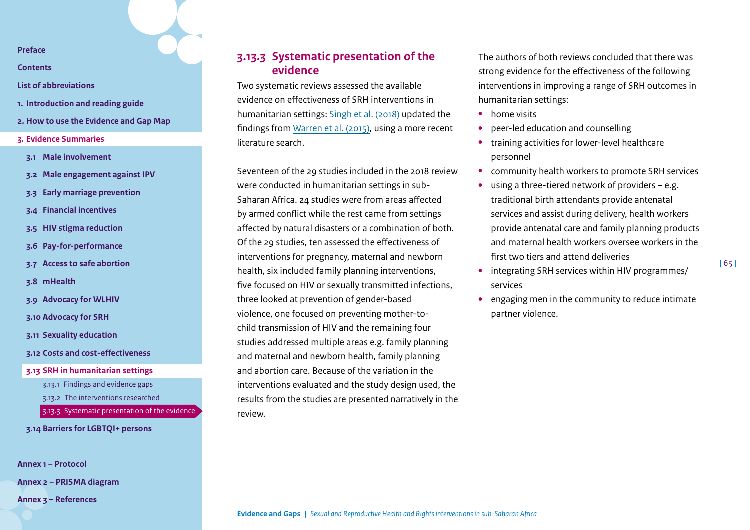### 3.13.3 Systematic presentation of the evidence

Two systematic reviews assessed the available evidence on effectiveness of SRH interventions in humanitarian settings: Singh et al. (2018) updated the findings from Warren et al. (2015), using a more recent literature search.

Seventeen of the 29 studies included in the 2018 review were conducted in humanitarian settings in sub-Saharan Africa. 24 studies were from areas affected by armed conflict while the rest came from settings affected by natural disasters or a combination of both. Of the 29 studies, ten assessed the effectiveness of interventions for pregnancy, maternal and newborn health, six included family planning interventions, five focused on HIV or sexually transmitted infections, three looked at prevention of gender-based violence, one focused on preventing mother-to-child transmission of HIV and the remaining four studies addressed multiple areas e.g. family planning and maternal and newborn health, family planning and abortion care. Because of the variation in the interventions evaluated and the study design used, the results from the studies are presented narratively in the review.

The authors of both reviews concluded that there was strong evidence for the effectiveness of the following interventions in improving a range of SRH outcomes in humanitarian settings:

- home visits
- peer-led education and counselling
- training activities for lower-level healthcare personnel
- community health workers to promote SRH services
- using a three-tiered network of providers – e.g. traditional birth attendants provide antenatal services and assist during delivery, health workers provide antenatal care and family planning products and maternal health workers oversee workers in the first two tiers and attend deliveries
- integrating SRH services within HIV programmes/ services
- engaging men in the community to reduce intimate partner violence.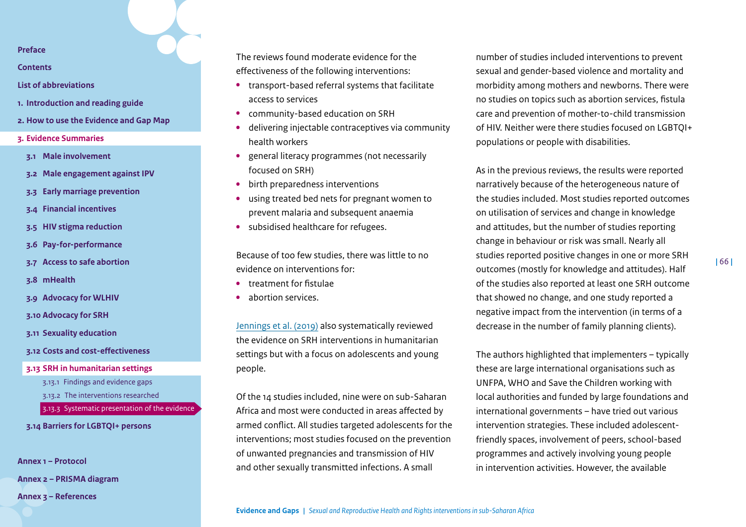The reviews found moderate evidence for the effectiveness of the following interventions:

- transport-based referral systems that facilitate access to services
- community-based education on SRH
- delivering injectable contraceptives via community health workers
- general literacy programmes (not necessarily focused on SRH)
- birth preparedness interventions
- using treated bed nets for pregnant women to prevent malaria and subsequent anaemia
- subsidised healthcare for refugees.

Because of too few studies, there was little to no evidence on interventions for:

- treatment for fistulae
- abortion services.

Jennings et al. (2019) also systematically reviewed the evidence on SRH interventions in humanitarian settings but with a focus on adolescents and young people.

Of the 14 studies included, nine were on sub-Saharan Africa and most were conducted in areas affected by armed conflict. All studies targeted adolescents for the interventions; most studies focused on the prevention of unwanted pregnancies and transmission of HIV and other sexually transmitted infections. A small number of studies included interventions to prevent sexual and gender-based violence and mortality and morbidity among mothers and newborns. There were no studies on topics such as abortion services, fistula care and prevention of mother-to-child transmission of HIV. Neither were there studies focused on LGBTQI+ populations or people with disabilities.

As in the previous reviews, the results were reported narratively because of the heterogeneous nature of the studies included. Most studies reported outcomes on utilisation of services and change in knowledge and attitudes, but the number of studies reporting change in behaviour or risk was small. Nearly all studies reported positive changes in one or more SRH outcomes (mostly for knowledge and attitudes). Half of the studies also reported at least one SRH outcome that showed no change, and one study reported a negative impact from the intervention (in terms of a decrease in the number of family planning clients).

The authors highlighted that implementers – typically these are large international organisations such as UNFPA, WHO and Save the Children working with local authorities and funded by large foundations and international governments – have tried out various intervention strategies. These included adolescent-friendly spaces, involvement of peers, school-based programmes and actively involving young people in intervention activities. However, the available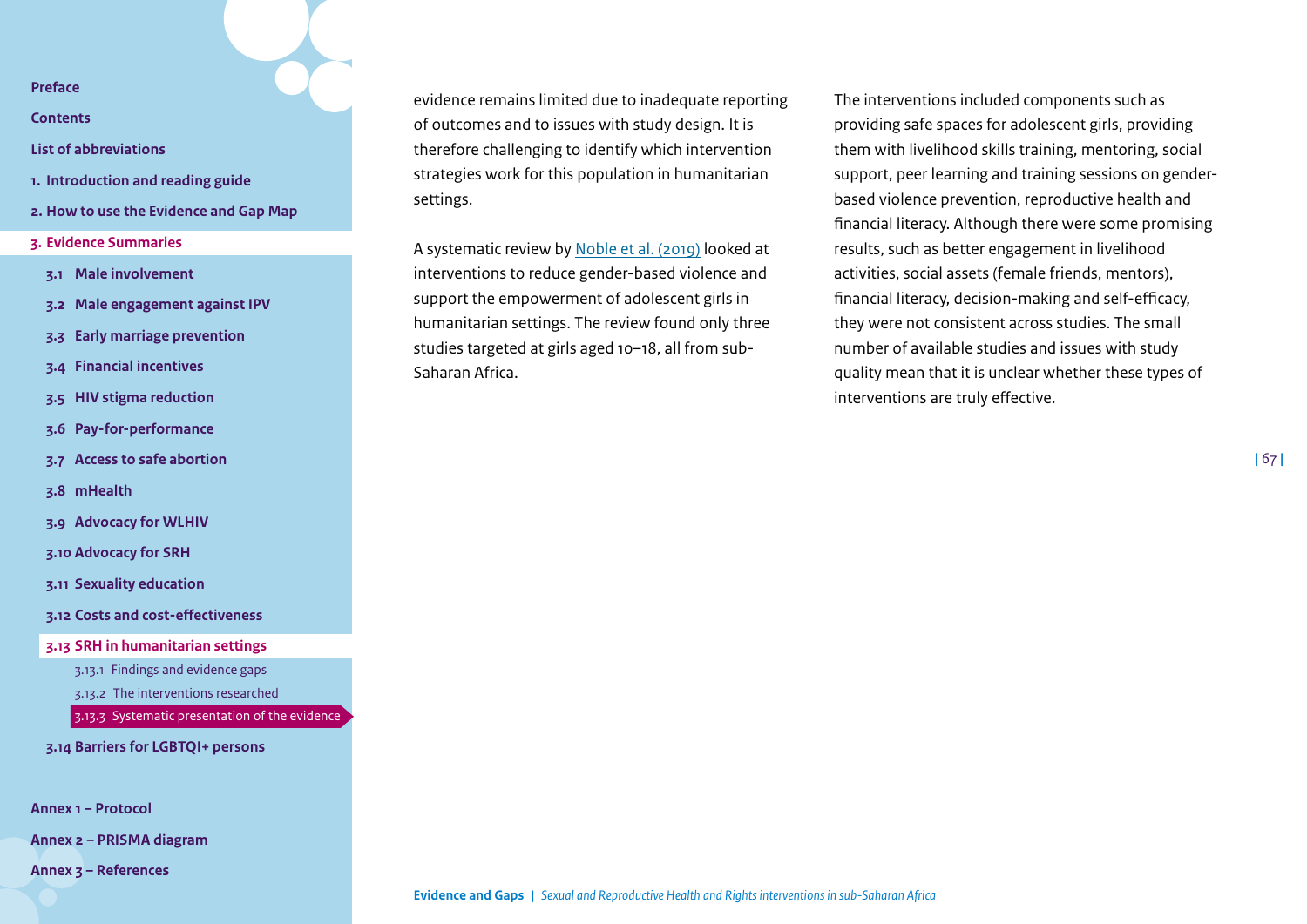evidence remains limited due to inadequate reporting of outcomes and to issues with study design. It is therefore challenging to identify which intervention strategies work for this population in humanitarian settings.

A systematic review by [Noble et al. (2019)](#) looked at interventions to reduce gender-based violence and support the empowerment of adolescent girls in humanitarian settings. The review found only three studies targeted at girls aged 10–18, all from sub-Saharan Africa.

The interventions included components such as providing safe spaces for adolescent girls, providing them with livelihood skills training, mentoring, social support, peer learning and training sessions on gender-based violence prevention, reproductive health and financial literacy. Although there were some promising results, such as better engagement in livelihood activities, social assets (female friends, mentors), financial literacy, decision-making and self-efficacy, they were not consistent across studies. The small number of available studies and issues with study quality mean that it is unclear whether these types of interventions are truly effective.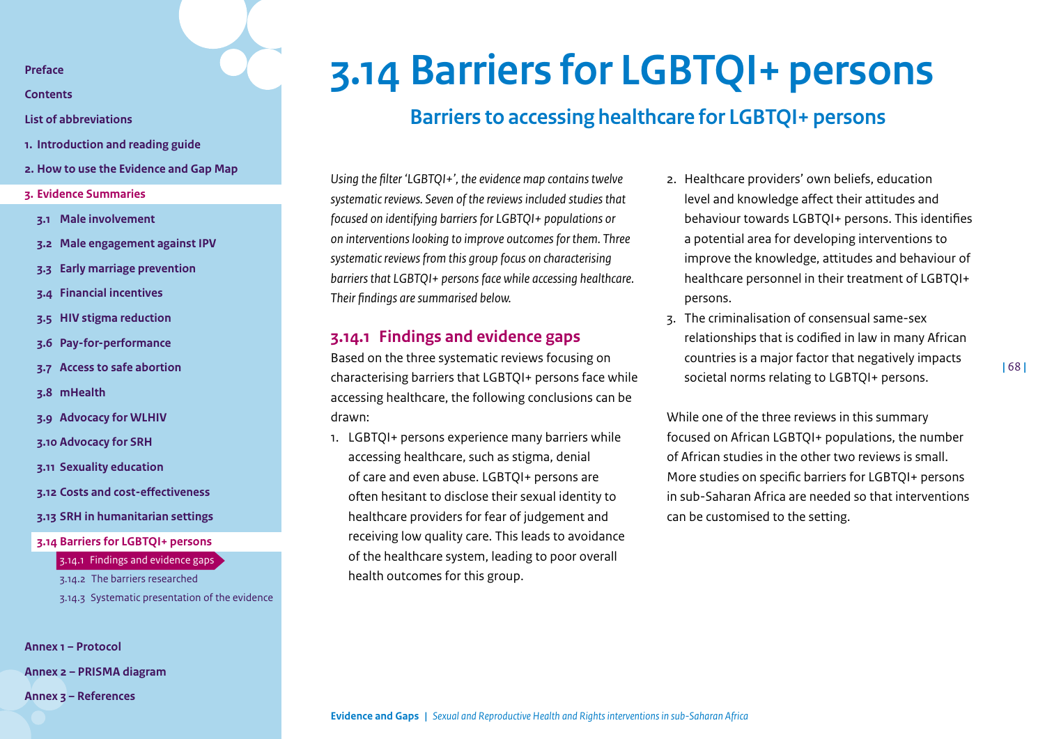# 3.14 Barriers for LGBTQI+ persons

## Barriers to accessing healthcare for LGBTQI+ persons

*Using the filter 'LGBTQI+', the evidence map contains twelve systematic reviews. Seven of the reviews included studies that focused on identifying barriers for LGBTQI+ populations or on interventions looking to improve outcomes for them. Three systematic reviews from this group focus on characterising barriers that LGBTQI+ persons face while accessing healthcare. Their findings are summarised below.*

### 3.14.1 Findings and evidence gaps

Based on the three systematic reviews focusing on characterising barriers that LGBTQI+ persons face while accessing healthcare, the following conclusions can be drawn:

1. LGBTQI+ persons experience many barriers while accessing healthcare, such as stigma, denial of care and even abuse. LGBTQI+ persons are often hesitant to disclose their sexual identity to healthcare providers for fear of judgement and receiving low quality care. This leads to avoidance of the healthcare system, leading to poor overall health outcomes for this group.
2. Healthcare providers' own beliefs, education level and knowledge affect their attitudes and behaviour towards LGBTQI+ persons. This identifies a potential area for developing interventions to improve the knowledge, attitudes and behaviour of healthcare personnel in their treatment of LGBTQI+ persons.
3. The criminalisation of consensual same-sex relationships that is codified in law in many African countries is a major factor that negatively impacts societal norms relating to LGBTQI+ persons.

While one of the three reviews in this summary focused on African LGBTQI+ populations, the number of African studies in the other two reviews is small. More studies on specific barriers for LGBTQI+ persons in sub-Saharan Africa are needed so that interventions can be customised to the setting.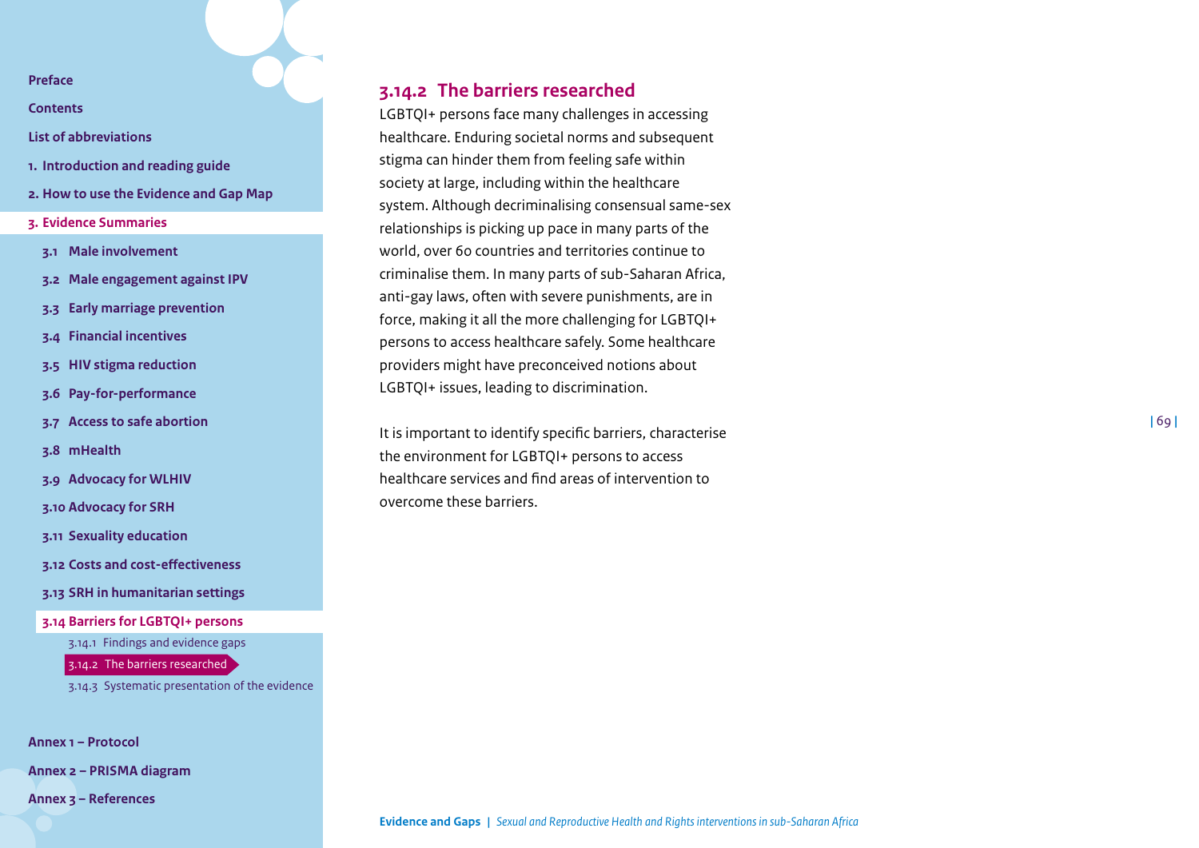## 3.14.2 The barriers researched

LGBTQI+ persons face many challenges in accessing healthcare. Enduring societal norms and subsequent stigma can hinder them from feeling safe within society at large, including within the healthcare system. Although decriminalising consensual same-sex relationships is picking up pace in many parts of the world, over 60 countries and territories continue to criminalise them. In many parts of sub-Saharan Africa, anti-gay laws, often with severe punishments, are in force, making it all the more challenging for LGBTQI+ persons to access healthcare safely. Some healthcare providers might have preconceived notions about LGBTQI+ issues, leading to discrimination.

It is important to identify specific barriers, characterise the environment for LGBTQI+ persons to access healthcare services and find areas of intervention to overcome these barriers.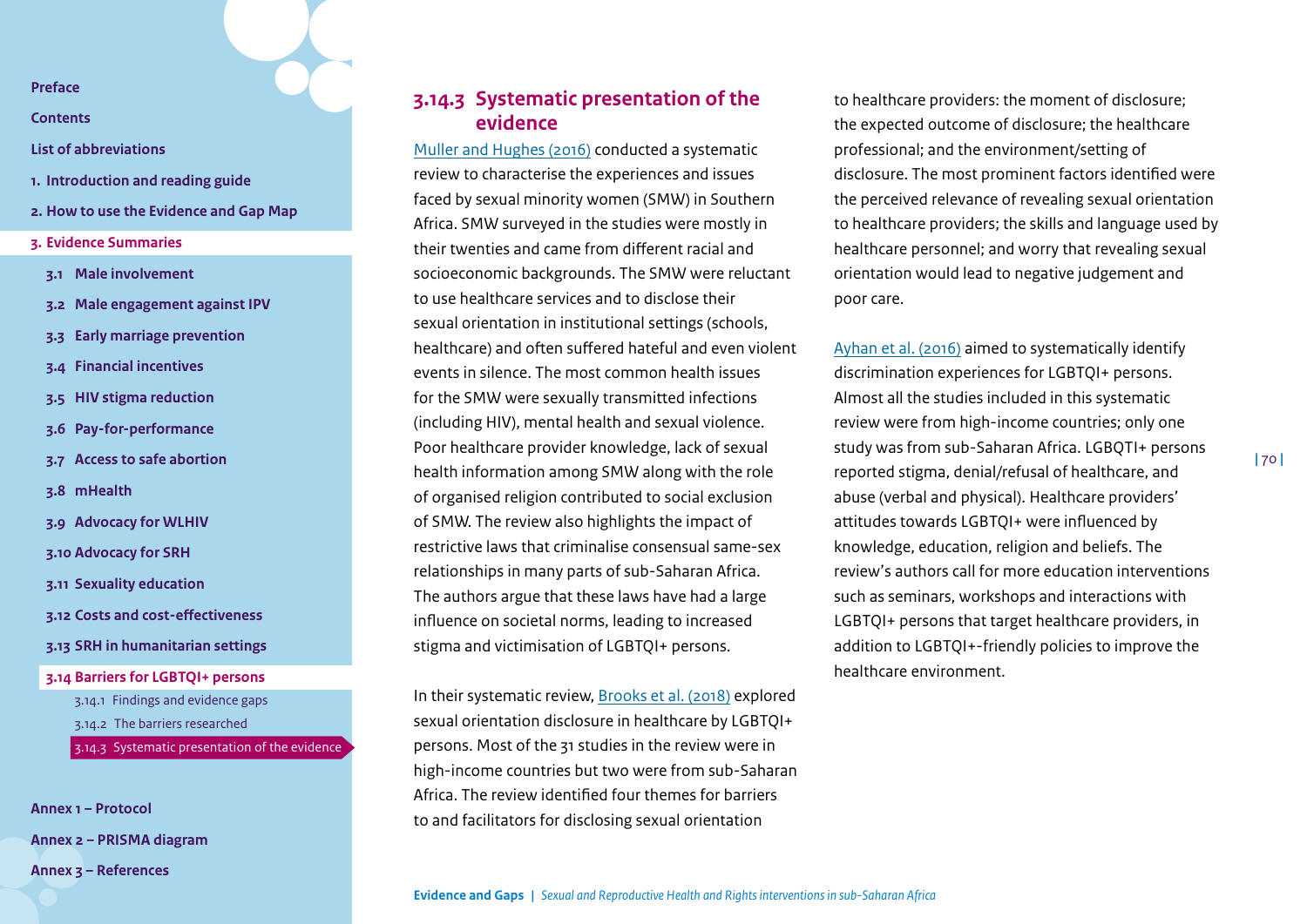### 3.14.3 Systematic presentation of the evidence

Muller and Hughes (2016) conducted a systematic review to characterise the experiences and issues faced by sexual minority women (SMW) in Southern Africa. SMW surveyed in the studies were mostly in their twenties and came from different racial and socioeconomic backgrounds. The SMW were reluctant to use healthcare services and to disclose their sexual orientation in institutional settings (schools, healthcare) and often suffered hateful and even violent events in silence. The most common health issues for the SMW were sexually transmitted infections (including HIV), mental health and sexual violence. Poor healthcare provider knowledge, lack of sexual health information among SMW along with the role of organised religion contributed to social exclusion of SMW. The review also highlights the impact of restrictive laws that criminalise consensual same-sex relationships in many parts of sub-Saharan Africa. The authors argue that these laws have had a large influence on societal norms, leading to increased stigma and victimisation of LGBTQI+ persons.

In their systematic review, Brooks et al. (2018) explored sexual orientation disclosure in healthcare by LGBTQI+ persons. Most of the 31 studies in the review were in high-income countries but two were from sub-Saharan Africa. The review identified four themes for barriers to and facilitators for disclosing sexual orientation to healthcare providers: the moment of disclosure; the expected outcome of disclosure; the healthcare professional; and the environment/setting of disclosure. The most prominent factors identified were the perceived relevance of revealing sexual orientation to healthcare providers; the skills and language used by healthcare personnel; and worry that revealing sexual orientation would lead to negative judgement and poor care.

Ayhan et al. (2016) aimed to systematically identify discrimination experiences for LGBTQI+ persons. Almost all the studies included in this systematic review were from high-income countries; only one study was from sub-Saharan Africa. LGBQTI+ persons reported stigma, denial/refusal of healthcare, and abuse (verbal and physical). Healthcare providers' attitudes towards LGBTQI+ were influenced by knowledge, education, religion and beliefs. The review's authors call for more education interventions such as seminars, workshops and interactions with LGBTQI+ persons that target healthcare providers, in addition to LGBTQI+-friendly policies to improve the healthcare environment.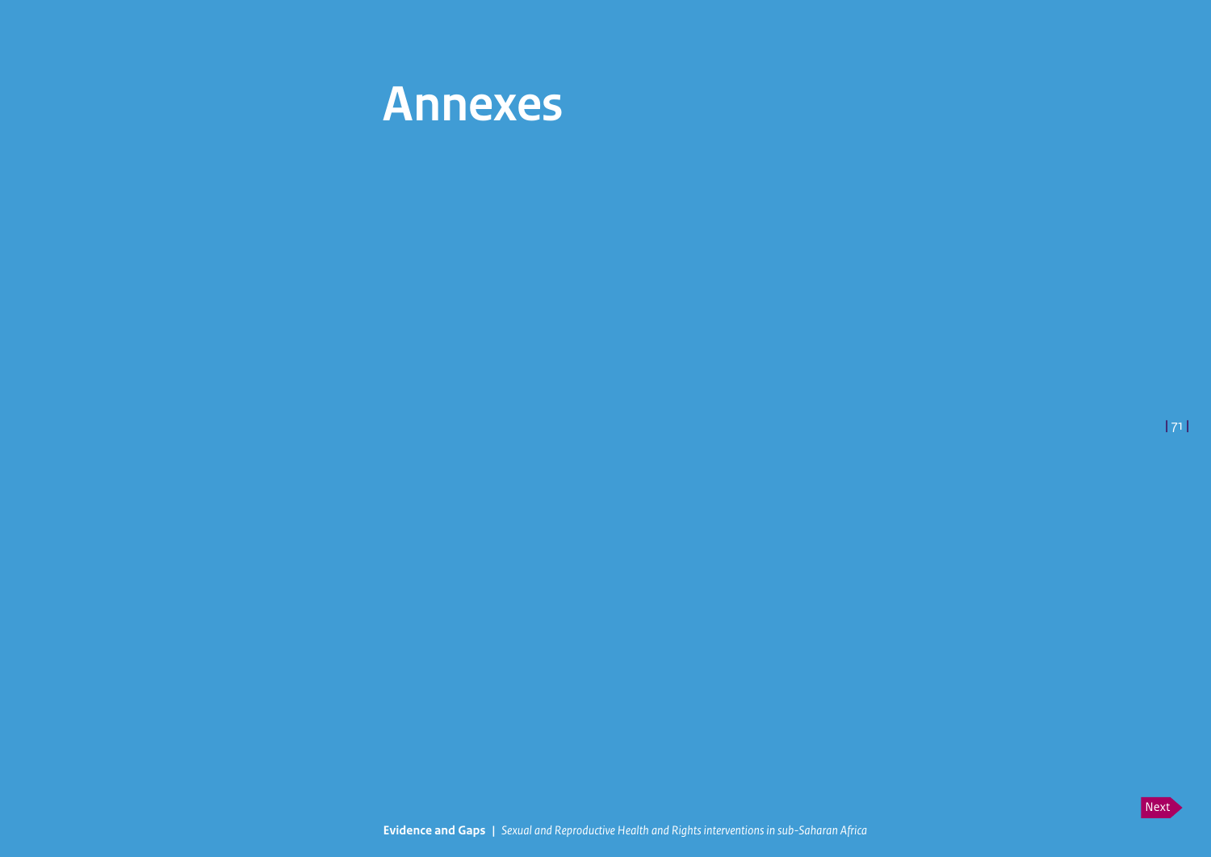# Annexes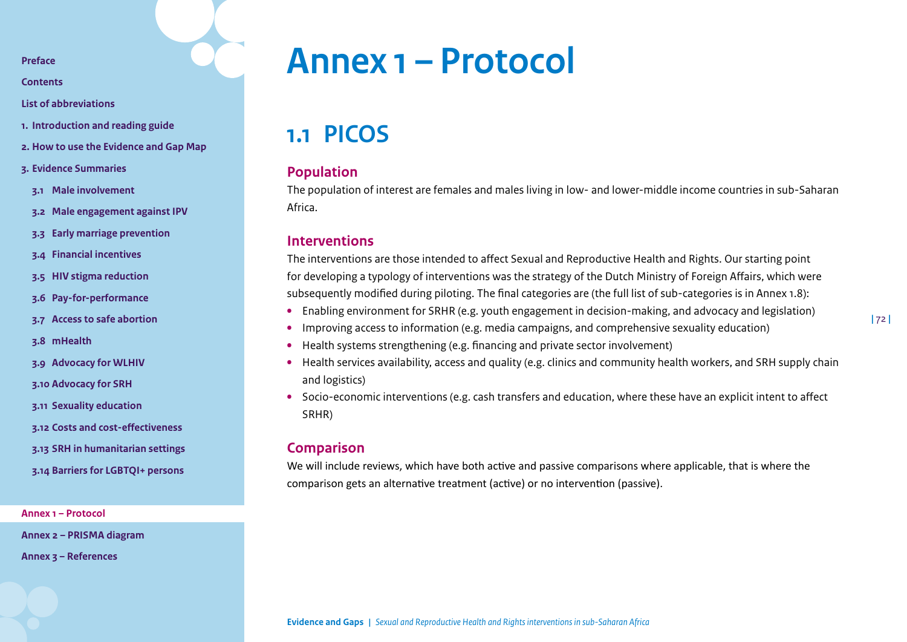# Annex 1 – Protocol

## 1.1 PICOS

### Population

The population of interest are females and males living in low- and lower-middle income countries in sub-Saharan Africa.

### Interventions

The interventions are those intended to affect Sexual and Reproductive Health and Rights. Our starting point for developing a typology of interventions was the strategy of the Dutch Ministry of Foreign Affairs, which were subsequently modified during piloting. The final categories are (the full list of sub-categories is in Annex 1.8):

- Enabling environment for SRHR (e.g. youth engagement in decision-making, and advocacy and legislation)
- Improving access to information (e.g. media campaigns, and comprehensive sexuality education)
- Health systems strengthening (e.g. financing and private sector involvement)
- Health services availability, access and quality (e.g. clinics and community health workers, and SRH supply chain and logistics)
- Socio-economic interventions (e.g. cash transfers and education, where these have an explicit intent to affect SRHR)

### Comparison

We will include reviews, which have both active and passive comparisons where applicable, that is where the comparison gets an alternative treatment (active) or no intervention (passive).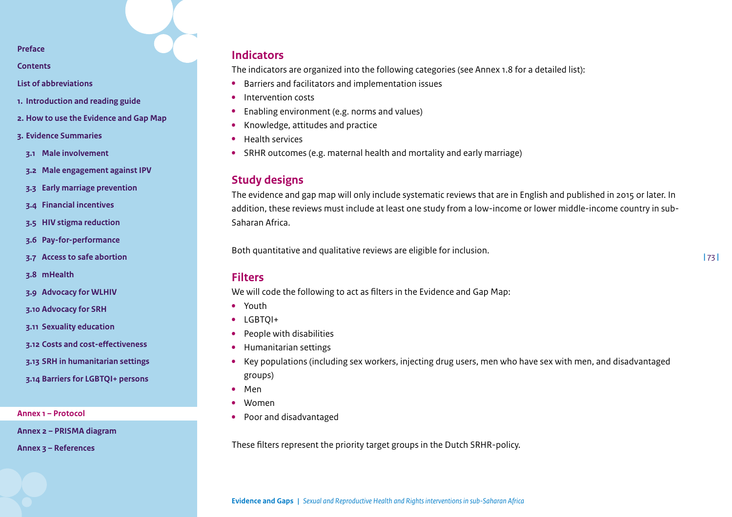## Indicators

The indicators are organized into the following categories (see Annex 1.8 for a detailed list):

- Barriers and facilitators and implementation issues
- Intervention costs
- Enabling environment (e.g. norms and values)
- Knowledge, attitudes and practice
- Health services
- SRHR outcomes (e.g. maternal health and mortality and early marriage)

## Study designs

The evidence and gap map will only include systematic reviews that are in English and published in 2015 or later. In addition, these reviews must include at least one study from a low-income or lower middle-income country in sub-Saharan Africa.

Both quantitative and qualitative reviews are eligible for inclusion.

## Filters

We will code the following to act as filters in the Evidence and Gap Map:

- Youth
- LGBTQI+
- People with disabilities
- Humanitarian settings
- Key populations (including sex workers, injecting drug users, men who have sex with men, and disadvantaged groups)
- Men
- Women
- Poor and disadvantaged

These filters represent the priority target groups in the Dutch SRHR-policy.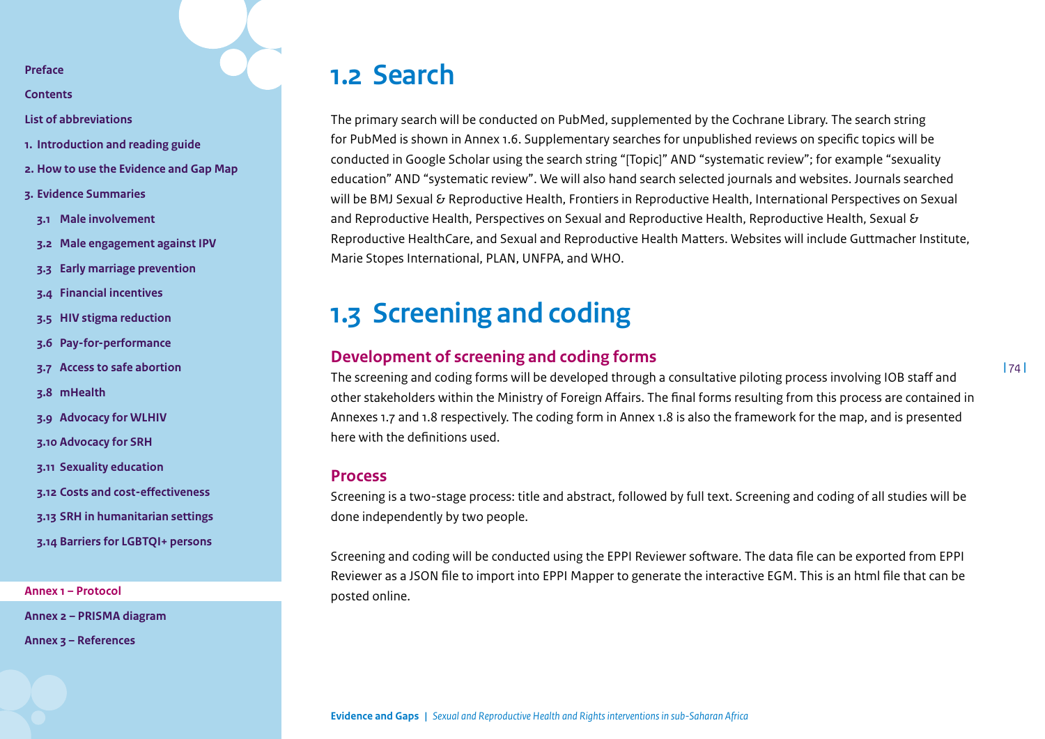## 1.2 Search

The primary search will be conducted on PubMed, supplemented by the Cochrane Library. The search string for PubMed is shown in Annex 1.6. Supplementary searches for unpublished reviews on specific topics will be conducted in Google Scholar using the search string "[Topic]" AND "systematic review"; for example "sexuality education" AND "systematic review". We will also hand search selected journals and websites. Journals searched will be BMJ Sexual & Reproductive Health, Frontiers in Reproductive Health, International Perspectives on Sexual and Reproductive Health, Perspectives on Sexual and Reproductive Health, Reproductive Health, Sexual & Reproductive HealthCare, and Sexual and Reproductive Health Matters. Websites will include Guttmacher Institute, Marie Stopes International, PLAN, UNFPA, and WHO.

## 1.3 Screening and coding

### Development of screening and coding forms

The screening and coding forms will be developed through a consultative piloting process involving IOB staff and other stakeholders within the Ministry of Foreign Affairs. The final forms resulting from this process are contained in Annexes 1.7 and 1.8 respectively. The coding form in Annex 1.8 is also the framework for the map, and is presented here with the definitions used.

### Process

Screening is a two-stage process: title and abstract, followed by full text. Screening and coding of all studies will be done independently by two people.

Screening and coding will be conducted using the EPPI Reviewer software. The data file can be exported from EPPI Reviewer as a JSON file to import into EPPI Mapper to generate the interactive EGM. This is an html file that can be posted online.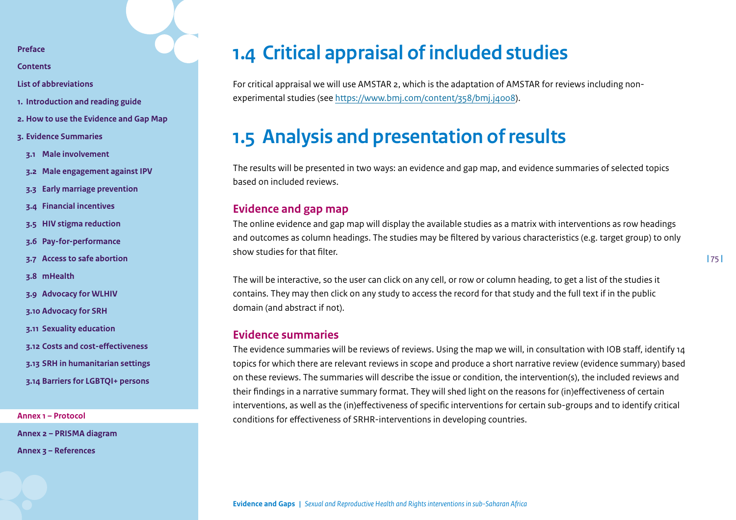## 1.4 Critical appraisal of included studies

For critical appraisal we will use AMSTAR 2, which is the adaptation of AMSTAR for reviews including non-experimental studies (see https://www.bmj.com/content/358/bmj.j4008).

## 1.5 Analysis and presentation of results

The results will be presented in two ways: an evidence and gap map, and evidence summaries of selected topics based on included reviews.

### Evidence and gap map

The online evidence and gap map will display the available studies as a matrix with interventions as row headings and outcomes as column headings. The studies may be filtered by various characteristics (e.g. target group) to only show studies for that filter.

The will be interactive, so the user can click on any cell, or row or column heading, to get a list of the studies it contains. They may then click on any study to access the record for that study and the full text if in the public domain (and abstract if not).

### Evidence summaries

The evidence summaries will be reviews of reviews. Using the map we will, in consultation with IOB staff, identify 14 topics for which there are relevant reviews in scope and produce a short narrative review (evidence summary) based on these reviews. The summaries will describe the issue or condition, the intervention(s), the included reviews and their findings in a narrative summary format. They will shed light on the reasons for (in)effectiveness of certain interventions, as well as the (in)effectiveness of specific interventions for certain sub-groups and to identify critical conditions for effectiveness of SRHR-interventions in developing countries.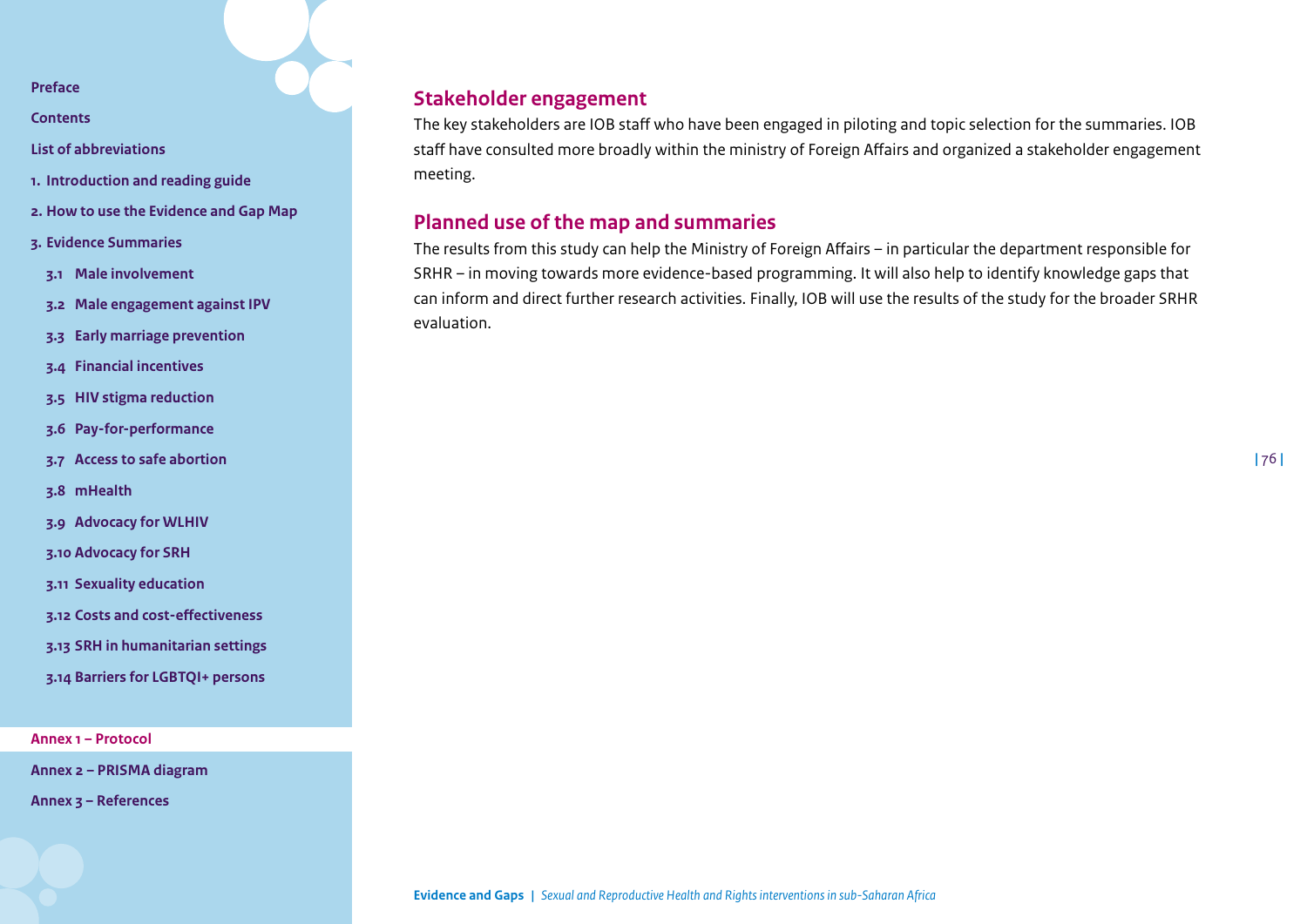## Stakeholder engagement

The key stakeholders are IOB staff who have been engaged in piloting and topic selection for the summaries. IOB staff have consulted more broadly within the ministry of Foreign Affairs and organized a stakeholder engagement meeting.

## Planned use of the map and summaries

The results from this study can help the Ministry of Foreign Affairs – in particular the department responsible for SRHR – in moving towards more evidence-based programming. It will also help to identify knowledge gaps that can inform and direct further research activities. Finally, IOB will use the results of the study for the broader SRHR evaluation.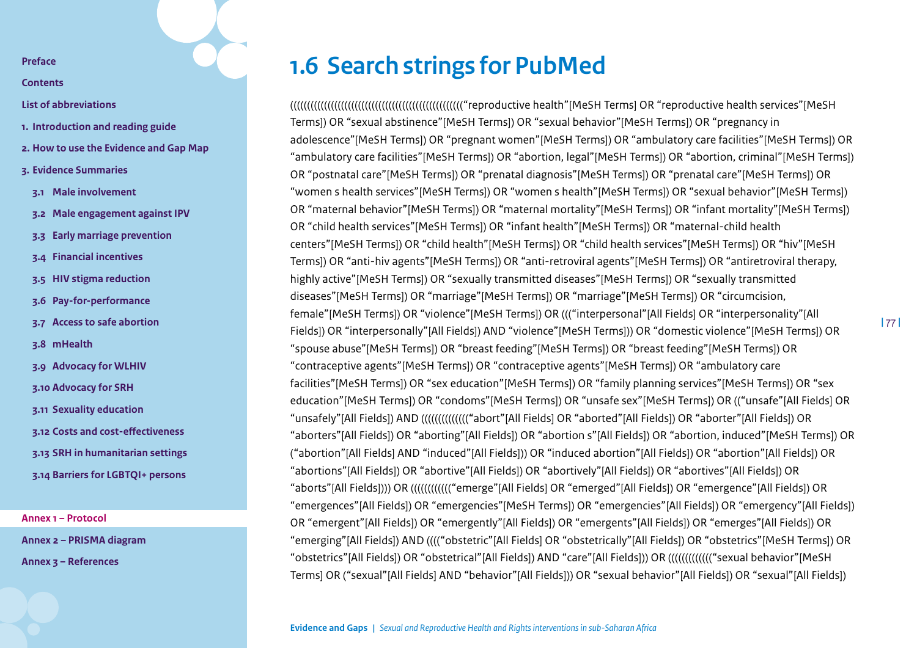# 1.6 Search strings for PubMed

((((((((((((((((((((((((((((((((((((((((((((((((“reproductive health”[MeSH Terms] OR “reproductive health services”[MeSH Terms]) OR “sexual abstinence”[MeSH Terms]) OR “sexual behavior”[MeSH Terms]) OR “pregnancy in adolescence”[MeSH Terms]) OR “pregnant women”[MeSH Terms]) OR “ambulatory care facilities”[MeSH Terms]) OR “ambulatory care facilities”[MeSH Terms]) OR “abortion, legal”[MeSH Terms]) OR “abortion, criminal”[MeSH Terms]) OR “postnatal care”[MeSH Terms]) OR “prenatal diagnosis”[MeSH Terms]) OR “prenatal care”[MeSH Terms]) OR “women s health services”[MeSH Terms]) OR “women s health”[MeSH Terms]) OR “sexual behavior”[MeSH Terms]) OR “maternal behavior”[MeSH Terms]) OR “maternal mortality”[MeSH Terms]) OR “infant mortality”[MeSH Terms]) OR “child health services”[MeSH Terms]) OR “infant health”[MeSH Terms]) OR “maternal-child health centers”[MeSH Terms]) OR “child health”[MeSH Terms]) OR “child health services”[MeSH Terms]) OR “hiv”[MeSH Terms]) OR “anti-hiv agents”[MeSH Terms]) OR “anti-retroviral agents”[MeSH Terms]) OR “antiretroviral therapy, highly active”[MeSH Terms]) OR “sexually transmitted diseases”[MeSH Terms]) OR “sexually transmitted diseases”[MeSH Terms]) OR “marriage”[MeSH Terms]) OR “marriage”[MeSH Terms]) OR “circumcision, female”[MeSH Terms]) OR “violence”[MeSH Terms]) OR (((“interpersonal”[All Fields] OR “interpersonality”[All Fields]) OR “interpersonally”[All Fields]) AND “violence”[MeSH Terms])) OR “domestic violence”[MeSH Terms]) OR “spouse abuse”[MeSH Terms]) OR “breast feeding”[MeSH Terms]) OR “breast feeding”[MeSH Terms]) OR “contraceptive agents”[MeSH Terms]) OR “contraceptive agents”[MeSH Terms]) OR “ambulatory care facilities”[MeSH Terms]) OR “sex education”[MeSH Terms]) OR “family planning services”[MeSH Terms]) OR “sex education”[MeSH Terms]) OR “condoms”[MeSH Terms]) OR “unsafe sex”[MeSH Terms]) OR ((“unsafe”[All Fields] OR “unsafely”[All Fields]) AND ((((((((((((((“abort”[All Fields] OR “aborted”[All Fields]) OR “aborter”[All Fields]) OR “aborters”[All Fields]) OR “aborting”[All Fields]) OR “abortion s”[All Fields]) OR “abortion, induced”[MeSH Terms]) OR (“abortion”[All Fields] AND “induced”[All Fields])) OR “induced abortion”[All Fields]) OR “abortion”[All Fields]) OR “abortions”[All Fields]) OR “abortive”[All Fields]) OR “abortively”[All Fields]) OR “abortives”[All Fields]) OR “aborts”[All Fields]))) OR ((((((((((((“emerge”[All Fields] OR “emerged”[All Fields]) OR “emergence”[All Fields]) OR “emergences”[All Fields]) OR “emergencies”[MeSH Terms]) OR “emergencies”[All Fields]) OR “emergency”[All Fields]) OR “emergent”[All Fields]) OR “emergently”[All Fields]) OR “emergents”[All Fields]) OR “emerges”[All Fields]) OR “emerging”[All Fields]) AND ((((“obstetric”[All Fields] OR “obstetrically”[All Fields]) OR “obstetrics”[MeSH Terms]) OR “obstetrics”[All Fields]) OR “obstetrical”[All Fields]) AND “care”[All Fields])) OR (((((((((((((“sexual behavior”[MeSH Terms] OR (“sexual”[All Fields] AND “behavior”[All Fields])) OR “sexual behavior”[All Fields]) OR “sexual”[All Fields])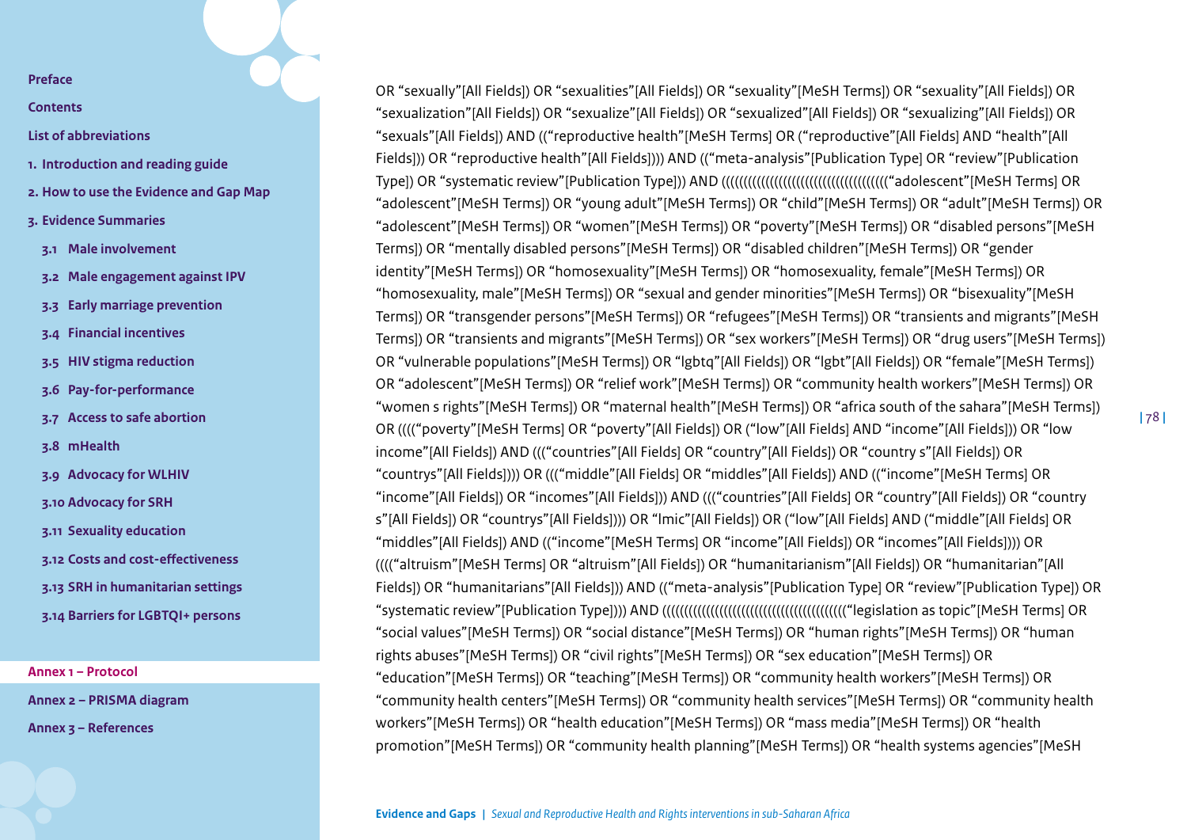OR “sexually”[All Fields]) OR “sexualities”[All Fields]) OR “sexuality”[MeSH Terms]) OR “sexuality”[All Fields]) OR “sexualization”[All Fields]) OR “sexualize”[All Fields]) OR “sexualized”[All Fields]) OR “sexualizing”[All Fields]) OR “sexuals”[All Fields]) AND ((“reproductive health”[MeSH Terms] OR (“reproductive”[All Fields] AND “health”[All Fields])) OR “reproductive health”[All Fields]))) AND ((“meta-analysis”[Publication Type] OR “review”[Publication Type]) OR “systematic review”[Publication Type])) AND (((((((((((((((((((((((((((((((((((“adolescent”[MeSH Terms] OR “adolescent”[MeSH Terms]) OR “young adult”[MeSH Terms]) OR “child”[MeSH Terms]) OR “adult”[MeSH Terms]) OR “adolescent”[MeSH Terms]) OR “women”[MeSH Terms]) OR “poverty”[MeSH Terms]) OR “disabled persons”[MeSH Terms]) OR “mentally disabled persons”[MeSH Terms]) OR “disabled children”[MeSH Terms]) OR “gender identity”[MeSH Terms]) OR “homosexuality”[MeSH Terms]) OR “homosexuality, female”[MeSH Terms]) OR “homosexuality, male”[MeSH Terms]) OR “sexual and gender minorities”[MeSH Terms]) OR “bisexuality”[MeSH Terms]) OR “transgender persons”[MeSH Terms]) OR “refugees”[MeSH Terms]) OR “transients and migrants”[MeSH Terms]) OR “transients and migrants”[MeSH Terms]) OR “sex workers”[MeSH Terms]) OR “drug users”[MeSH Terms]) OR “vulnerable populations”[MeSH Terms]) OR “lgbtq”[All Fields]) OR “lgbt”[All Fields]) OR “female”[MeSH Terms]) OR “adolescent”[MeSH Terms]) OR “relief work”[MeSH Terms]) OR “community health workers”[MeSH Terms]) OR “women s rights”[MeSH Terms]) OR “maternal health”[MeSH Terms]) OR “africa south of the sahara”[MeSH Terms]) OR ((((“poverty”[MeSH Terms] OR “poverty”[All Fields]) OR (“low”[All Fields] AND “income”[All Fields])) OR “low income”[All Fields]) AND (((“countries”[All Fields] OR “country”[All Fields]) OR “country s”[All Fields]) OR “countrys”[All Fields]))) OR (((“middle”[All Fields] OR “middles”[All Fields]) AND ((“income”[MeSH Terms] OR “income”[All Fields]) OR “incomes”[All Fields])) AND (((“countries”[All Fields] OR “country”[All Fields]) OR “country s”[All Fields]) OR “countrys”[All Fields]))) OR “lmic”[All Fields]) OR (“low”[All Fields] AND (“middle”[All Fields] OR “middles”[All Fields]) AND ((“income”[MeSH Terms] OR “income”[All Fields]) OR “incomes”[All Fields]))) OR ((((“altruism”[MeSH Terms] OR “altruism”[All Fields]) OR “humanitarianism”[All Fields]) OR “humanitarian”[All Fields]) OR “humanitarians”[All Fields])) AND ((“meta-analysis”[Publication Type] OR “review”[Publication Type]) OR “systematic review”[Publication Type]))) AND ((((((((((((((((((((((((((((((((((((((“legislation as topic”[MeSH Terms] OR “social values”[MeSH Terms]) OR “social distance”[MeSH Terms]) OR “human rights”[MeSH Terms]) OR “human rights abuses”[MeSH Terms]) OR “civil rights”[MeSH Terms]) OR “sex education”[MeSH Terms]) OR “education”[MeSH Terms]) OR “teaching”[MeSH Terms]) OR “community health workers”[MeSH Terms]) OR “community health centers”[MeSH Terms]) OR “community health services”[MeSH Terms]) OR “community health workers”[MeSH Terms]) OR “health education”[MeSH Terms]) OR “mass media”[MeSH Terms]) OR “health promotion”[MeSH Terms]) OR “community health planning”[MeSH Terms]) OR “health systems agencies”[MeSH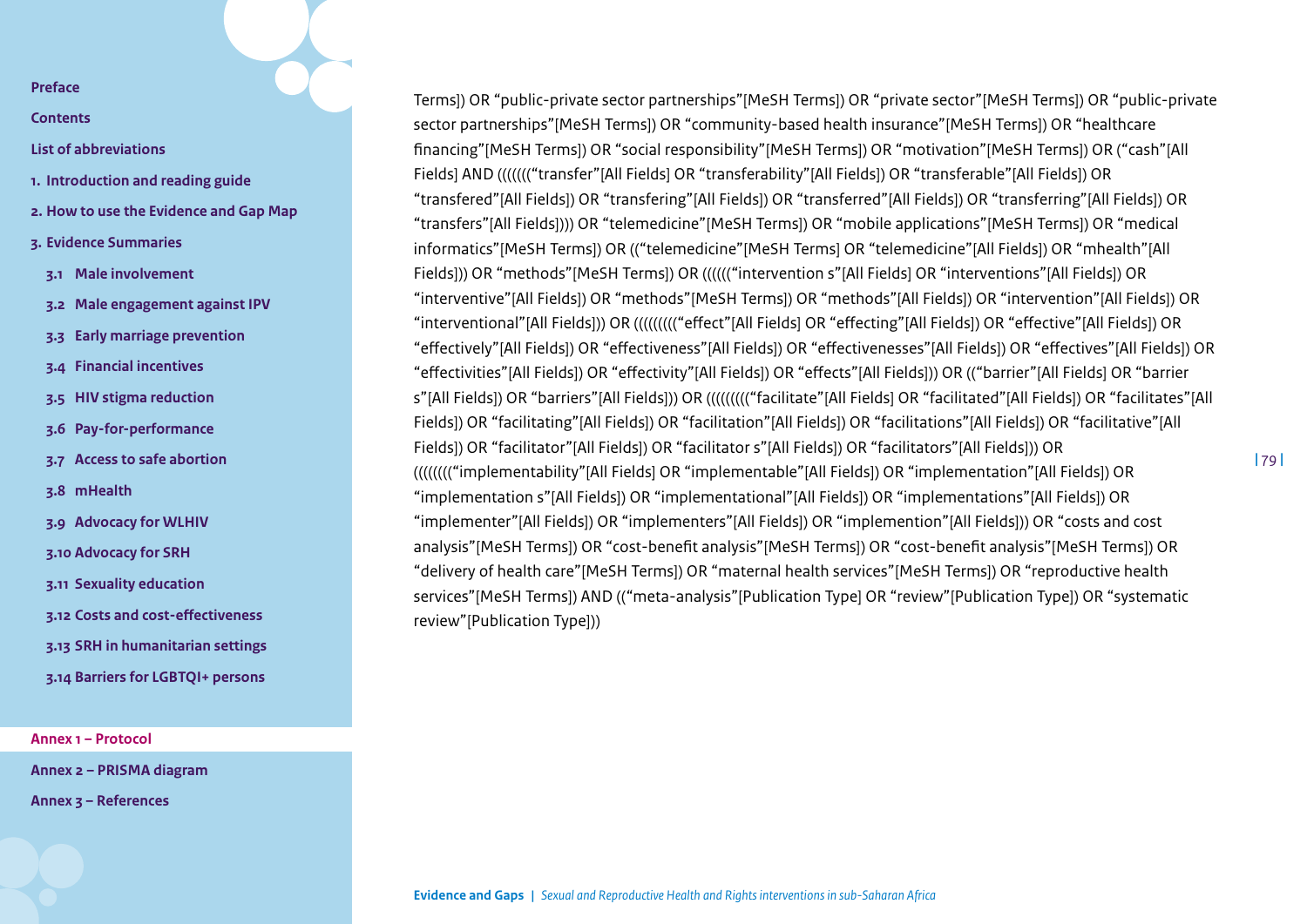Terms]) OR “public-private sector partnerships”[MeSH Terms]) OR “private sector”[MeSH Terms]) OR “public-private sector partnerships”[MeSH Terms]) OR “community-based health insurance”[MeSH Terms]) OR “healthcare financing”[MeSH Terms]) OR “social responsibility”[MeSH Terms]) OR “motivation”[MeSH Terms]) OR (“cash”[All Fields] AND (((((((“transfer”[All Fields] OR “transferability”[All Fields]) OR “transferable”[All Fields]) OR “transfered”[All Fields]) OR “transfering”[All Fields]) OR “transferred”[All Fields]) OR “transferring”[All Fields]) OR “transfers”[All Fields]))) OR “telemedicine”[MeSH Terms]) OR “mobile applications”[MeSH Terms]) OR “medical informatics”[MeSH Terms]) OR ((“telemedicine”[MeSH Terms] OR “telemedicine”[All Fields]) OR “mhealth”[All Fields])) OR “methods”[MeSH Terms]) OR ((((((“intervention s”[All Fields] OR “interventions”[All Fields]) OR “interventive”[All Fields]) OR “methods”[MeSH Terms]) OR “methods”[All Fields]) OR “intervention”[All Fields]) OR “interventional”[All Fields])) OR (((((((((“effect”[All Fields] OR “effecting”[All Fields]) OR “effective”[All Fields]) OR “effectively”[All Fields]) OR “effectiveness”[All Fields]) OR “effectivenesses”[All Fields]) OR “effectives”[All Fields]) OR “effectivities”[All Fields]) OR “effectivity”[All Fields]) OR “effects”[All Fields])) OR ((“barrier”[All Fields] OR “barrier s”[All Fields]) OR “barriers”[All Fields])) OR (((((((((“facilitate”[All Fields] OR “facilitated”[All Fields]) OR “facilitates”[All Fields]) OR “facilitating”[All Fields]) OR “facilitation”[All Fields]) OR “facilitations”[All Fields]) OR “facilitative”[All Fields]) OR “facilitator”[All Fields]) OR “facilitator s”[All Fields]) OR “facilitators”[All Fields])) OR ((((((((“implementability”[All Fields] OR “implementable”[All Fields]) OR “implementation”[All Fields]) OR “implementation s”[All Fields]) OR “implementational”[All Fields]) OR “implementations”[All Fields]) OR “implementer”[All Fields]) OR “implementers”[All Fields]) OR “implemention”[All Fields])) OR “costs and cost analysis”[MeSH Terms]) OR “cost-benefit analysis”[MeSH Terms]) OR “cost-benefit analysis”[MeSH Terms]) OR “delivery of health care”[MeSH Terms]) OR “maternal health services”[MeSH Terms]) OR “reproductive health services”[MeSH Terms]) AND ((“meta-analysis”[Publication Type] OR “review”[Publication Type]) OR “systematic review”[Publication Type]))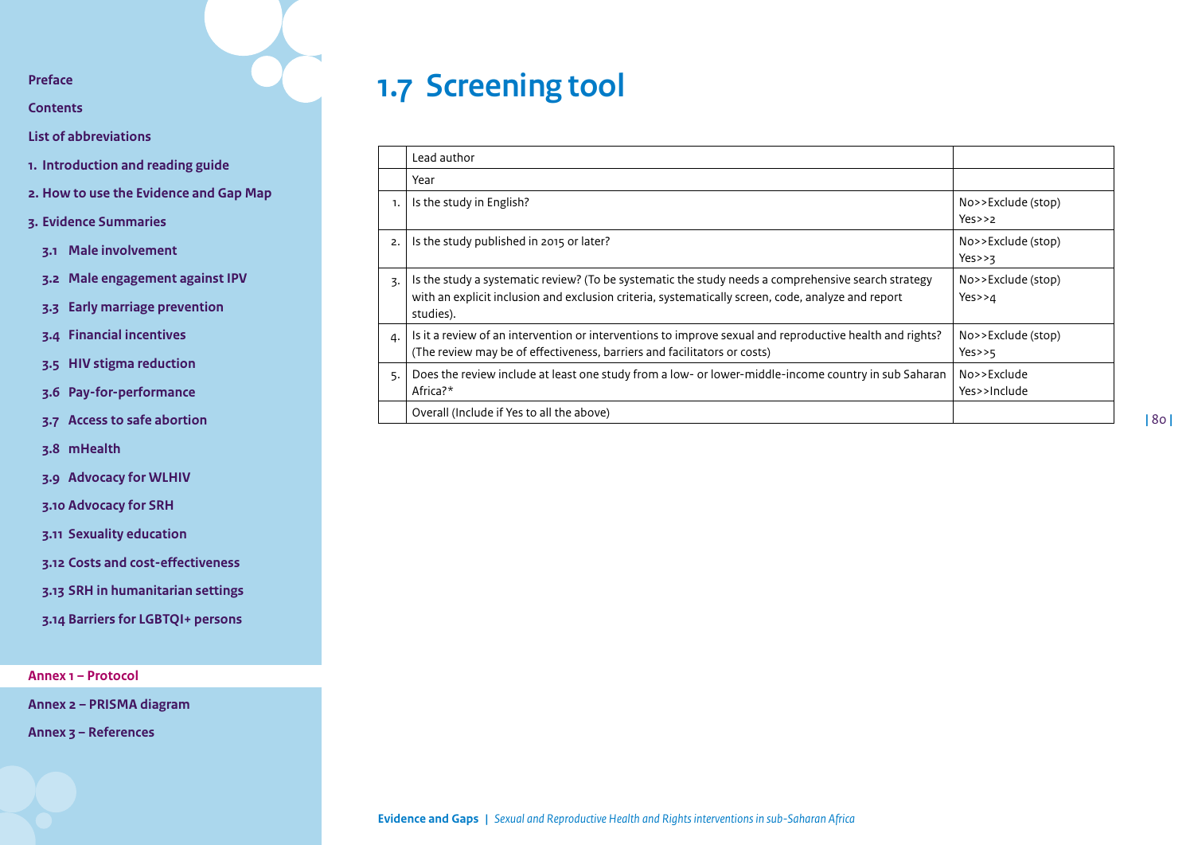## 1.7 Screening tool

| | | |
|---|---|---|
| | Lead author | |
| | Year | |
| 1. | Is the study in English? | No>>Exclude (stop)<br>Yes>>2 |
| 2. | Is the study published in 2015 or later? | No>>Exclude (stop)<br>Yes>>3 |
| 3. | Is the study a systematic review? (To be systematic the study needs a comprehensive search strategy with an explicit inclusion and exclusion criteria, systematically screen, code, analyze and report studies). | No>>Exclude (stop)<br>Yes>>4 |
| 4. | Is it a review of an intervention or interventions to improve sexual and reproductive health and rights? (The review may be of effectiveness, barriers and facilitators or costs) | No>>Exclude (stop)<br>Yes>>5 |
| 5. | Does the review include at least one study from a low- or lower-middle-income country in sub Saharan Africa?* | No>>Exclude<br>Yes>>Include |
| | Overall (Include if Yes to all the above) | |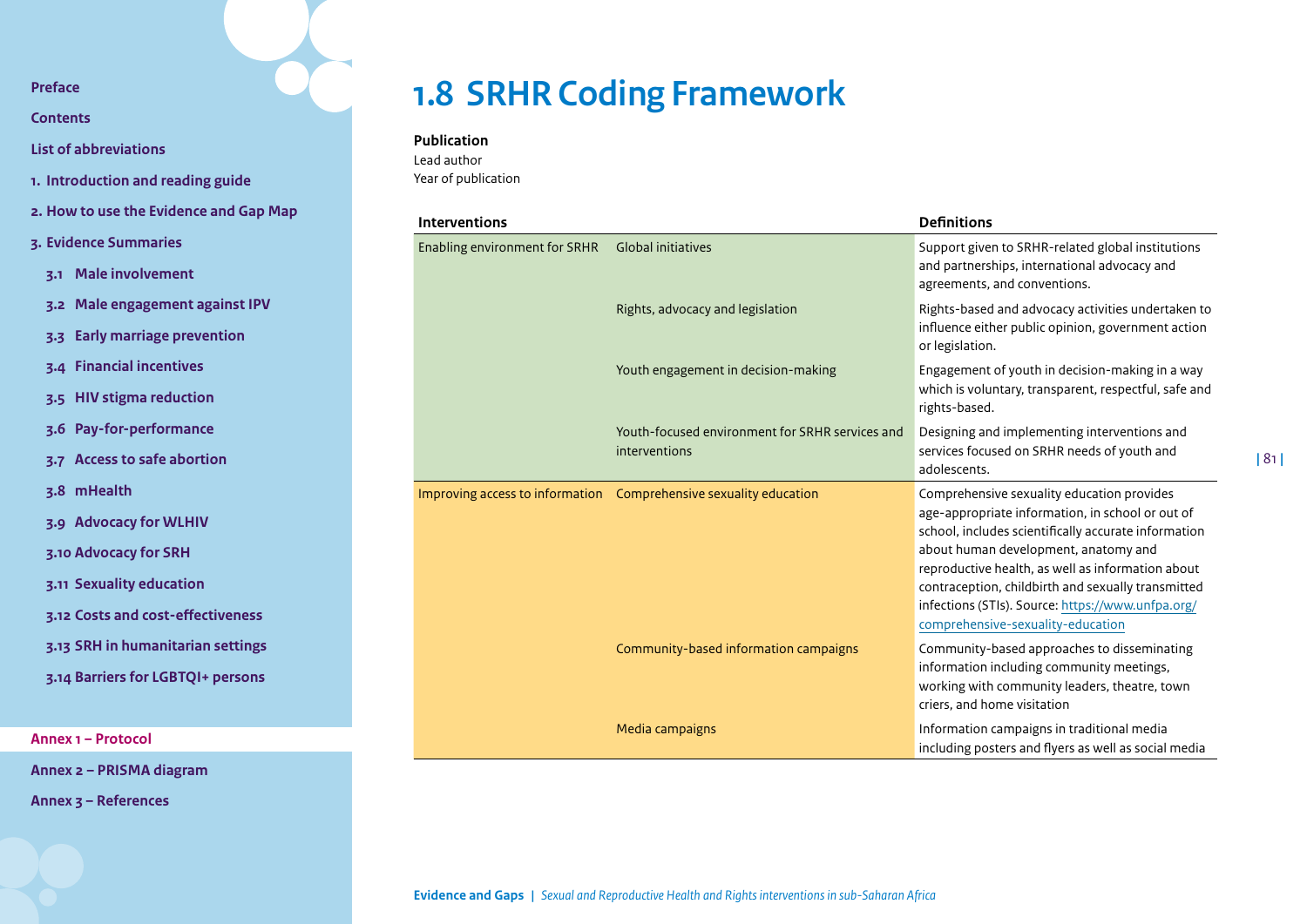# 1.8 SRHR Coding Framework

**Publication**
Lead author
Year of publication

| Interventions | | Definitions |
|---|---|---|
| Enabling environment for SRHR | Global initiatives | Support given to SRHR-related global institutions and partnerships, international advocacy and agreements, and conventions. |
| | Rights, advocacy and legislation | Rights-based and advocacy activities undertaken to influence either public opinion, government action or legislation. |
| | Youth engagement in decision-making | Engagement of youth in decision-making in a way which is voluntary, transparent, respectful, safe and rights-based. |
| | Youth-focused environment for SRHR services and interventions | Designing and implementing interventions and services focused on SRHR needs of youth and adolescents. |
| Improving access to information | Comprehensive sexuality education | Comprehensive sexuality education provides age-appropriate information, in school or out of school, includes scientifically accurate information about human development, anatomy and reproductive health, as well as information about contraception, childbirth and sexually transmitted infections (STIs). Source: https://www.unfpa.org/comprehensive-sexuality-education |
| | Community-based information campaigns | Community-based approaches to disseminating information including community meetings, working with community leaders, theatre, town criers, and home visitation |
| | Media campaigns | Information campaigns in traditional media including posters and flyers as well as social media |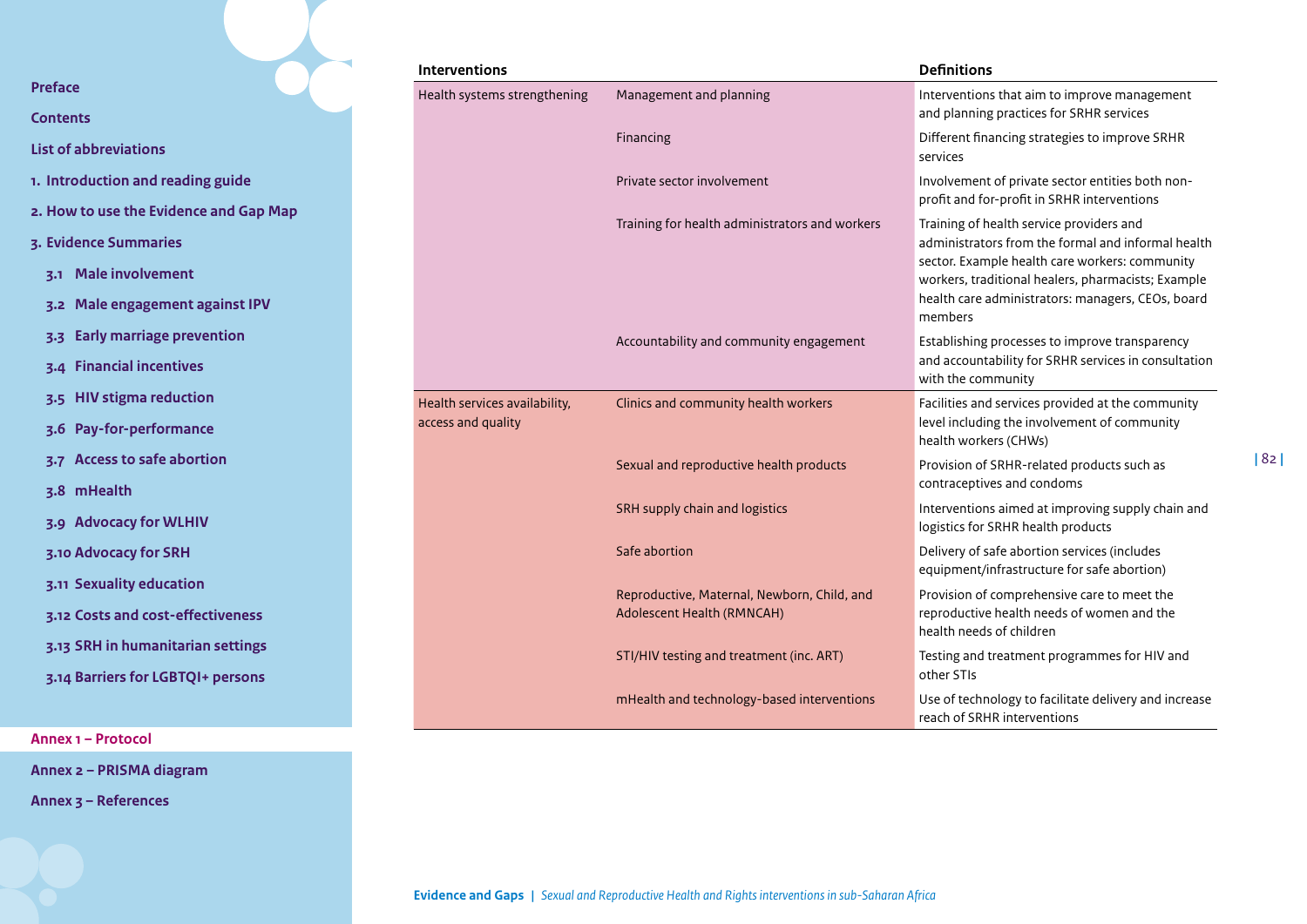| Interventions | | Definitions |
|---|---|---|
| Health systems strengthening | Management and planning | Interventions that aim to improve management and planning practices for SRHR services |
| | Financing | Different financing strategies to improve SRHR services |
| | Private sector involvement | Involvement of private sector entities both non-profit and for-profit in SRHR interventions |
| | Training for health administrators and workers | Training of health service providers and administrators from the formal and informal health sector. Example health care workers: community workers, traditional healers, pharmacists; Example health care administrators: managers, CEOs, board members |
| | Accountability and community engagement | Establishing processes to improve transparency and accountability for SRHR services in consultation with the community |
| Health services availability, access and quality | Clinics and community health workers | Facilities and services provided at the community level including the involvement of community health workers (CHWs) |
| | Sexual and reproductive health products | Provision of SRHR-related products such as contraceptives and condoms |
| | SRH supply chain and logistics | Interventions aimed at improving supply chain and logistics for SRHR health products |
| | Safe abortion | Delivery of safe abortion services (includes equipment/infrastructure for safe abortion) |
| | Reproductive, Maternal, Newborn, Child, and Adolescent Health (RMNCAH) | Provision of comprehensive care to meet the reproductive health needs of women and the health needs of children |
| | STI/HIV testing and treatment (inc. ART) | Testing and treatment programmes for HIV and other STIs |
| | mHealth and technology-based interventions | Use of technology to facilitate delivery and increase reach of SRHR interventions |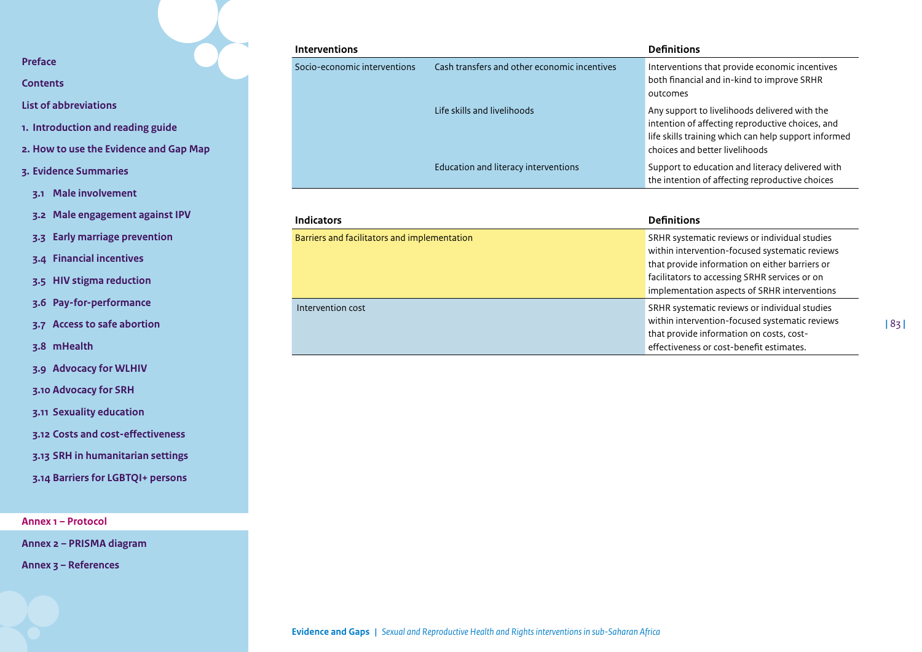| Interventions | | Definitions |
|---|---|---|
| Socio-economic interventions | Cash transfers and other economic incentives | Interventions that provide economic incentives both financial and in-kind to improve SRHR outcomes |
| | Life skills and livelihoods | Any support to livelihoods delivered with the intention of affecting reproductive choices, and life skills training which can help support informed choices and better livelihoods |
| | Education and literacy interventions | Support to education and literacy delivered with the intention of affecting reproductive choices |

| Indicators | Definitions |
|---|---|
| Barriers and facilitators and implementation | SRHR systematic reviews or individual studies within intervention-focused systematic reviews that provide information on either barriers or facilitators to accessing SRHR services or on implementation aspects of SRHR interventions |
| Intervention cost | SRHR systematic reviews or individual studies within intervention-focused systematic reviews that provide information on costs, cost-effectiveness or cost-benefit estimates. |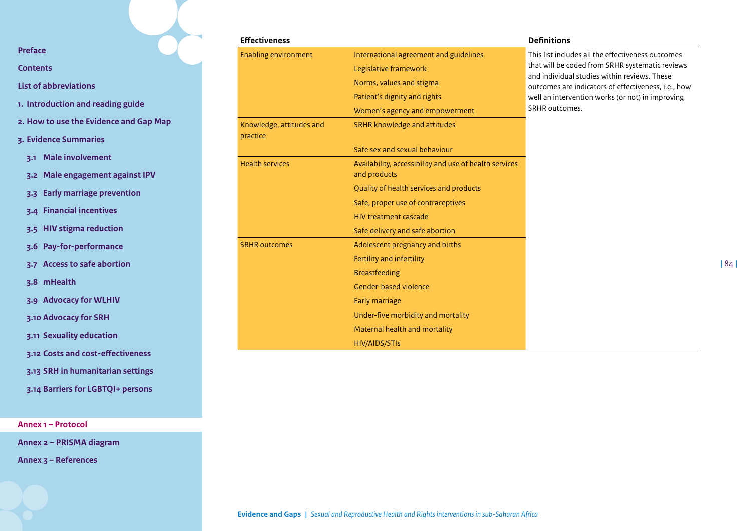| Effectiveness | | Definitions |
|---|---|---|
| Enabling environment | International agreement and guidelines | This list includes all the effectiveness outcomes that will be coded from SRHR systematic reviews and individual studies within reviews. These outcomes are indicators of effectiveness, i.e., how well an intervention works (or not) in improving SRHR outcomes. |
| | Legislative framework | |
| | Norms, values and stigma | |
| | Patient's dignity and rights | |
| | Women's agency and empowerment | |
| Knowledge, attitudes and practice | SRHR knowledge and attitudes | |
| | Safe sex and sexual behaviour | |
| Health services | Availability, accessibility and use of health services and products | |
| | Quality of health services and products | |
| | Safe, proper use of contraceptives | |
| | HIV treatment cascade | |
| | Safe delivery and safe abortion | |
| SRHR outcomes | Adolescent pregnancy and births | |
| | Fertility and infertility | |
| | Breastfeeding | |
| | Gender-based violence | |
| | Early marriage | |
| | Under-five morbidity and mortality | |
| | Maternal health and mortality | |
| | HIV/AIDS/STIs | |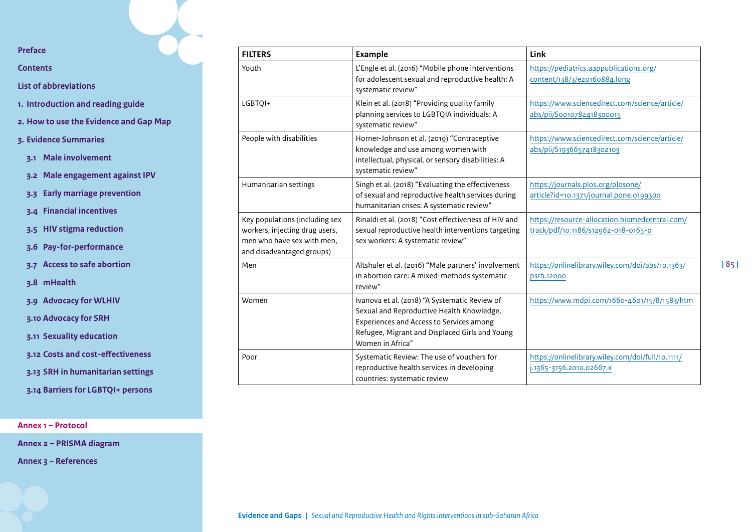| FILTERS | Example | Link |
|---|---|---|
| Youth | L'Engle et al. (2016) "Mobile phone interventions for adolescent sexual and reproductive health: A systematic review" | https://pediatrics.aappublications.org/content/138/3/e20160884.long |
| LGBTQI+ | Klein et al. (2018) "Providing quality family planning services to LGBTQIA individuals: A systematic review" | https://www.sciencedirect.com/science/article/abs/pii/S0010782418300015 |
| People with disabilities | Horner-Johnson et al. (2019) "Contraceptive knowledge and use among women with intellectual, physical, or sensory disabilities: A systematic review" | https://www.sciencedirect.com/science/article/abs/pii/S1936657418302103 |
| Humanitarian settings | Singh et al. (2018) "Evaluating the effectiveness of sexual and reproductive health services during humanitarian crises: A systematic review" | https://journals.plos.org/plosone/article?id=10.1371/journal.pone.0199300 |
| Key populations (including sex workers, injecting drug users, men who have sex with men, and disadvantaged groups) | Rinaldi et al. (2018) "Cost effectiveness of HIV and sexual reproductive health interventions targeting sex workers: A systematic review" | https://resource-allocation.biomedcentral.com/track/pdf/10.1186/s12962-018-0165-0 |
| Men | Altshuler et al. (2016) "Male partners' involvement in abortion care: A mixed-methods systematic review" | https://onlinelibrary.wiley.com/doi/abs/10.1363/psrh.12000 |
| Women | Ivanova et al. (2018) "A Systematic Review of Sexual and Reproductive Health Knowledge, Experiences and Access to Services among Refugee, Migrant and Displaced Girls and Young Women in Africa" | https://www.mdpi.com/1660-4601/15/8/1583/htm |
| Poor | Systematic Review: The use of vouchers for reproductive health services in developing countries: systematic review | https://onlinelibrary.wiley.com/doi/full/10.1111/j.1365-3156.2010.02667.x |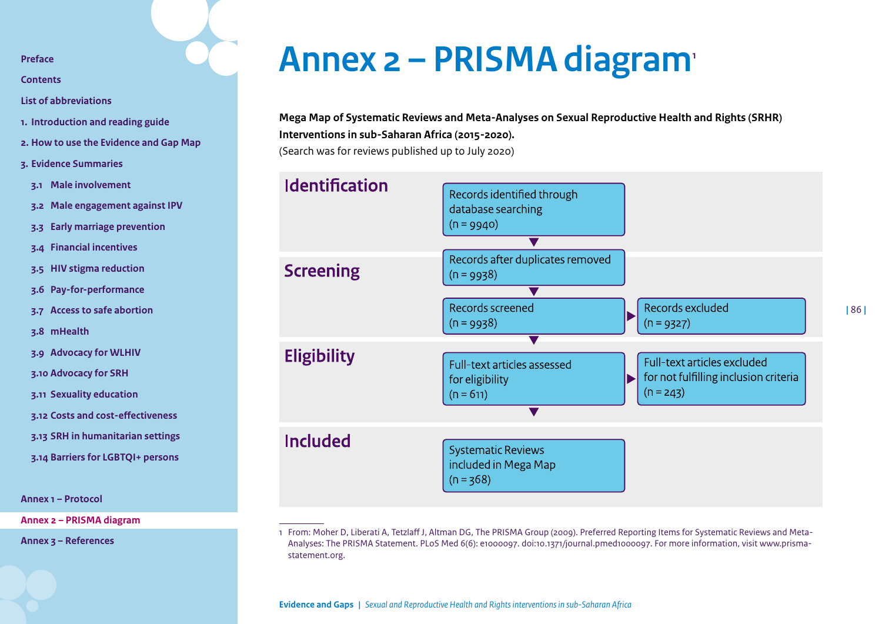# Annex 2 – PRISMA diagram[1]

**Mega Map of Systematic Reviews and Meta-Analyses on Sexual Reproductive Health and Rights (SRHR) Interventions in sub-Saharan Africa (2015-2020).**

(Search was for reviews published up to July 2020)

| Stage | Main flow | Excluded |
|---|---|---|
| **Identification** | Records identified through database searching (n = 9940) | |
| **Screening** | Records after duplicates removed (n = 9938) | |
| | Records screened (n = 9938) | Records excluded (n = 9327) |
| **Eligibility** | Full-text articles assessed for eligibility (n = 611) | Full-text articles excluded for not fulfilling inclusion criteria (n = 243) |
| **Included** | Systematic Reviews included in Mega Map (n = 368) | |

1 From: Moher D, Liberati A, Tetzlaff J, Altman DG, The PRISMA Group (2009). Preferred Reporting Items for Systematic Reviews and Meta-Analyses: The PRISMA Statement. PLoS Med 6(6): e1000097. doi:10.1371/journal.pmed1000097. For more information, visit www.prisma-statement.org.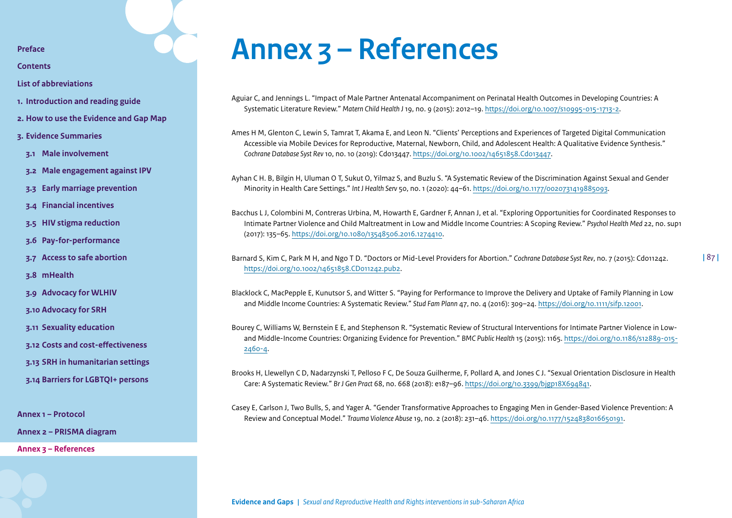# Annex 3 – References

Aguiar C, and Jennings L. "Impact of Male Partner Antenatal Accompaniment on Perinatal Health Outcomes in Developing Countries: A Systematic Literature Review." *Matern Child Health J* 19, no. 9 (2015): 2012–19. https://doi.org/10.1007/s10995-015-1713-2.

Ames H M, Glenton C, Lewin S, Tamrat T, Akama E, and Leon N. "Clients' Perceptions and Experiences of Targeted Digital Communication Accessible via Mobile Devices for Reproductive, Maternal, Newborn, Child, and Adolescent Health: A Qualitative Evidence Synthesis." *Cochrane Database Syst Rev* 10, no. 10 (2019): Cd013447. https://doi.org/10.1002/14651858.Cd013447.

Ayhan C H. B, Bilgin H, Uluman O T, Sukut O, Yilmaz S, and Buzlu S. "A Systematic Review of the Discrimination Against Sexual and Gender Minority in Health Care Settings." *Int J Health Serv* 50, no. 1 (2020): 44–61. https://doi.org/10.1177/0020731419885093.

Bacchus L J, Colombini M, Contreras Urbina, M, Howarth E, Gardner F, Annan J, et al. "Exploring Opportunities for Coordinated Responses to Intimate Partner Violence and Child Maltreatment in Low and Middle Income Countries: A Scoping Review." *Psychol Health Med* 22, no. sup1 (2017): 135–65. https://doi.org/10.1080/13548506.2016.1274410.

Barnard S, Kim C, Park M H, and Ngo T D. "Doctors or Mid-Level Providers for Abortion." *Cochrane Database Syst Rev*, no. 7 (2015): Cd011242. https://doi.org/10.1002/14651858.CD011242.pub2.

Blacklock C, MacPepple E, Kunutsor S, and Witter S. "Paying for Performance to Improve the Delivery and Uptake of Family Planning in Low and Middle Income Countries: A Systematic Review." *Stud Fam Plann* 47, no. 4 (2016): 309–24. https://doi.org/10.1111/sifp.12001.

Bourey C, Williams W, Bernstein E E, and Stephenson R. "Systematic Review of Structural Interventions for Intimate Partner Violence in Low- and Middle-Income Countries: Organizing Evidence for Prevention." *BMC Public Health* 15 (2015): 1165. https://doi.org/10.1186/s12889-015-2460-4.

Brooks H, Llewellyn C D, Nadarzynski T, Pelloso F C, De Souza Guilherme, F, Pollard A, and Jones C J. "Sexual Orientation Disclosure in Health Care: A Systematic Review." *Br J Gen Pract* 68, no. 668 (2018): e187–96. https://doi.org/10.3399/bjgp18X694841.

Casey E, Carlson J, Two Bulls, S, and Yager A. "Gender Transformative Approaches to Engaging Men in Gender-Based Violence Prevention: A Review and Conceptual Model." *Trauma Violence Abuse* 19, no. 2 (2018): 231–46. https://doi.org/10.1177/1524838016650191.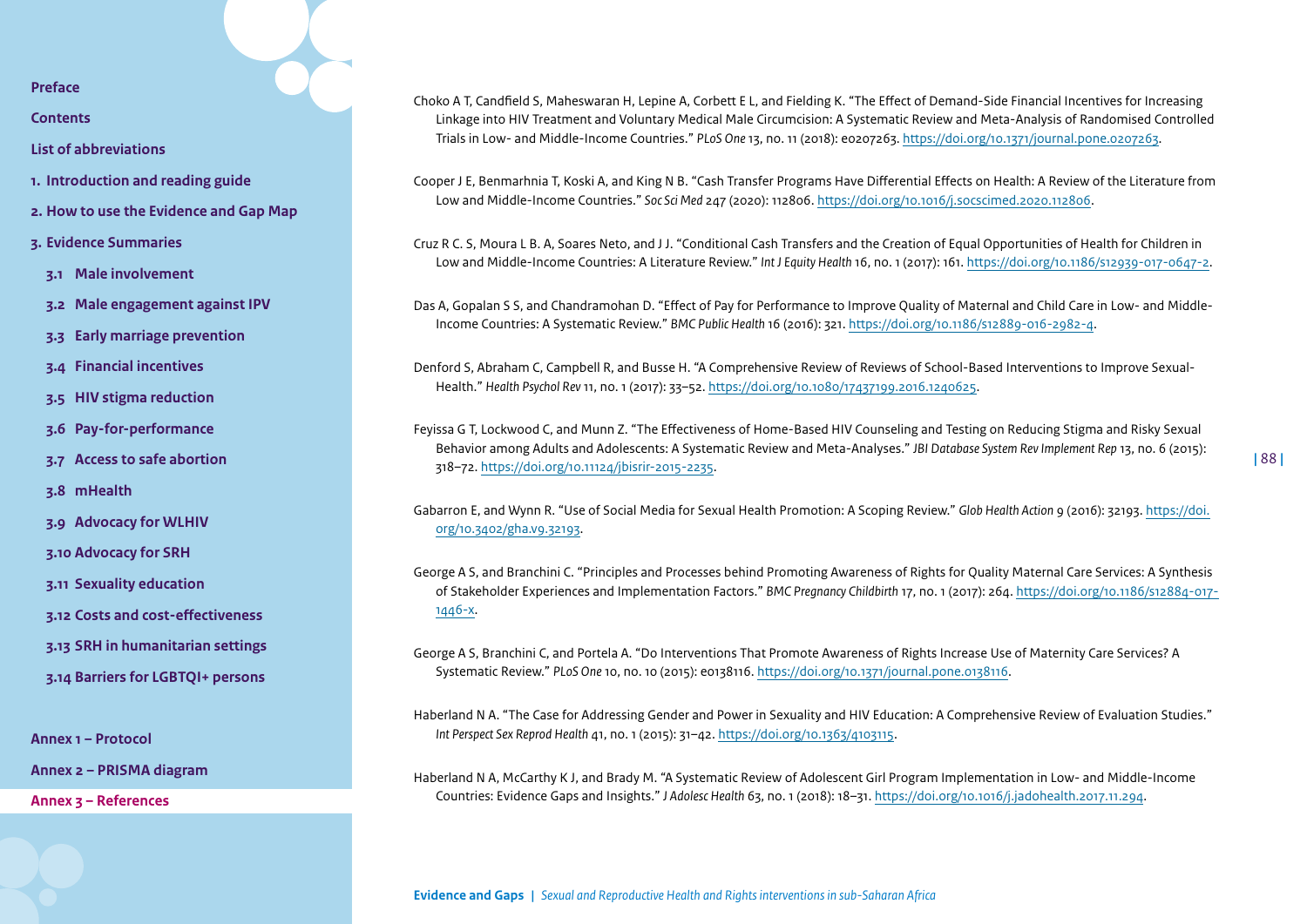Choko A T, Candfield S, Maheswaran H, Lepine A, Corbett E L, and Fielding K. "The Effect of Demand-Side Financial Incentives for Increasing Linkage into HIV Treatment and Voluntary Medical Male Circumcision: A Systematic Review and Meta-Analysis of Randomised Controlled Trials in Low- and Middle-Income Countries." *PLoS One* 13, no. 11 (2018): e0207263. https://doi.org/10.1371/journal.pone.0207263.

Cooper J E, Benmarhnia T, Koski A, and King N B. "Cash Transfer Programs Have Differential Effects on Health: A Review of the Literature from Low and Middle-Income Countries." *Soc Sci Med* 247 (2020): 112806. https://doi.org/10.1016/j.socscimed.2020.112806.

Cruz R C. S, Moura L B. A, Soares Neto, and J J. "Conditional Cash Transfers and the Creation of Equal Opportunities of Health for Children in Low and Middle-Income Countries: A Literature Review." *Int J Equity Health* 16, no. 1 (2017): 161. https://doi.org/10.1186/s12939-017-0647-2.

Das A, Gopalan S S, and Chandramohan D. "Effect of Pay for Performance to Improve Quality of Maternal and Child Care in Low- and Middle-Income Countries: A Systematic Review." *BMC Public Health* 16 (2016): 321. https://doi.org/10.1186/s12889-016-2982-4.

Denford S, Abraham C, Campbell R, and Busse H. "A Comprehensive Review of Reviews of School-Based Interventions to Improve Sexual-Health." *Health Psychol Rev* 11, no. 1 (2017): 33–52. https://doi.org/10.1080/17437199.2016.1240625.

Feyissa G T, Lockwood C, and Munn Z. "The Effectiveness of Home-Based HIV Counseling and Testing on Reducing Stigma and Risky Sexual Behavior among Adults and Adolescents: A Systematic Review and Meta-Analyses." *JBI Database System Rev Implement Rep* 13, no. 6 (2015): 318–72. https://doi.org/10.11124/jbisrir-2015-2235.

Gabarron E, and Wynn R. "Use of Social Media for Sexual Health Promotion: A Scoping Review." *Glob Health Action* 9 (2016): 32193. https://doi.org/10.3402/gha.v9.32193.

George A S, and Branchini C. "Principles and Processes behind Promoting Awareness of Rights for Quality Maternal Care Services: A Synthesis of Stakeholder Experiences and Implementation Factors." *BMC Pregnancy Childbirth* 17, no. 1 (2017): 264. https://doi.org/10.1186/s12884-017-1446-x.

George A S, Branchini C, and Portela A. "Do Interventions That Promote Awareness of Rights Increase Use of Maternity Care Services? A Systematic Review." *PLoS One* 10, no. 10 (2015): e0138116. https://doi.org/10.1371/journal.pone.0138116.

Haberland N A. "The Case for Addressing Gender and Power in Sexuality and HIV Education: A Comprehensive Review of Evaluation Studies." *Int Perspect Sex Reprod Health* 41, no. 1 (2015): 31–42. https://doi.org/10.1363/4103115.

Haberland N A, McCarthy K J, and Brady M. "A Systematic Review of Adolescent Girl Program Implementation in Low- and Middle-Income Countries: Evidence Gaps and Insights." *J Adolesc Health* 63, no. 1 (2018): 18–31. https://doi.org/10.1016/j.jadohealth.2017.11.294.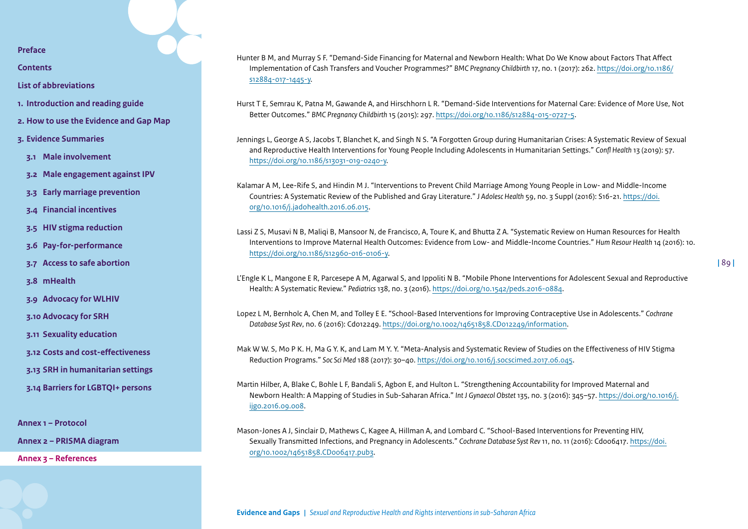Hunter B M, and Murray S F. "Demand-Side Financing for Maternal and Newborn Health: What Do We Know about Factors That Affect Implementation of Cash Transfers and Voucher Programmes?" *BMC Pregnancy Childbirth* 17, no. 1 (2017): 262. https://doi.org/10.1186/s12884-017-1445-y.

Hurst T E, Semrau K, Patna M, Gawande A, and Hirschhorn L R. "Demand-Side Interventions for Maternal Care: Evidence of More Use, Not Better Outcomes." *BMC Pregnancy Childbirth* 15 (2015): 297. https://doi.org/10.1186/s12884-015-0727-5.

Jennings L, George A S, Jacobs T, Blanchet K, and Singh N S. "A Forgotten Group during Humanitarian Crises: A Systematic Review of Sexual and Reproductive Health Interventions for Young People Including Adolescents in Humanitarian Settings." *Confl Health* 13 (2019): 57. https://doi.org/10.1186/s13031-019-0240-y.

Kalamar A M, Lee-Rife S, and Hindin M J. "Interventions to Prevent Child Marriage Among Young People in Low- and Middle-Income Countries: A Systematic Review of the Published and Gray Literature." *J Adolesc Health* 59, no. 3 Suppl (2016): S16-21. https://doi.org/10.1016/j.jadohealth.2016.06.015.

Lassi Z S, Musavi N B, Maliqi B, Mansoor N, de Francisco, A, Toure K, and Bhutta Z A. "Systematic Review on Human Resources for Health Interventions to Improve Maternal Health Outcomes: Evidence from Low- and Middle-Income Countries." *Hum Resour Health* 14 (2016): 10. https://doi.org/10.1186/s12960-016-0106-y.

L'Engle K L, Mangone E R, Parcesepe A M, Agarwal S, and Ippoliti N B. "Mobile Phone Interventions for Adolescent Sexual and Reproductive Health: A Systematic Review." *Pediatrics* 138, no. 3 (2016). https://doi.org/10.1542/peds.2016-0884.

Lopez L M, Bernholc A, Chen M, and Tolley E E. "School-Based Interventions for Improving Contraceptive Use in Adolescents." *Cochrane Database Syst Rev*, no. 6 (2016): Cd012249. https://doi.org/10.1002/14651858.CD012249/information.

Mak W W. S, Mo P K. H, Ma G Y. K, and Lam M Y. Y. "Meta-Analysis and Systematic Review of Studies on the Effectiveness of HIV Stigma Reduction Programs." *Soc Sci Med* 188 (2017): 30–40. https://doi.org/10.1016/j.socscimed.2017.06.045.

Martin Hilber, A, Blake C, Bohle L F, Bandali S, Agbon E, and Hulton L. "Strengthening Accountability for Improved Maternal and Newborn Health: A Mapping of Studies in Sub-Saharan Africa." *Int J Gynaecol Obstet* 135, no. 3 (2016): 345–57. https://doi.org/10.1016/j.ijgo.2016.09.008.

Mason-Jones A J, Sinclair D, Mathews C, Kagee A, Hillman A, and Lombard C. "School-Based Interventions for Preventing HIV, Sexually Transmitted Infections, and Pregnancy in Adolescents." *Cochrane Database Syst Rev* 11, no. 11 (2016): Cd006417. https://doi.org/10.1002/14651858.CD006417.pub3.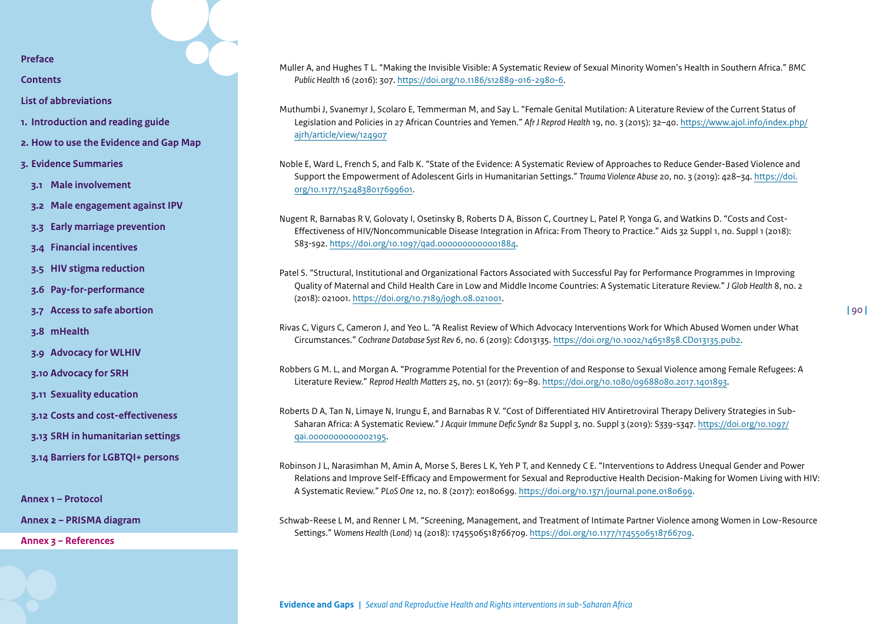Muller A, and Hughes T L. "Making the Invisible Visible: A Systematic Review of Sexual Minority Women's Health in Southern Africa." *BMC Public Health* 16 (2016): 307. https://doi.org/10.1186/s12889-016-2980-6.

Muthumbi J, Svanemyr J, Scolaro E, Temmerman M, and Say L. "Female Genital Mutilation: A Literature Review of the Current Status of Legislation and Policies in 27 African Countries and Yemen." *Afr J Reprod Health* 19, no. 3 (2015): 32–40. https://www.ajol.info/index.php/ajrh/article/view/124907

Noble E, Ward L, French S, and Falb K. "State of the Evidence: A Systematic Review of Approaches to Reduce Gender-Based Violence and Support the Empowerment of Adolescent Girls in Humanitarian Settings." *Trauma Violence Abuse* 20, no. 3 (2019): 428–34. https://doi.org/10.1177/1524838017699601.

Nugent R, Barnabas R V, Golovaty I, Osetinsky B, Roberts D A, Bisson C, Courtney L, Patel P, Yonga G, and Watkins D. "Costs and Cost-Effectiveness of HIV/Noncommunicable Disease Integration in Africa: From Theory to Practice." Aids 32 Suppl 1, no. Suppl 1 (2018): S83-s92. https://doi.org/10.1097/qad.0000000000001884.

Patel S. "Structural, Institutional and Organizational Factors Associated with Successful Pay for Performance Programmes in Improving Quality of Maternal and Child Health Care in Low and Middle Income Countries: A Systematic Literature Review." *J Glob Health* 8, no. 2 (2018): 021001. https://doi.org/10.7189/jogh.08.021001.

Rivas C, Vigurs C, Cameron J, and Yeo L. "A Realist Review of Which Advocacy Interventions Work for Which Abused Women under What Circumstances." *Cochrane Database Syst Rev* 6, no. 6 (2019): Cd013135. https://doi.org/10.1002/14651858.CD013135.pub2.

Robbers G M. L, and Morgan A. "Programme Potential for the Prevention of and Response to Sexual Violence among Female Refugees: A Literature Review." *Reprod Health Matters* 25, no. 51 (2017): 69–89. https://doi.org/10.1080/09688080.2017.1401893.

Roberts D A, Tan N, Limaye N, Irungu E, and Barnabas R V. "Cost of Differentiated HIV Antiretroviral Therapy Delivery Strategies in Sub-Saharan Africa: A Systematic Review." *J Acquir Immune Defic Syndr* 82 Suppl 3, no. Suppl 3 (2019): S339-s347. https://doi.org/10.1097/qai.0000000000002195.

Robinson J L, Narasimhan M, Amin A, Morse S, Beres L K, Yeh P T, and Kennedy C E. "Interventions to Address Unequal Gender and Power Relations and Improve Self-Efficacy and Empowerment for Sexual and Reproductive Health Decision-Making for Women Living with HIV: A Systematic Review." *PLoS One* 12, no. 8 (2017): e0180699. https://doi.org/10.1371/journal.pone.0180699.

Schwab-Reese L M, and Renner L M. "Screening, Management, and Treatment of Intimate Partner Violence among Women in Low-Resource Settings." *Womens Health (Lond)* 14 (2018): 1745506518766709. https://doi.org/10.1177/1745506518766709.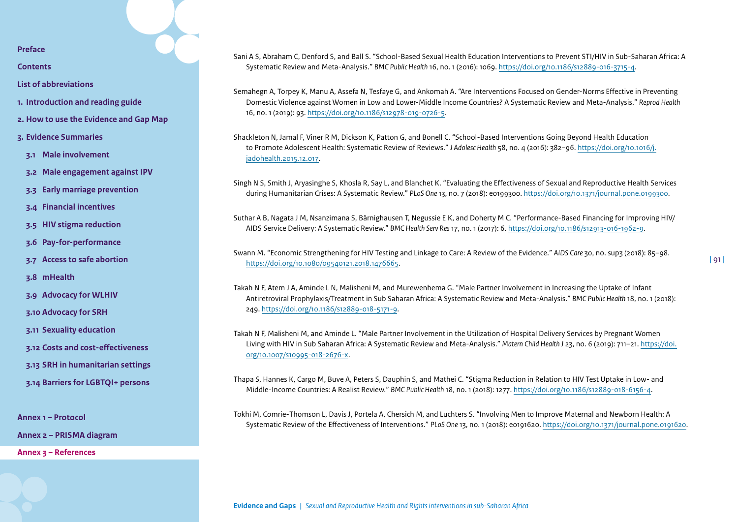Sani A S, Abraham C, Denford S, and Ball S. "School-Based Sexual Health Education Interventions to Prevent STI/HIV in Sub-Saharan Africa: A Systematic Review and Meta-Analysis." *BMC Public Health* 16, no. 1 (2016): 1069. https://doi.org/10.1186/s12889-016-3715-4.

Semahegn A, Torpey K, Manu A, Assefa N, Tesfaye G, and Ankomah A. "Are Interventions Focused on Gender-Norms Effective in Preventing Domestic Violence against Women in Low and Lower-Middle Income Countries? A Systematic Review and Meta-Analysis." *Reprod Health* 16, no. 1 (2019): 93. https://doi.org/10.1186/s12978-019-0726-5.

Shackleton N, Jamal F, Viner R M, Dickson K, Patton G, and Bonell C. "School-Based Interventions Going Beyond Health Education to Promote Adolescent Health: Systematic Review of Reviews." *J Adolesc Health* 58, no. 4 (2016): 382–96. https://doi.org/10.1016/j.jadohealth.2015.12.017.

Singh N S, Smith J, Aryasinghe S, Khosla R, Say L, and Blanchet K. "Evaluating the Effectiveness of Sexual and Reproductive Health Services during Humanitarian Crises: A Systematic Review." *PLoS One* 13, no. 7 (2018): e0199300. https://doi.org/10.1371/journal.pone.0199300.

Suthar A B, Nagata J M, Nsanzimana S, Bärnighausen T, Negussie E K, and Doherty M C. "Performance-Based Financing for Improving HIV/AIDS Service Delivery: A Systematic Review." *BMC Health Serv Res* 17, no. 1 (2017): 6. https://doi.org/10.1186/s12913-016-1962-9.

Swann M. "Economic Strengthening for HIV Testing and Linkage to Care: A Review of the Evidence." *AIDS Care* 30, no. sup3 (2018): 85–98. https://doi.org/10.1080/09540121.2018.1476665.

Takah N F, Atem J A, Aminde L N, Malisheni M, and Murewenhema G. "Male Partner Involvement in Increasing the Uptake of Infant Antiretroviral Prophylaxis/Treatment in Sub Saharan Africa: A Systematic Review and Meta-Analysis." *BMC Public Health* 18, no. 1 (2018): 249. https://doi.org/10.1186/s12889-018-5171-9.

Takah N F, Malisheni M, and Aminde L. "Male Partner Involvement in the Utilization of Hospital Delivery Services by Pregnant Women Living with HIV in Sub Saharan Africa: A Systematic Review and Meta-Analysis." *Matern Child Health J* 23, no. 6 (2019): 711–21. https://doi.org/10.1007/s10995-018-2676-x.

Thapa S, Hannes K, Cargo M, Buve A, Peters S, Dauphin S, and Mathei C. "Stigma Reduction in Relation to HIV Test Uptake in Low- and Middle-Income Countries: A Realist Review." *BMC Public Health* 18, no. 1 (2018): 1277. https://doi.org/10.1186/s12889-018-6156-4.

Tokhi M, Comrie-Thomson L, Davis J, Portela A, Chersich M, and Luchters S. "Involving Men to Improve Maternal and Newborn Health: A Systematic Review of the Effectiveness of Interventions." *PLoS One* 13, no. 1 (2018): e0191620. https://doi.org/10.1371/journal.pone.0191620.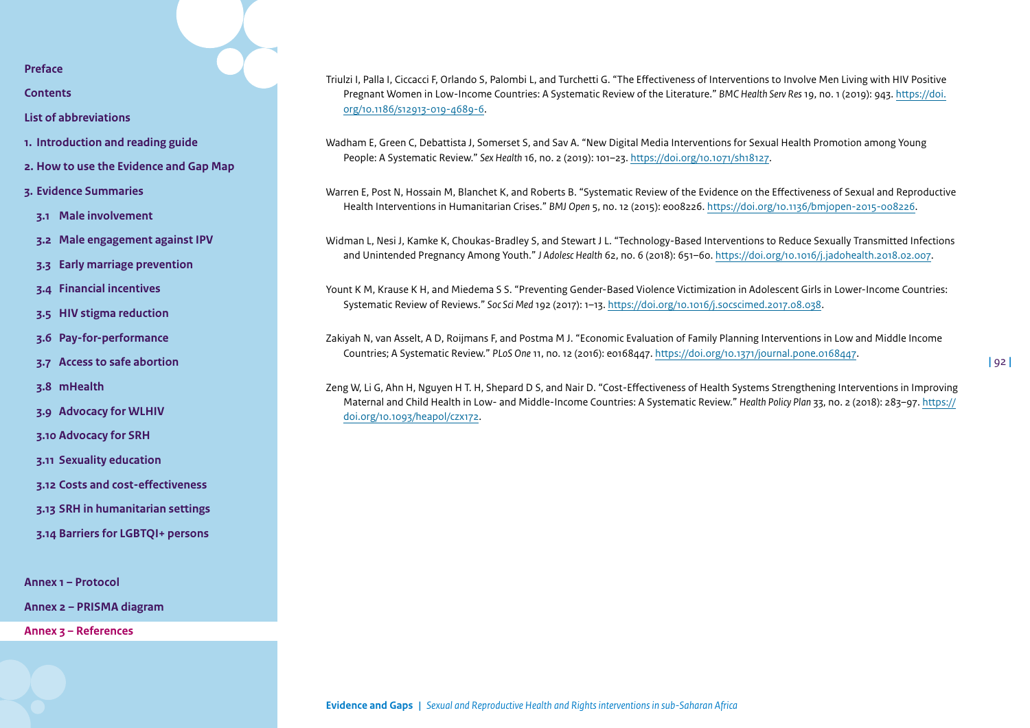Triulzi I, Palla I, Ciccacci F, Orlando S, Palombi L, and Turchetti G. "The Effectiveness of Interventions to Involve Men Living with HIV Positive Pregnant Women in Low-Income Countries: A Systematic Review of the Literature." *BMC Health Serv Res* 19, no. 1 (2019): 943. https://doi.org/10.1186/s12913-019-4689-6.

Wadham E, Green C, Debattista J, Somerset S, and Sav A. "New Digital Media Interventions for Sexual Health Promotion among Young People: A Systematic Review." *Sex Health* 16, no. 2 (2019): 101–23. https://doi.org/10.1071/sh18127.

Warren E, Post N, Hossain M, Blanchet K, and Roberts B. "Systematic Review of the Evidence on the Effectiveness of Sexual and Reproductive Health Interventions in Humanitarian Crises." *BMJ Open* 5, no. 12 (2015): e008226. https://doi.org/10.1136/bmjopen-2015-008226.

Widman L, Nesi J, Kamke K, Choukas-Bradley S, and Stewart J L. "Technology-Based Interventions to Reduce Sexually Transmitted Infections and Unintended Pregnancy Among Youth." *J Adolesc Health* 62, no. 6 (2018): 651–60. https://doi.org/10.1016/j.jadohealth.2018.02.007.

Yount K M, Krause K H, and Miedema S S. "Preventing Gender-Based Violence Victimization in Adolescent Girls in Lower-Income Countries: Systematic Review of Reviews." *Soc Sci Med* 192 (2017): 1–13. https://doi.org/10.1016/j.socscimed.2017.08.038.

Zakiyah N, van Asselt, A D, Roijmans F, and Postma M J. "Economic Evaluation of Family Planning Interventions in Low and Middle Income Countries; A Systematic Review." *PLoS One* 11, no. 12 (2016): e0168447. https://doi.org/10.1371/journal.pone.0168447.

Zeng W, Li G, Ahn H, Nguyen H T. H, Shepard D S, and Nair D. "Cost-Effectiveness of Health Systems Strengthening Interventions in Improving Maternal and Child Health in Low- and Middle-Income Countries: A Systematic Review." *Health Policy Plan* 33, no. 2 (2018): 283–97. https://doi.org/10.1093/heapol/czx172.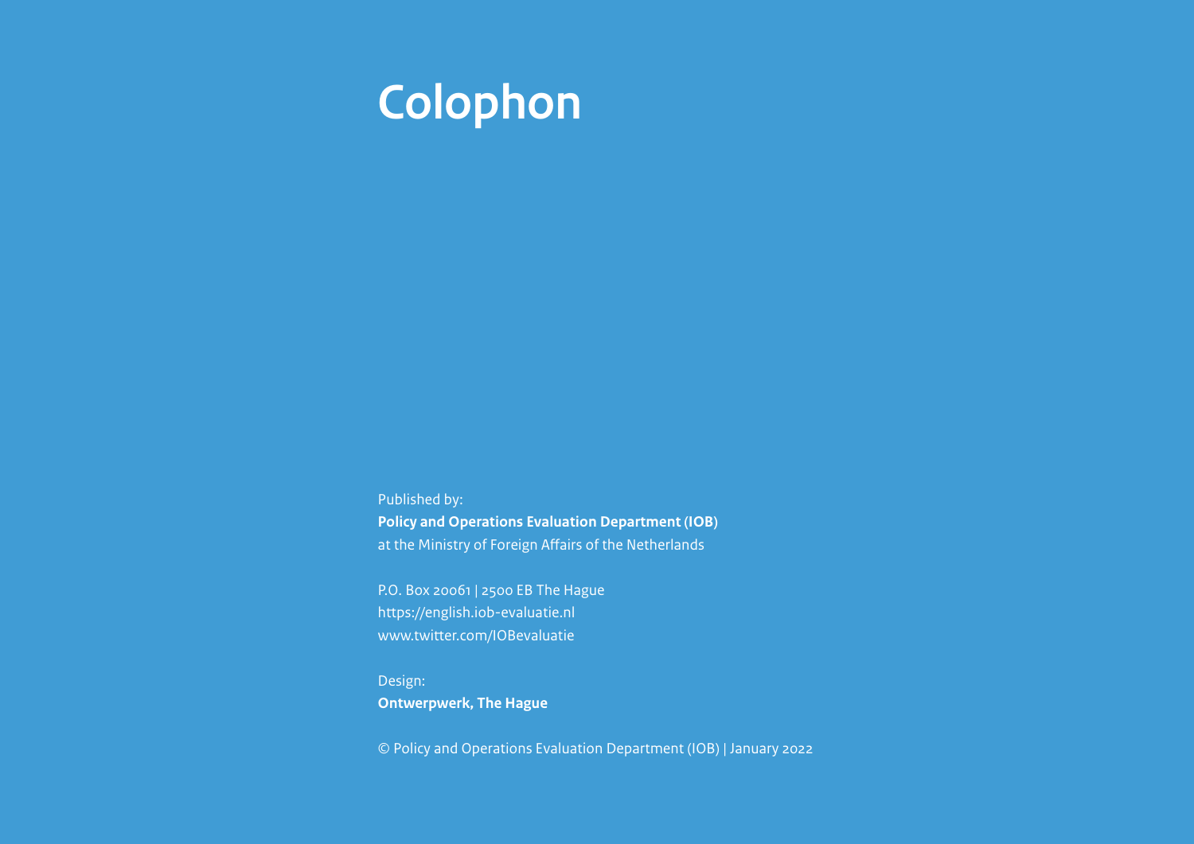# Colophon

Published by:
**Policy and Operations Evaluation Department (IOB)**
at the Ministry of Foreign Affairs of the Netherlands

P.O. Box 20061 | 2500 EB The Hague
https://english.iob-evaluatie.nl
www.twitter.com/IOBevaluatie

Design:
**Ontwerpwerk, The Hague**

© Policy and Operations Evaluation Department (IOB) | January 2022